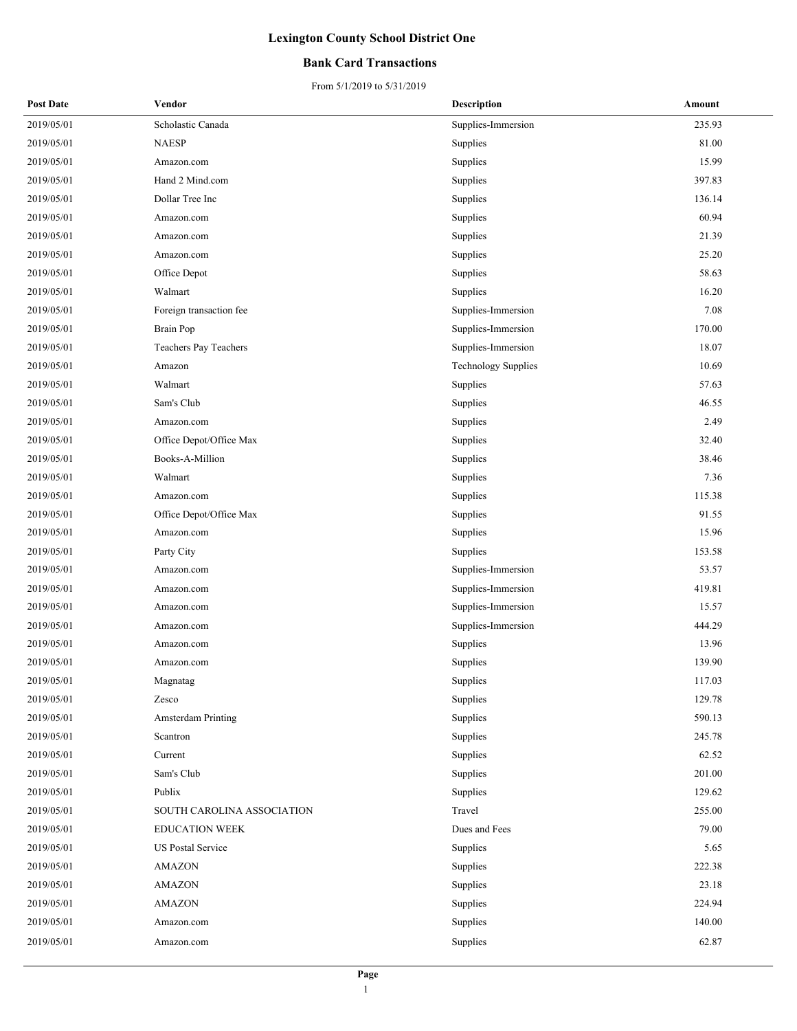# Lexington County School District One

## Bank Card Transactions

From 5/1/2019 to 5/31/2019

| Post Date | Vendor | Description | Amount |
|---|---|---|---|
| 2019/05/01 | Scholastic Canada | Supplies-Immersion | 235.93 |
| 2019/05/01 | NAESP | Supplies | 81.00 |
| 2019/05/01 | Amazon.com | Supplies | 15.99 |
| 2019/05/01 | Hand 2 Mind.com | Supplies | 397.83 |
| 2019/05/01 | Dollar Tree Inc | Supplies | 136.14 |
| 2019/05/01 | Amazon.com | Supplies | 60.94 |
| 2019/05/01 | Amazon.com | Supplies | 21.39 |
| 2019/05/01 | Amazon.com | Supplies | 25.20 |
| 2019/05/01 | Office Depot | Supplies | 58.63 |
| 2019/05/01 | Walmart | Supplies | 16.20 |
| 2019/05/01 | Foreign transaction fee | Supplies-Immersion | 7.08 |
| 2019/05/01 | Brain Pop | Supplies-Immersion | 170.00 |
| 2019/05/01 | Teachers Pay Teachers | Supplies-Immersion | 18.07 |
| 2019/05/01 | Amazon | Technology Supplies | 10.69 |
| 2019/05/01 | Walmart | Supplies | 57.63 |
| 2019/05/01 | Sam's Club | Supplies | 46.55 |
| 2019/05/01 | Amazon.com | Supplies | 2.49 |
| 2019/05/01 | Office Depot/Office Max | Supplies | 32.40 |
| 2019/05/01 | Books-A-Million | Supplies | 38.46 |
| 2019/05/01 | Walmart | Supplies | 7.36 |
| 2019/05/01 | Amazon.com | Supplies | 115.38 |
| 2019/05/01 | Office Depot/Office Max | Supplies | 91.55 |
| 2019/05/01 | Amazon.com | Supplies | 15.96 |
| 2019/05/01 | Party City | Supplies | 153.58 |
| 2019/05/01 | Amazon.com | Supplies-Immersion | 53.57 |
| 2019/05/01 | Amazon.com | Supplies-Immersion | 419.81 |
| 2019/05/01 | Amazon.com | Supplies-Immersion | 15.57 |
| 2019/05/01 | Amazon.com | Supplies-Immersion | 444.29 |
| 2019/05/01 | Amazon.com | Supplies | 13.96 |
| 2019/05/01 | Amazon.com | Supplies | 139.90 |
| 2019/05/01 | Magnatag | Supplies | 117.03 |
| 2019/05/01 | Zesco | Supplies | 129.78 |
| 2019/05/01 | Amsterdam Printing | Supplies | 590.13 |
| 2019/05/01 | Scantron | Supplies | 245.78 |
| 2019/05/01 | Current | Supplies | 62.52 |
| 2019/05/01 | Sam's Club | Supplies | 201.00 |
| 2019/05/01 | Publix | Supplies | 129.62 |
| 2019/05/01 | SOUTH CAROLINA ASSOCIATION | Travel | 255.00 |
| 2019/05/01 | EDUCATION WEEK | Dues and Fees | 79.00 |
| 2019/05/01 | US Postal Service | Supplies | 5.65 |
| 2019/05/01 | AMAZON | Supplies | 222.38 |
| 2019/05/01 | AMAZON | Supplies | 23.18 |
| 2019/05/01 | AMAZON | Supplies | 224.94 |
| 2019/05/01 | Amazon.com | Supplies | 140.00 |
| 2019/05/01 | Amazon.com | Supplies | 62.87 |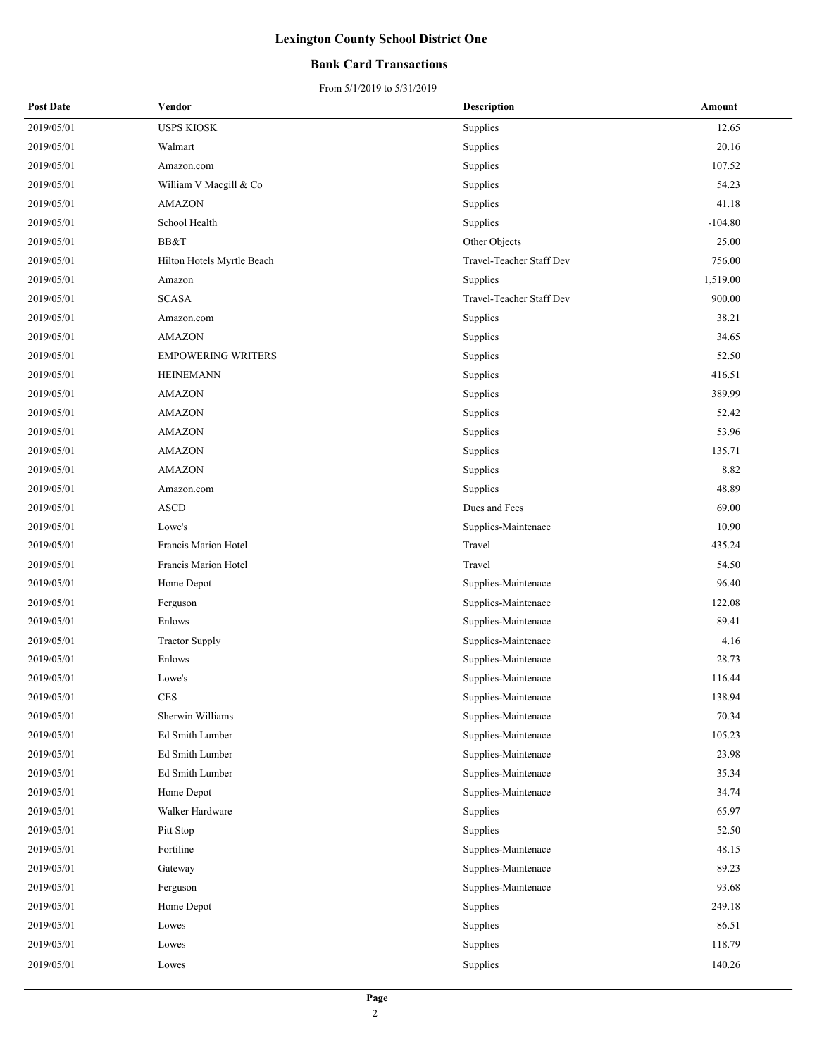# Lexington County School District One

## Bank Card Transactions

From 5/1/2019 to 5/31/2019

| Post Date | Vendor | Description | Amount |
|---|---|---|---|
| 2019/05/01 | USPS KIOSK | Supplies | 12.65 |
| 2019/05/01 | Walmart | Supplies | 20.16 |
| 2019/05/01 | Amazon.com | Supplies | 107.52 |
| 2019/05/01 | William V Macgill & Co | Supplies | 54.23 |
| 2019/05/01 | AMAZON | Supplies | 41.18 |
| 2019/05/01 | School Health | Supplies | -104.80 |
| 2019/05/01 | BB&T | Other Objects | 25.00 |
| 2019/05/01 | Hilton Hotels Myrtle Beach | Travel-Teacher Staff Dev | 756.00 |
| 2019/05/01 | Amazon | Supplies | 1,519.00 |
| 2019/05/01 | SCASA | Travel-Teacher Staff Dev | 900.00 |
| 2019/05/01 | Amazon.com | Supplies | 38.21 |
| 2019/05/01 | AMAZON | Supplies | 34.65 |
| 2019/05/01 | EMPOWERING WRITERS | Supplies | 52.50 |
| 2019/05/01 | HEINEMANN | Supplies | 416.51 |
| 2019/05/01 | AMAZON | Supplies | 389.99 |
| 2019/05/01 | AMAZON | Supplies | 52.42 |
| 2019/05/01 | AMAZON | Supplies | 53.96 |
| 2019/05/01 | AMAZON | Supplies | 135.71 |
| 2019/05/01 | AMAZON | Supplies | 8.82 |
| 2019/05/01 | Amazon.com | Supplies | 48.89 |
| 2019/05/01 | ASCD | Dues and Fees | 69.00 |
| 2019/05/01 | Lowe's | Supplies-Maintenace | 10.90 |
| 2019/05/01 | Francis Marion Hotel | Travel | 435.24 |
| 2019/05/01 | Francis Marion Hotel | Travel | 54.50 |
| 2019/05/01 | Home Depot | Supplies-Maintenace | 96.40 |
| 2019/05/01 | Ferguson | Supplies-Maintenace | 122.08 |
| 2019/05/01 | Enlows | Supplies-Maintenace | 89.41 |
| 2019/05/01 | Tractor Supply | Supplies-Maintenace | 4.16 |
| 2019/05/01 | Enlows | Supplies-Maintenace | 28.73 |
| 2019/05/01 | Lowe's | Supplies-Maintenace | 116.44 |
| 2019/05/01 | CES | Supplies-Maintenace | 138.94 |
| 2019/05/01 | Sherwin Williams | Supplies-Maintenace | 70.34 |
| 2019/05/01 | Ed Smith Lumber | Supplies-Maintenace | 105.23 |
| 2019/05/01 | Ed Smith Lumber | Supplies-Maintenace | 23.98 |
| 2019/05/01 | Ed Smith Lumber | Supplies-Maintenace | 35.34 |
| 2019/05/01 | Home Depot | Supplies-Maintenace | 34.74 |
| 2019/05/01 | Walker Hardware | Supplies | 65.97 |
| 2019/05/01 | Pitt Stop | Supplies | 52.50 |
| 2019/05/01 | Fortiline | Supplies-Maintenace | 48.15 |
| 2019/05/01 | Gateway | Supplies-Maintenace | 89.23 |
| 2019/05/01 | Ferguson | Supplies-Maintenace | 93.68 |
| 2019/05/01 | Home Depot | Supplies | 249.18 |
| 2019/05/01 | Lowes | Supplies | 86.51 |
| 2019/05/01 | Lowes | Supplies | 118.79 |
| 2019/05/01 | Lowes | Supplies | 140.26 |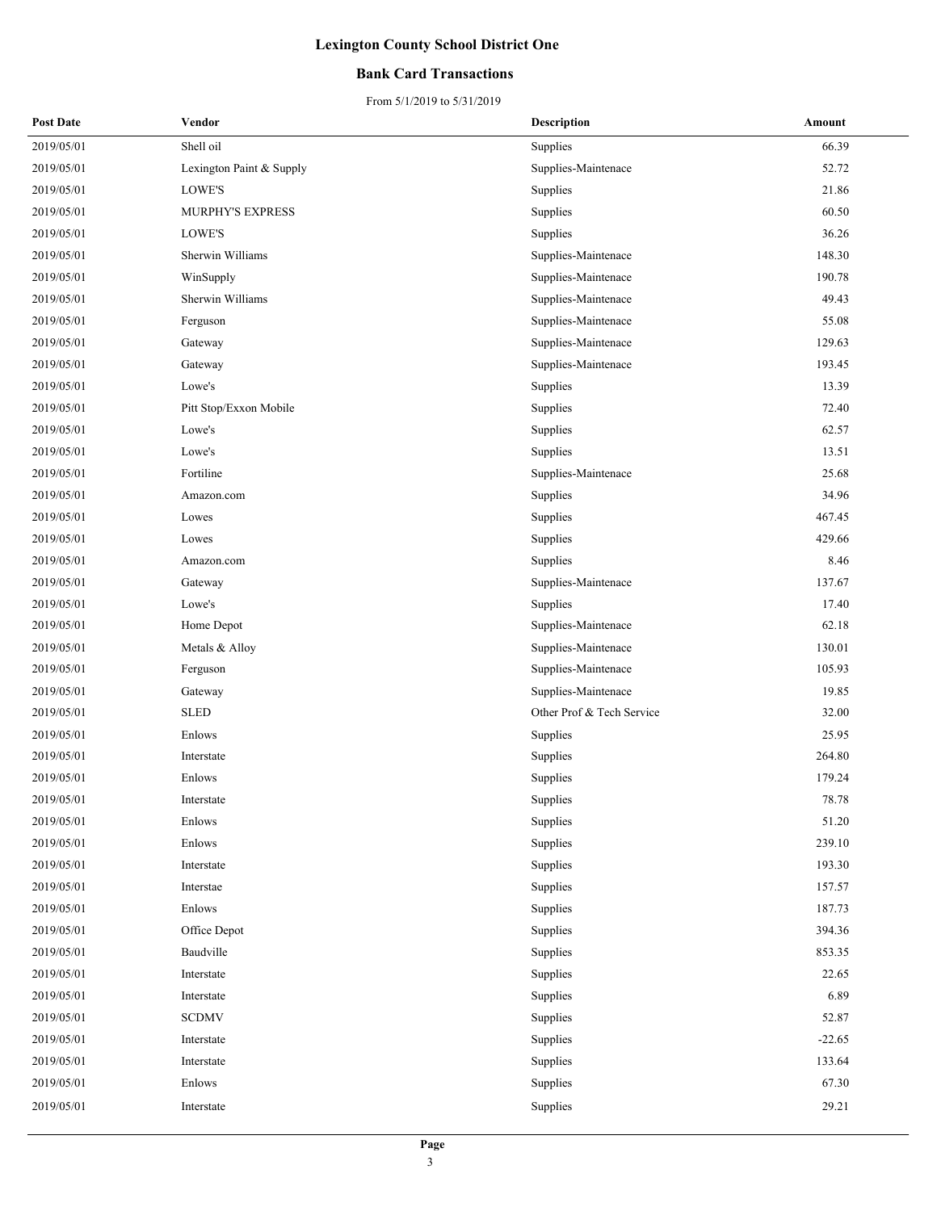# Lexington County School District One

## Bank Card Transactions

From 5/1/2019 to 5/31/2019

| Post Date | Vendor | Description | Amount |
|---|---|---|---|
| 2019/05/01 | Shell oil | Supplies | 66.39 |
| 2019/05/01 | Lexington Paint & Supply | Supplies-Maintenace | 52.72 |
| 2019/05/01 | LOWE'S | Supplies | 21.86 |
| 2019/05/01 | MURPHY'S EXPRESS | Supplies | 60.50 |
| 2019/05/01 | LOWE'S | Supplies | 36.26 |
| 2019/05/01 | Sherwin Williams | Supplies-Maintenace | 148.30 |
| 2019/05/01 | WinSupply | Supplies-Maintenace | 190.78 |
| 2019/05/01 | Sherwin Williams | Supplies-Maintenace | 49.43 |
| 2019/05/01 | Ferguson | Supplies-Maintenace | 55.08 |
| 2019/05/01 | Gateway | Supplies-Maintenace | 129.63 |
| 2019/05/01 | Gateway | Supplies-Maintenace | 193.45 |
| 2019/05/01 | Lowe's | Supplies | 13.39 |
| 2019/05/01 | Pitt Stop/Exxon Mobile | Supplies | 72.40 |
| 2019/05/01 | Lowe's | Supplies | 62.57 |
| 2019/05/01 | Lowe's | Supplies | 13.51 |
| 2019/05/01 | Fortiline | Supplies-Maintenace | 25.68 |
| 2019/05/01 | Amazon.com | Supplies | 34.96 |
| 2019/05/01 | Lowes | Supplies | 467.45 |
| 2019/05/01 | Lowes | Supplies | 429.66 |
| 2019/05/01 | Amazon.com | Supplies | 8.46 |
| 2019/05/01 | Gateway | Supplies-Maintenace | 137.67 |
| 2019/05/01 | Lowe's | Supplies | 17.40 |
| 2019/05/01 | Home Depot | Supplies-Maintenace | 62.18 |
| 2019/05/01 | Metals & Alloy | Supplies-Maintenace | 130.01 |
| 2019/05/01 | Ferguson | Supplies-Maintenace | 105.93 |
| 2019/05/01 | Gateway | Supplies-Maintenace | 19.85 |
| 2019/05/01 | SLED | Other Prof & Tech Service | 32.00 |
| 2019/05/01 | Enlows | Supplies | 25.95 |
| 2019/05/01 | Interstate | Supplies | 264.80 |
| 2019/05/01 | Enlows | Supplies | 179.24 |
| 2019/05/01 | Interstate | Supplies | 78.78 |
| 2019/05/01 | Enlows | Supplies | 51.20 |
| 2019/05/01 | Enlows | Supplies | 239.10 |
| 2019/05/01 | Interstate | Supplies | 193.30 |
| 2019/05/01 | Interstae | Supplies | 157.57 |
| 2019/05/01 | Enlows | Supplies | 187.73 |
| 2019/05/01 | Office Depot | Supplies | 394.36 |
| 2019/05/01 | Baudville | Supplies | 853.35 |
| 2019/05/01 | Interstate | Supplies | 22.65 |
| 2019/05/01 | Interstate | Supplies | 6.89 |
| 2019/05/01 | SCDMV | Supplies | 52.87 |
| 2019/05/01 | Interstate | Supplies | -22.65 |
| 2019/05/01 | Interstate | Supplies | 133.64 |
| 2019/05/01 | Enlows | Supplies | 67.30 |
| 2019/05/01 | Interstate | Supplies | 29.21 |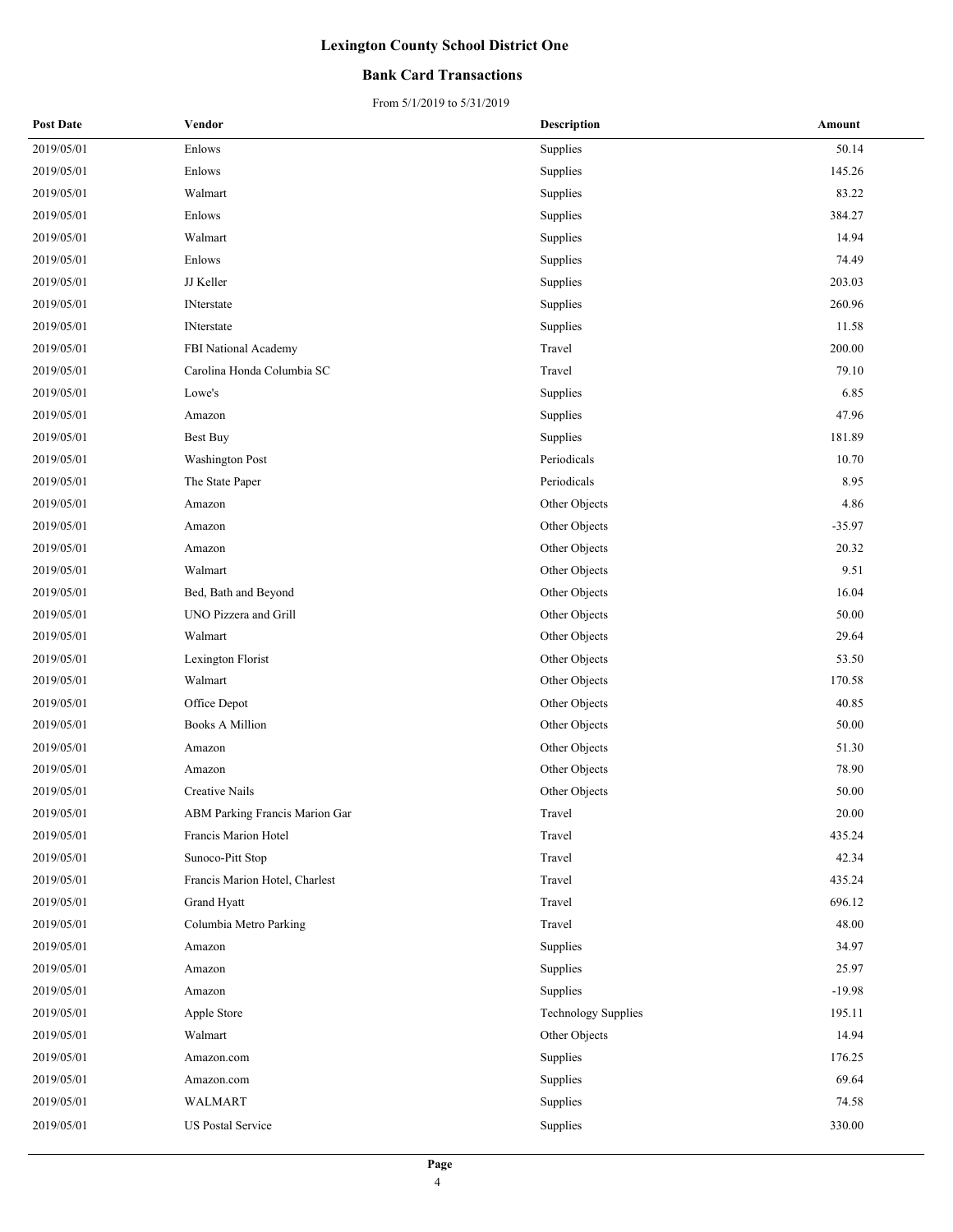# Lexington County School District One

## Bank Card Transactions

From 5/1/2019 to 5/31/2019

| Post Date | Vendor | Description | Amount |
|---|---|---|---|
| 2019/05/01 | Enlows | Supplies | 50.14 |
| 2019/05/01 | Enlows | Supplies | 145.26 |
| 2019/05/01 | Walmart | Supplies | 83.22 |
| 2019/05/01 | Enlows | Supplies | 384.27 |
| 2019/05/01 | Walmart | Supplies | 14.94 |
| 2019/05/01 | Enlows | Supplies | 74.49 |
| 2019/05/01 | JJ Keller | Supplies | 203.03 |
| 2019/05/01 | INterstate | Supplies | 260.96 |
| 2019/05/01 | INterstate | Supplies | 11.58 |
| 2019/05/01 | FBI National Academy | Travel | 200.00 |
| 2019/05/01 | Carolina Honda Columbia SC | Travel | 79.10 |
| 2019/05/01 | Lowe's | Supplies | 6.85 |
| 2019/05/01 | Amazon | Supplies | 47.96 |
| 2019/05/01 | Best Buy | Supplies | 181.89 |
| 2019/05/01 | Washington Post | Periodicals | 10.70 |
| 2019/05/01 | The State Paper | Periodicals | 8.95 |
| 2019/05/01 | Amazon | Other Objects | 4.86 |
| 2019/05/01 | Amazon | Other Objects | -35.97 |
| 2019/05/01 | Amazon | Other Objects | 20.32 |
| 2019/05/01 | Walmart | Other Objects | 9.51 |
| 2019/05/01 | Bed, Bath and Beyond | Other Objects | 16.04 |
| 2019/05/01 | UNO Pizzera and Grill | Other Objects | 50.00 |
| 2019/05/01 | Walmart | Other Objects | 29.64 |
| 2019/05/01 | Lexington Florist | Other Objects | 53.50 |
| 2019/05/01 | Walmart | Other Objects | 170.58 |
| 2019/05/01 | Office Depot | Other Objects | 40.85 |
| 2019/05/01 | Books A Million | Other Objects | 50.00 |
| 2019/05/01 | Amazon | Other Objects | 51.30 |
| 2019/05/01 | Amazon | Other Objects | 78.90 |
| 2019/05/01 | Creative Nails | Other Objects | 50.00 |
| 2019/05/01 | ABM Parking Francis Marion Gar | Travel | 20.00 |
| 2019/05/01 | Francis Marion Hotel | Travel | 435.24 |
| 2019/05/01 | Sunoco-Pitt Stop | Travel | 42.34 |
| 2019/05/01 | Francis Marion Hotel, Charlest | Travel | 435.24 |
| 2019/05/01 | Grand Hyatt | Travel | 696.12 |
| 2019/05/01 | Columbia Metro Parking | Travel | 48.00 |
| 2019/05/01 | Amazon | Supplies | 34.97 |
| 2019/05/01 | Amazon | Supplies | 25.97 |
| 2019/05/01 | Amazon | Supplies | -19.98 |
| 2019/05/01 | Apple Store | Technology Supplies | 195.11 |
| 2019/05/01 | Walmart | Other Objects | 14.94 |
| 2019/05/01 | Amazon.com | Supplies | 176.25 |
| 2019/05/01 | Amazon.com | Supplies | 69.64 |
| 2019/05/01 | WALMART | Supplies | 74.58 |
| 2019/05/01 | US Postal Service | Supplies | 330.00 |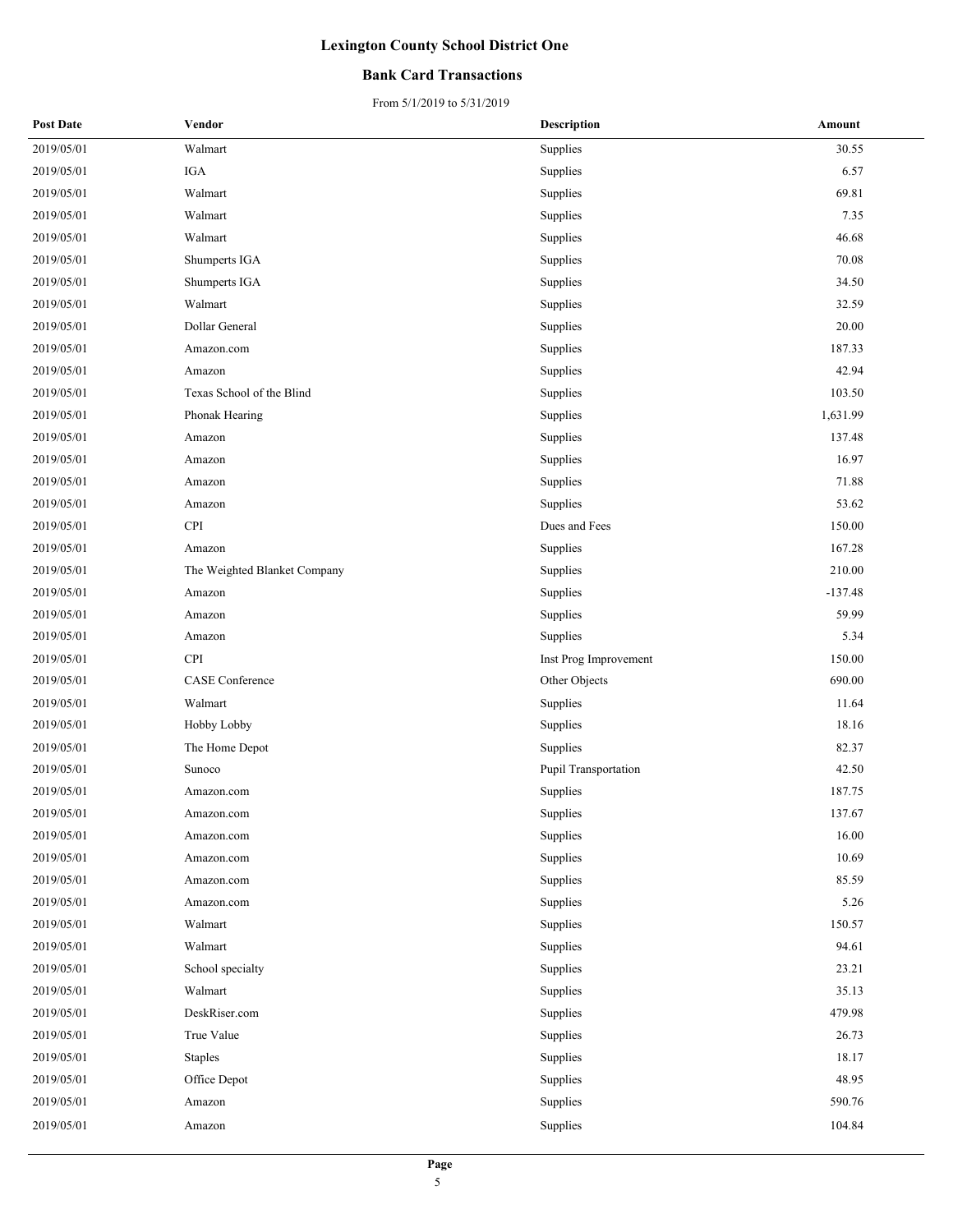# Lexington County School District One

## Bank Card Transactions

From 5/1/2019 to 5/31/2019

| Post Date | Vendor | Description | Amount |
|---|---|---|---|
| 2019/05/01 | Walmart | Supplies | 30.55 |
| 2019/05/01 | IGA | Supplies | 6.57 |
| 2019/05/01 | Walmart | Supplies | 69.81 |
| 2019/05/01 | Walmart | Supplies | 7.35 |
| 2019/05/01 | Walmart | Supplies | 46.68 |
| 2019/05/01 | Shumperts IGA | Supplies | 70.08 |
| 2019/05/01 | Shumperts IGA | Supplies | 34.50 |
| 2019/05/01 | Walmart | Supplies | 32.59 |
| 2019/05/01 | Dollar General | Supplies | 20.00 |
| 2019/05/01 | Amazon.com | Supplies | 187.33 |
| 2019/05/01 | Amazon | Supplies | 42.94 |
| 2019/05/01 | Texas School of the Blind | Supplies | 103.50 |
| 2019/05/01 | Phonak Hearing | Supplies | 1,631.99 |
| 2019/05/01 | Amazon | Supplies | 137.48 |
| 2019/05/01 | Amazon | Supplies | 16.97 |
| 2019/05/01 | Amazon | Supplies | 71.88 |
| 2019/05/01 | Amazon | Supplies | 53.62 |
| 2019/05/01 | CPI | Dues and Fees | 150.00 |
| 2019/05/01 | Amazon | Supplies | 167.28 |
| 2019/05/01 | The Weighted Blanket Company | Supplies | 210.00 |
| 2019/05/01 | Amazon | Supplies | -137.48 |
| 2019/05/01 | Amazon | Supplies | 59.99 |
| 2019/05/01 | Amazon | Supplies | 5.34 |
| 2019/05/01 | CPI | Inst Prog Improvement | 150.00 |
| 2019/05/01 | CASE Conference | Other Objects | 690.00 |
| 2019/05/01 | Walmart | Supplies | 11.64 |
| 2019/05/01 | Hobby Lobby | Supplies | 18.16 |
| 2019/05/01 | The Home Depot | Supplies | 82.37 |
| 2019/05/01 | Sunoco | Pupil Transportation | 42.50 |
| 2019/05/01 | Amazon.com | Supplies | 187.75 |
| 2019/05/01 | Amazon.com | Supplies | 137.67 |
| 2019/05/01 | Amazon.com | Supplies | 16.00 |
| 2019/05/01 | Amazon.com | Supplies | 10.69 |
| 2019/05/01 | Amazon.com | Supplies | 85.59 |
| 2019/05/01 | Amazon.com | Supplies | 5.26 |
| 2019/05/01 | Walmart | Supplies | 150.57 |
| 2019/05/01 | Walmart | Supplies | 94.61 |
| 2019/05/01 | School specialty | Supplies | 23.21 |
| 2019/05/01 | Walmart | Supplies | 35.13 |
| 2019/05/01 | DeskRiser.com | Supplies | 479.98 |
| 2019/05/01 | True Value | Supplies | 26.73 |
| 2019/05/01 | Staples | Supplies | 18.17 |
| 2019/05/01 | Office Depot | Supplies | 48.95 |
| 2019/05/01 | Amazon | Supplies | 590.76 |
| 2019/05/01 | Amazon | Supplies | 104.84 |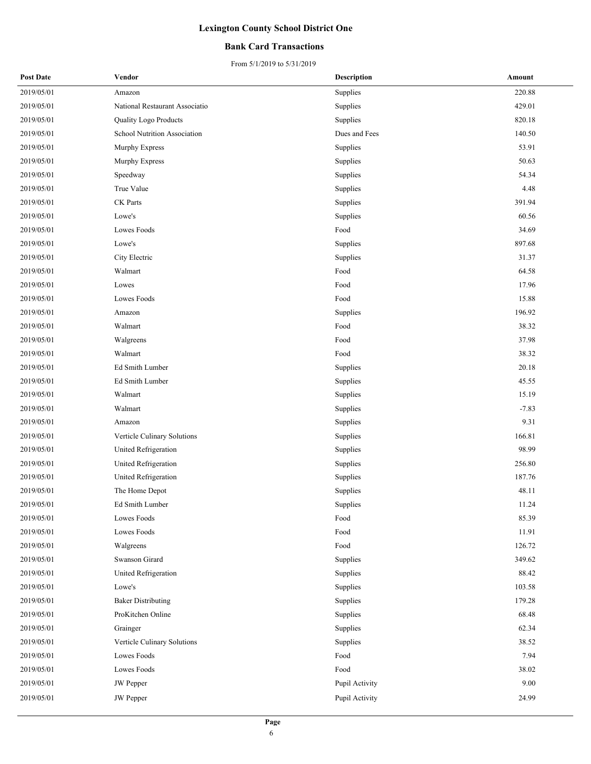# Lexington County School District One

## Bank Card Transactions

From 5/1/2019 to 5/31/2019

| Post Date | Vendor | Description | Amount |
|---|---|---|---|
| 2019/05/01 | Amazon | Supplies | 220.88 |
| 2019/05/01 | National Restaurant Associatio | Supplies | 429.01 |
| 2019/05/01 | Quality Logo Products | Supplies | 820.18 |
| 2019/05/01 | School Nutrition Association | Dues and Fees | 140.50 |
| 2019/05/01 | Murphy Express | Supplies | 53.91 |
| 2019/05/01 | Murphy Express | Supplies | 50.63 |
| 2019/05/01 | Speedway | Supplies | 54.34 |
| 2019/05/01 | True Value | Supplies | 4.48 |
| 2019/05/01 | CK Parts | Supplies | 391.94 |
| 2019/05/01 | Lowe's | Supplies | 60.56 |
| 2019/05/01 | Lowes Foods | Food | 34.69 |
| 2019/05/01 | Lowe's | Supplies | 897.68 |
| 2019/05/01 | City Electric | Supplies | 31.37 |
| 2019/05/01 | Walmart | Food | 64.58 |
| 2019/05/01 | Lowes | Food | 17.96 |
| 2019/05/01 | Lowes Foods | Food | 15.88 |
| 2019/05/01 | Amazon | Supplies | 196.92 |
| 2019/05/01 | Walmart | Food | 38.32 |
| 2019/05/01 | Walgreens | Food | 37.98 |
| 2019/05/01 | Walmart | Food | 38.32 |
| 2019/05/01 | Ed Smith Lumber | Supplies | 20.18 |
| 2019/05/01 | Ed Smith Lumber | Supplies | 45.55 |
| 2019/05/01 | Walmart | Supplies | 15.19 |
| 2019/05/01 | Walmart | Supplies | -7.83 |
| 2019/05/01 | Amazon | Supplies | 9.31 |
| 2019/05/01 | Verticle Culinary Solutions | Supplies | 166.81 |
| 2019/05/01 | United Refrigeration | Supplies | 98.99 |
| 2019/05/01 | United Refrigeration | Supplies | 256.80 |
| 2019/05/01 | United Refrigeration | Supplies | 187.76 |
| 2019/05/01 | The Home Depot | Supplies | 48.11 |
| 2019/05/01 | Ed Smith Lumber | Supplies | 11.24 |
| 2019/05/01 | Lowes Foods | Food | 85.39 |
| 2019/05/01 | Lowes Foods | Food | 11.91 |
| 2019/05/01 | Walgreens | Food | 126.72 |
| 2019/05/01 | Swanson Girard | Supplies | 349.62 |
| 2019/05/01 | United Refrigeration | Supplies | 88.42 |
| 2019/05/01 | Lowe's | Supplies | 103.58 |
| 2019/05/01 | Baker Distributing | Supplies | 179.28 |
| 2019/05/01 | ProKitchen Online | Supplies | 68.48 |
| 2019/05/01 | Grainger | Supplies | 62.34 |
| 2019/05/01 | Verticle Culinary Solutions | Supplies | 38.52 |
| 2019/05/01 | Lowes Foods | Food | 7.94 |
| 2019/05/01 | Lowes Foods | Food | 38.02 |
| 2019/05/01 | JW Pepper | Pupil Activity | 9.00 |
| 2019/05/01 | JW Pepper | Pupil Activity | 24.99 |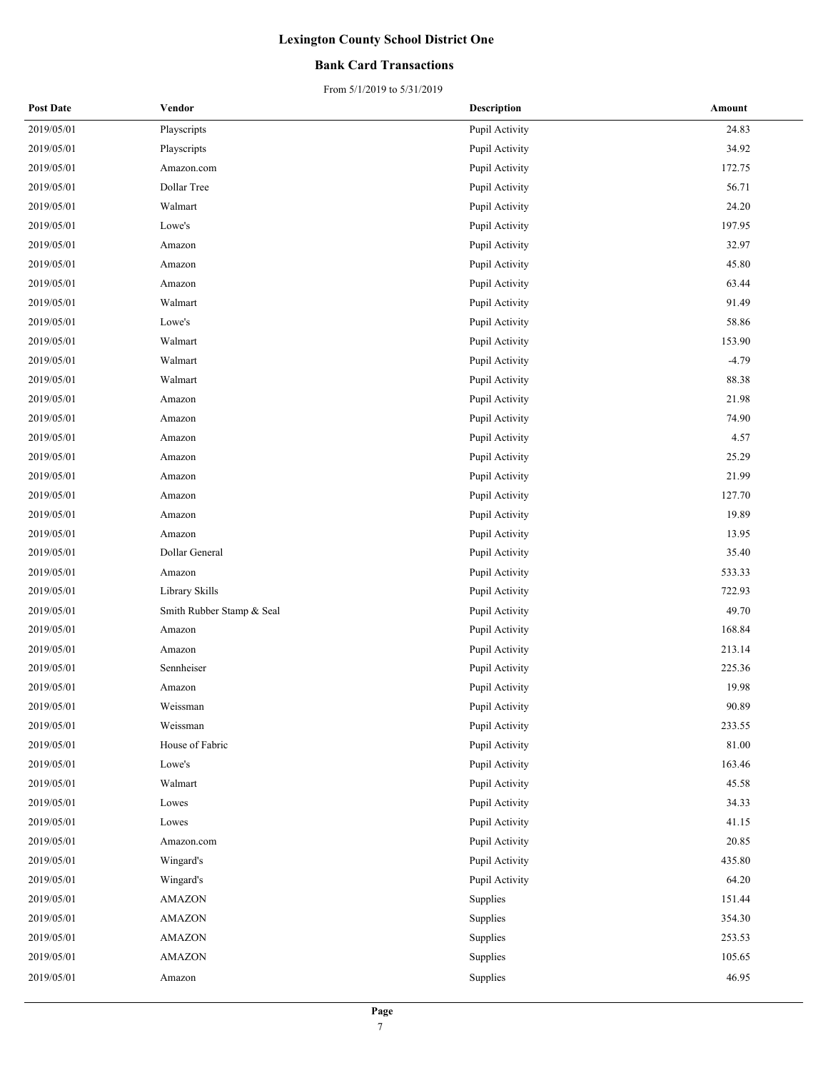# Lexington County School District One

## Bank Card Transactions

From 5/1/2019 to 5/31/2019

| Post Date | Vendor | Description | Amount |
|---|---|---|---|
| 2019/05/01 | Playscripts | Pupil Activity | 24.83 |
| 2019/05/01 | Playscripts | Pupil Activity | 34.92 |
| 2019/05/01 | Amazon.com | Pupil Activity | 172.75 |
| 2019/05/01 | Dollar Tree | Pupil Activity | 56.71 |
| 2019/05/01 | Walmart | Pupil Activity | 24.20 |
| 2019/05/01 | Lowe's | Pupil Activity | 197.95 |
| 2019/05/01 | Amazon | Pupil Activity | 32.97 |
| 2019/05/01 | Amazon | Pupil Activity | 45.80 |
| 2019/05/01 | Amazon | Pupil Activity | 63.44 |
| 2019/05/01 | Walmart | Pupil Activity | 91.49 |
| 2019/05/01 | Lowe's | Pupil Activity | 58.86 |
| 2019/05/01 | Walmart | Pupil Activity | 153.90 |
| 2019/05/01 | Walmart | Pupil Activity | -4.79 |
| 2019/05/01 | Walmart | Pupil Activity | 88.38 |
| 2019/05/01 | Amazon | Pupil Activity | 21.98 |
| 2019/05/01 | Amazon | Pupil Activity | 74.90 |
| 2019/05/01 | Amazon | Pupil Activity | 4.57 |
| 2019/05/01 | Amazon | Pupil Activity | 25.29 |
| 2019/05/01 | Amazon | Pupil Activity | 21.99 |
| 2019/05/01 | Amazon | Pupil Activity | 127.70 |
| 2019/05/01 | Amazon | Pupil Activity | 19.89 |
| 2019/05/01 | Amazon | Pupil Activity | 13.95 |
| 2019/05/01 | Dollar General | Pupil Activity | 35.40 |
| 2019/05/01 | Amazon | Pupil Activity | 533.33 |
| 2019/05/01 | Library Skills | Pupil Activity | 722.93 |
| 2019/05/01 | Smith Rubber Stamp & Seal | Pupil Activity | 49.70 |
| 2019/05/01 | Amazon | Pupil Activity | 168.84 |
| 2019/05/01 | Amazon | Pupil Activity | 213.14 |
| 2019/05/01 | Sennheiser | Pupil Activity | 225.36 |
| 2019/05/01 | Amazon | Pupil Activity | 19.98 |
| 2019/05/01 | Weissman | Pupil Activity | 90.89 |
| 2019/05/01 | Weissman | Pupil Activity | 233.55 |
| 2019/05/01 | House of Fabric | Pupil Activity | 81.00 |
| 2019/05/01 | Lowe's | Pupil Activity | 163.46 |
| 2019/05/01 | Walmart | Pupil Activity | 45.58 |
| 2019/05/01 | Lowes | Pupil Activity | 34.33 |
| 2019/05/01 | Lowes | Pupil Activity | 41.15 |
| 2019/05/01 | Amazon.com | Pupil Activity | 20.85 |
| 2019/05/01 | Wingard's | Pupil Activity | 435.80 |
| 2019/05/01 | Wingard's | Pupil Activity | 64.20 |
| 2019/05/01 | AMAZON | Supplies | 151.44 |
| 2019/05/01 | AMAZON | Supplies | 354.30 |
| 2019/05/01 | AMAZON | Supplies | 253.53 |
| 2019/05/01 | AMAZON | Supplies | 105.65 |
| 2019/05/01 | Amazon | Supplies | 46.95 |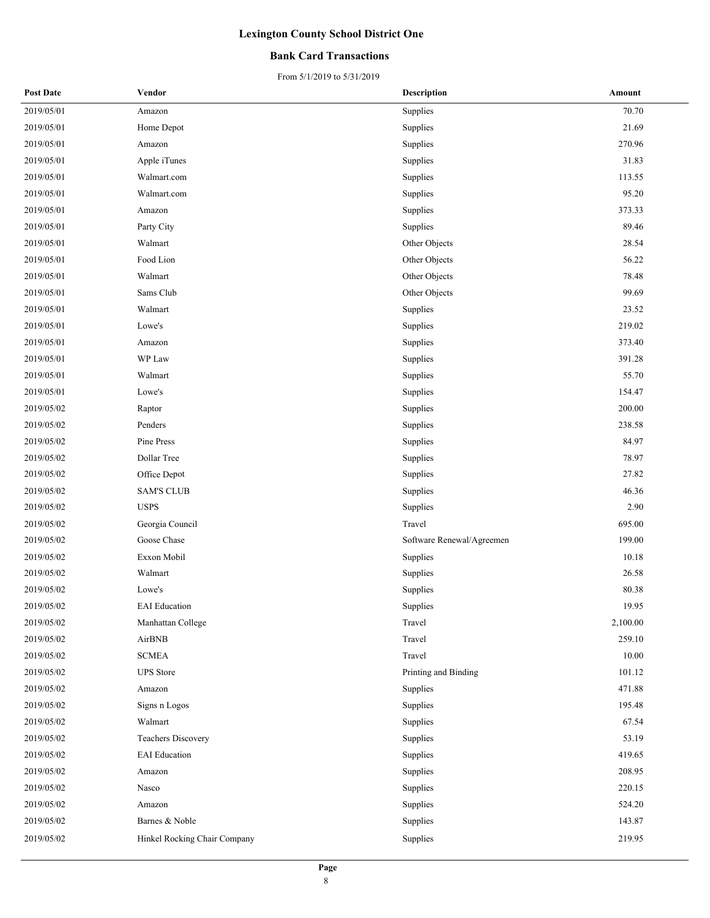# Lexington County School District One

## Bank Card Transactions

From 5/1/2019 to 5/31/2019

| Post Date | Vendor | Description | Amount |
|---|---|---|---|
| 2019/05/01 | Amazon | Supplies | 70.70 |
| 2019/05/01 | Home Depot | Supplies | 21.69 |
| 2019/05/01 | Amazon | Supplies | 270.96 |
| 2019/05/01 | Apple iTunes | Supplies | 31.83 |
| 2019/05/01 | Walmart.com | Supplies | 113.55 |
| 2019/05/01 | Walmart.com | Supplies | 95.20 |
| 2019/05/01 | Amazon | Supplies | 373.33 |
| 2019/05/01 | Party City | Supplies | 89.46 |
| 2019/05/01 | Walmart | Other Objects | 28.54 |
| 2019/05/01 | Food Lion | Other Objects | 56.22 |
| 2019/05/01 | Walmart | Other Objects | 78.48 |
| 2019/05/01 | Sams Club | Other Objects | 99.69 |
| 2019/05/01 | Walmart | Supplies | 23.52 |
| 2019/05/01 | Lowe's | Supplies | 219.02 |
| 2019/05/01 | Amazon | Supplies | 373.40 |
| 2019/05/01 | WP Law | Supplies | 391.28 |
| 2019/05/01 | Walmart | Supplies | 55.70 |
| 2019/05/01 | Lowe's | Supplies | 154.47 |
| 2019/05/02 | Raptor | Supplies | 200.00 |
| 2019/05/02 | Penders | Supplies | 238.58 |
| 2019/05/02 | Pine Press | Supplies | 84.97 |
| 2019/05/02 | Dollar Tree | Supplies | 78.97 |
| 2019/05/02 | Office Depot | Supplies | 27.82 |
| 2019/05/02 | SAM'S CLUB | Supplies | 46.36 |
| 2019/05/02 | USPS | Supplies | 2.90 |
| 2019/05/02 | Georgia Council | Travel | 695.00 |
| 2019/05/02 | Goose Chase | Software Renewal/Agreemen | 199.00 |
| 2019/05/02 | Exxon Mobil | Supplies | 10.18 |
| 2019/05/02 | Walmart | Supplies | 26.58 |
| 2019/05/02 | Lowe's | Supplies | 80.38 |
| 2019/05/02 | EAI Education | Supplies | 19.95 |
| 2019/05/02 | Manhattan College | Travel | 2,100.00 |
| 2019/05/02 | AirBNB | Travel | 259.10 |
| 2019/05/02 | SCMEA | Travel | 10.00 |
| 2019/05/02 | UPS Store | Printing and Binding | 101.12 |
| 2019/05/02 | Amazon | Supplies | 471.88 |
| 2019/05/02 | Signs n Logos | Supplies | 195.48 |
| 2019/05/02 | Walmart | Supplies | 67.54 |
| 2019/05/02 | Teachers Discovery | Supplies | 53.19 |
| 2019/05/02 | EAI Education | Supplies | 419.65 |
| 2019/05/02 | Amazon | Supplies | 208.95 |
| 2019/05/02 | Nasco | Supplies | 220.15 |
| 2019/05/02 | Amazon | Supplies | 524.20 |
| 2019/05/02 | Barnes & Noble | Supplies | 143.87 |
| 2019/05/02 | Hinkel Rocking Chair Company | Supplies | 219.95 |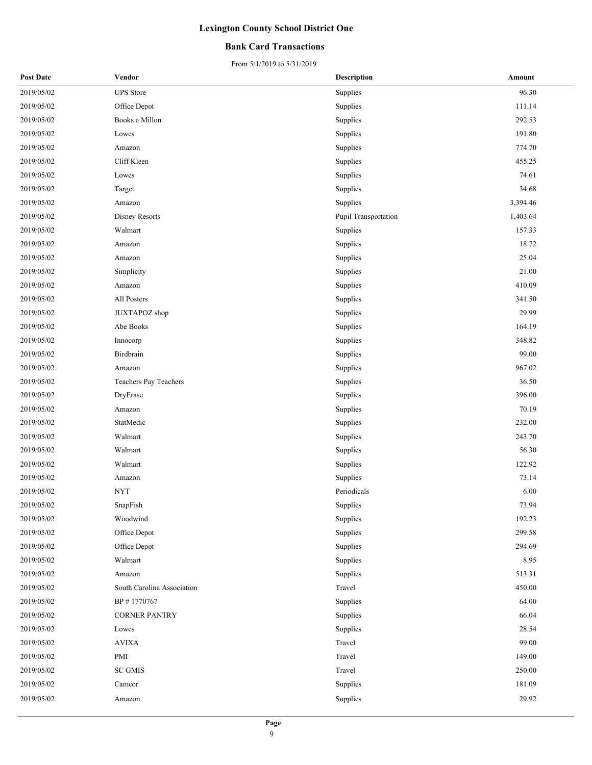# Lexington County School District One

## Bank Card Transactions

From 5/1/2019 to 5/31/2019

| Post Date | Vendor | Description | Amount |
|---|---|---|---|
| 2019/05/02 | UPS Store | Supplies | 96.30 |
| 2019/05/02 | Office Depot | Supplies | 111.14 |
| 2019/05/02 | Books a Millon | Supplies | 292.53 |
| 2019/05/02 | Lowes | Supplies | 191.80 |
| 2019/05/02 | Amazon | Supplies | 774.70 |
| 2019/05/02 | Cliff Kleen | Supplies | 455.25 |
| 2019/05/02 | Lowes | Supplies | 74.61 |
| 2019/05/02 | Target | Supplies | 34.68 |
| 2019/05/02 | Amazon | Supplies | 3,394.46 |
| 2019/05/02 | Disney Resorts | Pupil Transportation | 1,403.64 |
| 2019/05/02 | Walmart | Supplies | 157.33 |
| 2019/05/02 | Amazon | Supplies | 18.72 |
| 2019/05/02 | Amazon | Supplies | 25.04 |
| 2019/05/02 | Simplicity | Supplies | 21.00 |
| 2019/05/02 | Amazon | Supplies | 410.09 |
| 2019/05/02 | All Posters | Supplies | 341.50 |
| 2019/05/02 | JUXTAPOZ shop | Supplies | 29.99 |
| 2019/05/02 | Abe Books | Supplies | 164.19 |
| 2019/05/02 | Innocorp | Supplies | 348.82 |
| 2019/05/02 | Birdbrain | Supplies | 99.00 |
| 2019/05/02 | Amazon | Supplies | 967.02 |
| 2019/05/02 | Teachers Pay Teachers | Supplies | 36.50 |
| 2019/05/02 | DryErase | Supplies | 396.00 |
| 2019/05/02 | Amazon | Supplies | 70.19 |
| 2019/05/02 | StatMedic | Supplies | 232.00 |
| 2019/05/02 | Walmart | Supplies | 243.70 |
| 2019/05/02 | Walmart | Supplies | 56.30 |
| 2019/05/02 | Walmart | Supplies | 122.92 |
| 2019/05/02 | Amazon | Supplies | 73.14 |
| 2019/05/02 | NYT | Periodicals | 6.00 |
| 2019/05/02 | SnapFish | Supplies | 73.94 |
| 2019/05/02 | Woodwind | Supplies | 192.23 |
| 2019/05/02 | Office Depot | Supplies | 299.58 |
| 2019/05/02 | Office Depot | Supplies | 294.69 |
| 2019/05/02 | Walmart | Supplies | 8.95 |
| 2019/05/02 | Amazon | Supplies | 513.31 |
| 2019/05/02 | South Carolina Association | Travel | 450.00 |
| 2019/05/02 | BP # 1770767 | Supplies | 64.00 |
| 2019/05/02 | CORNER PANTRY | Supplies | 66.04 |
| 2019/05/02 | Lowes | Supplies | 28.54 |
| 2019/05/02 | AVIXA | Travel | 99.00 |
| 2019/05/02 | PMI | Travel | 149.00 |
| 2019/05/02 | SC GMIS | Travel | 250.00 |
| 2019/05/02 | Camcor | Supplies | 181.09 |
| 2019/05/02 | Amazon | Supplies | 29.92 |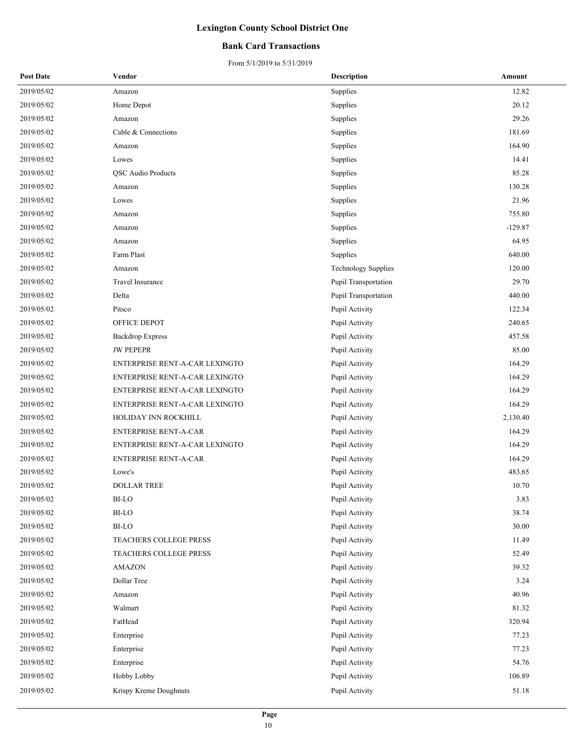# Lexington County School District One

## Bank Card Transactions

From 5/1/2019 to 5/31/2019

| Post Date | Vendor | Description | Amount |
|---|---|---|---|
| 2019/05/02 | Amazon | Supplies | 12.82 |
| 2019/05/02 | Home Depot | Supplies | 20.12 |
| 2019/05/02 | Amazon | Supplies | 29.26 |
| 2019/05/02 | Cable & Connections | Supplies | 181.69 |
| 2019/05/02 | Amazon | Supplies | 164.90 |
| 2019/05/02 | Lowes | Supplies | 14.41 |
| 2019/05/02 | QSC Audio Products | Supplies | 85.28 |
| 2019/05/02 | Amazon | Supplies | 130.28 |
| 2019/05/02 | Lowes | Supplies | 21.96 |
| 2019/05/02 | Amazon | Supplies | 755.80 |
| 2019/05/02 | Amazon | Supplies | -129.87 |
| 2019/05/02 | Amazon | Supplies | 64.95 |
| 2019/05/02 | Farm Plast | Supplies | 640.00 |
| 2019/05/02 | Amazon | Technology Supplies | 120.00 |
| 2019/05/02 | Travel Insurance | Pupil Transportation | 29.70 |
| 2019/05/02 | Delta | Pupil Transportation | 440.00 |
| 2019/05/02 | Pitsco | Pupil Activity | 122.34 |
| 2019/05/02 | OFFICE DEPOT | Pupil Activity | 240.65 |
| 2019/05/02 | Backdrop Express | Pupil Activity | 457.58 |
| 2019/05/02 | JW PEPEPR | Pupil Activity | 85.00 |
| 2019/05/02 | ENTERPRISE RENT-A-CAR LEXINGTO | Pupil Activity | 164.29 |
| 2019/05/02 | ENTERPRISE RENT-A-CAR LEXINGTO | Pupil Activity | 164.29 |
| 2019/05/02 | ENTERPRISE RENT-A-CAR LEXINGTO | Pupil Activity | 164.29 |
| 2019/05/02 | ENTERPRISE RENT-A-CAR LEXINGTO | Pupil Activity | 164.29 |
| 2019/05/02 | HOLIDAY INN ROCKHILL | Pupil Activity | 2,130.40 |
| 2019/05/02 | ENTERPRISE RENT-A-CAR | Pupil Activity | 164.29 |
| 2019/05/02 | ENTERPRISE RENT-A-CAR LEXINGTO | Pupil Activity | 164.29 |
| 2019/05/02 | ENTERPRISE RENT-A-CAR | Pupil Activity | 164.29 |
| 2019/05/02 | Lowe's | Pupil Activity | 483.65 |
| 2019/05/02 | DOLLAR TREE | Pupil Activity | 10.70 |
| 2019/05/02 | BI-LO | Pupil Activity | 3.83 |
| 2019/05/02 | BI-LO | Pupil Activity | 38.74 |
| 2019/05/02 | BI-LO | Pupil Activity | 30.00 |
| 2019/05/02 | TEACHERS COLLEGE PRESS | Pupil Activity | 11.49 |
| 2019/05/02 | TEACHERS COLLEGE PRESS | Pupil Activity | 52.49 |
| 2019/05/02 | AMAZON | Pupil Activity | 39.32 |
| 2019/05/02 | Dollar Tree | Pupil Activity | 3.24 |
| 2019/05/02 | Amazon | Pupil Activity | 40.96 |
| 2019/05/02 | Walmart | Pupil Activity | 81.32 |
| 2019/05/02 | FatHead | Pupil Activity | 320.94 |
| 2019/05/02 | Enterprise | Pupil Activity | 77.23 |
| 2019/05/02 | Enterprise | Pupil Activity | 77.23 |
| 2019/05/02 | Enterprise | Pupil Activity | 54.76 |
| 2019/05/02 | Hobby Lobby | Pupil Activity | 106.89 |
| 2019/05/02 | Krispy Kreme Doughnuts | Pupil Activity | 51.18 |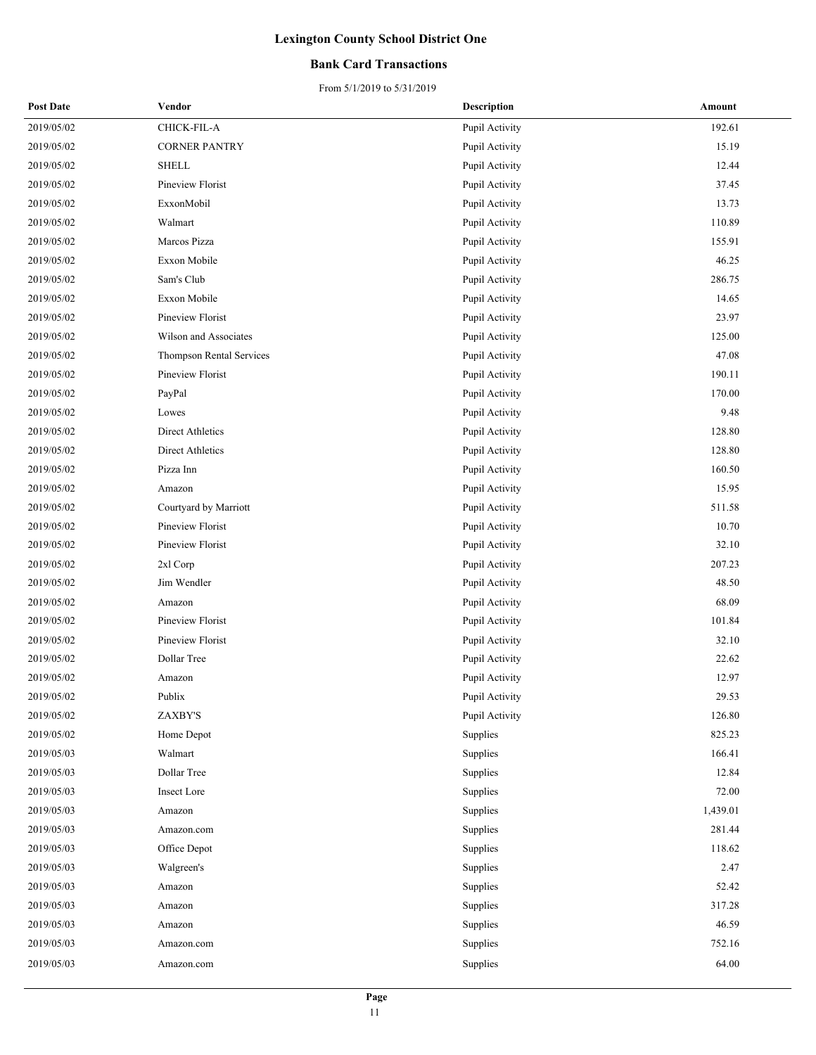# Lexington County School District One

## Bank Card Transactions

From 5/1/2019 to 5/31/2019

| Post Date | Vendor | Description | Amount |
|---|---|---|---|
| 2019/05/02 | CHICK-FIL-A | Pupil Activity | 192.61 |
| 2019/05/02 | CORNER PANTRY | Pupil Activity | 15.19 |
| 2019/05/02 | SHELL | Pupil Activity | 12.44 |
| 2019/05/02 | Pineview Florist | Pupil Activity | 37.45 |
| 2019/05/02 | ExxonMobil | Pupil Activity | 13.73 |
| 2019/05/02 | Walmart | Pupil Activity | 110.89 |
| 2019/05/02 | Marcos Pizza | Pupil Activity | 155.91 |
| 2019/05/02 | Exxon Mobile | Pupil Activity | 46.25 |
| 2019/05/02 | Sam's Club | Pupil Activity | 286.75 |
| 2019/05/02 | Exxon Mobile | Pupil Activity | 14.65 |
| 2019/05/02 | Pineview Florist | Pupil Activity | 23.97 |
| 2019/05/02 | Wilson and Associates | Pupil Activity | 125.00 |
| 2019/05/02 | Thompson Rental Services | Pupil Activity | 47.08 |
| 2019/05/02 | Pineview Florist | Pupil Activity | 190.11 |
| 2019/05/02 | PayPal | Pupil Activity | 170.00 |
| 2019/05/02 | Lowes | Pupil Activity | 9.48 |
| 2019/05/02 | Direct Athletics | Pupil Activity | 128.80 |
| 2019/05/02 | Direct Athletics | Pupil Activity | 128.80 |
| 2019/05/02 | Pizza Inn | Pupil Activity | 160.50 |
| 2019/05/02 | Amazon | Pupil Activity | 15.95 |
| 2019/05/02 | Courtyard by Marriott | Pupil Activity | 511.58 |
| 2019/05/02 | Pineview Florist | Pupil Activity | 10.70 |
| 2019/05/02 | Pineview Florist | Pupil Activity | 32.10 |
| 2019/05/02 | 2xl Corp | Pupil Activity | 207.23 |
| 2019/05/02 | Jim Wendler | Pupil Activity | 48.50 |
| 2019/05/02 | Amazon | Pupil Activity | 68.09 |
| 2019/05/02 | Pineview Florist | Pupil Activity | 101.84 |
| 2019/05/02 | Pineview Florist | Pupil Activity | 32.10 |
| 2019/05/02 | Dollar Tree | Pupil Activity | 22.62 |
| 2019/05/02 | Amazon | Pupil Activity | 12.97 |
| 2019/05/02 | Publix | Pupil Activity | 29.53 |
| 2019/05/02 | ZAXBY'S | Pupil Activity | 126.80 |
| 2019/05/02 | Home Depot | Supplies | 825.23 |
| 2019/05/03 | Walmart | Supplies | 166.41 |
| 2019/05/03 | Dollar Tree | Supplies | 12.84 |
| 2019/05/03 | Insect Lore | Supplies | 72.00 |
| 2019/05/03 | Amazon | Supplies | 1,439.01 |
| 2019/05/03 | Amazon.com | Supplies | 281.44 |
| 2019/05/03 | Office Depot | Supplies | 118.62 |
| 2019/05/03 | Walgreen's | Supplies | 2.47 |
| 2019/05/03 | Amazon | Supplies | 52.42 |
| 2019/05/03 | Amazon | Supplies | 317.28 |
| 2019/05/03 | Amazon | Supplies | 46.59 |
| 2019/05/03 | Amazon.com | Supplies | 752.16 |
| 2019/05/03 | Amazon.com | Supplies | 64.00 |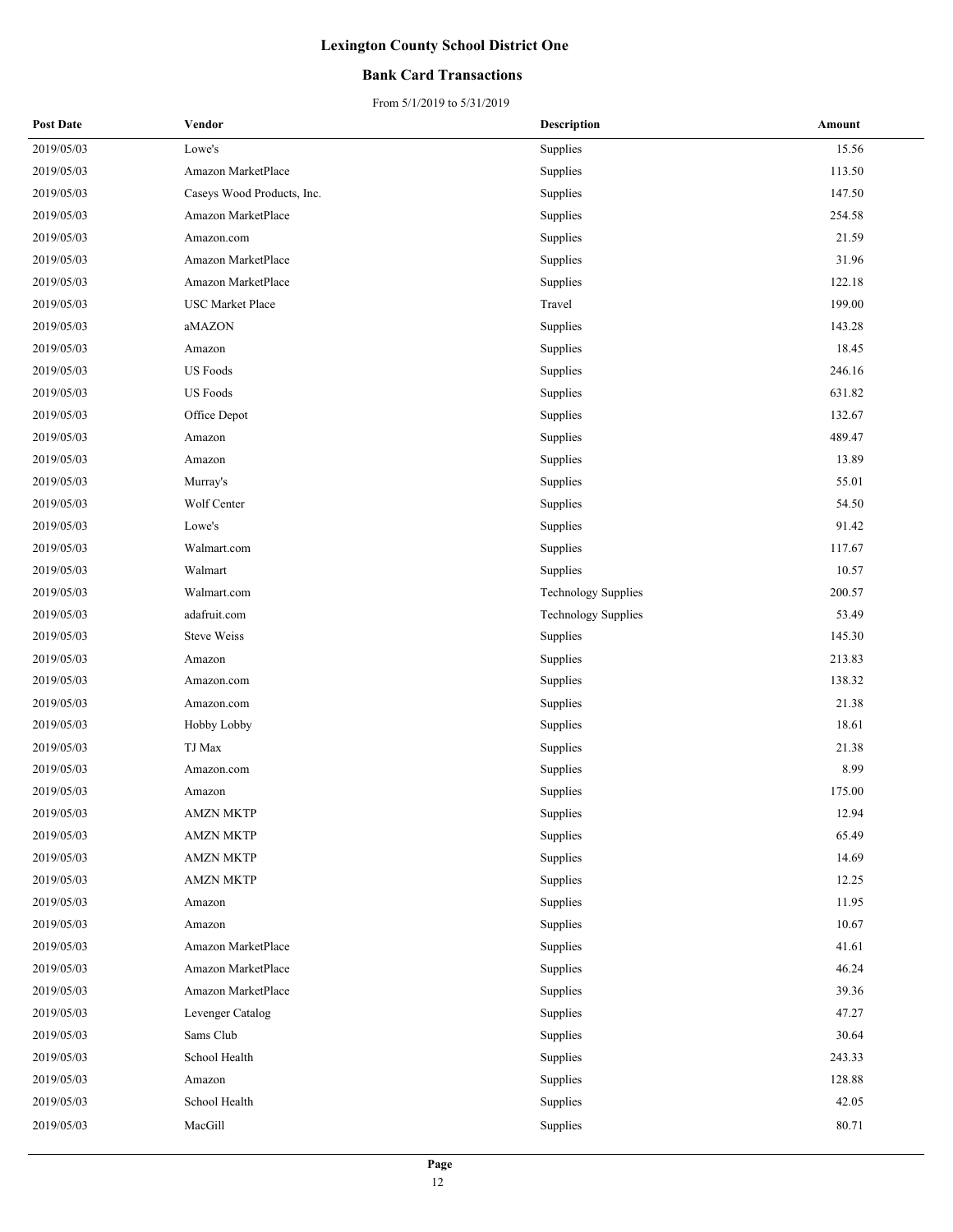# Lexington County School District One

## Bank Card Transactions

From 5/1/2019 to 5/31/2019

| Post Date | Vendor | Description | Amount |
|---|---|---|---|
| 2019/05/03 | Lowe's | Supplies | 15.56 |
| 2019/05/03 | Amazon MarketPlace | Supplies | 113.50 |
| 2019/05/03 | Caseys Wood Products, Inc. | Supplies | 147.50 |
| 2019/05/03 | Amazon MarketPlace | Supplies | 254.58 |
| 2019/05/03 | Amazon.com | Supplies | 21.59 |
| 2019/05/03 | Amazon MarketPlace | Supplies | 31.96 |
| 2019/05/03 | Amazon MarketPlace | Supplies | 122.18 |
| 2019/05/03 | USC Market Place | Travel | 199.00 |
| 2019/05/03 | aMAZON | Supplies | 143.28 |
| 2019/05/03 | Amazon | Supplies | 18.45 |
| 2019/05/03 | US Foods | Supplies | 246.16 |
| 2019/05/03 | US Foods | Supplies | 631.82 |
| 2019/05/03 | Office Depot | Supplies | 132.67 |
| 2019/05/03 | Amazon | Supplies | 489.47 |
| 2019/05/03 | Amazon | Supplies | 13.89 |
| 2019/05/03 | Murray's | Supplies | 55.01 |
| 2019/05/03 | Wolf Center | Supplies | 54.50 |
| 2019/05/03 | Lowe's | Supplies | 91.42 |
| 2019/05/03 | Walmart.com | Supplies | 117.67 |
| 2019/05/03 | Walmart | Supplies | 10.57 |
| 2019/05/03 | Walmart.com | Technology Supplies | 200.57 |
| 2019/05/03 | adafruit.com | Technology Supplies | 53.49 |
| 2019/05/03 | Steve Weiss | Supplies | 145.30 |
| 2019/05/03 | Amazon | Supplies | 213.83 |
| 2019/05/03 | Amazon.com | Supplies | 138.32 |
| 2019/05/03 | Amazon.com | Supplies | 21.38 |
| 2019/05/03 | Hobby Lobby | Supplies | 18.61 |
| 2019/05/03 | TJ Max | Supplies | 21.38 |
| 2019/05/03 | Amazon.com | Supplies | 8.99 |
| 2019/05/03 | Amazon | Supplies | 175.00 |
| 2019/05/03 | AMZN MKTP | Supplies | 12.94 |
| 2019/05/03 | AMZN MKTP | Supplies | 65.49 |
| 2019/05/03 | AMZN MKTP | Supplies | 14.69 |
| 2019/05/03 | AMZN MKTP | Supplies | 12.25 |
| 2019/05/03 | Amazon | Supplies | 11.95 |
| 2019/05/03 | Amazon | Supplies | 10.67 |
| 2019/05/03 | Amazon MarketPlace | Supplies | 41.61 |
| 2019/05/03 | Amazon MarketPlace | Supplies | 46.24 |
| 2019/05/03 | Amazon MarketPlace | Supplies | 39.36 |
| 2019/05/03 | Levenger Catalog | Supplies | 47.27 |
| 2019/05/03 | Sams Club | Supplies | 30.64 |
| 2019/05/03 | School Health | Supplies | 243.33 |
| 2019/05/03 | Amazon | Supplies | 128.88 |
| 2019/05/03 | School Health | Supplies | 42.05 |
| 2019/05/03 | MacGill | Supplies | 80.71 |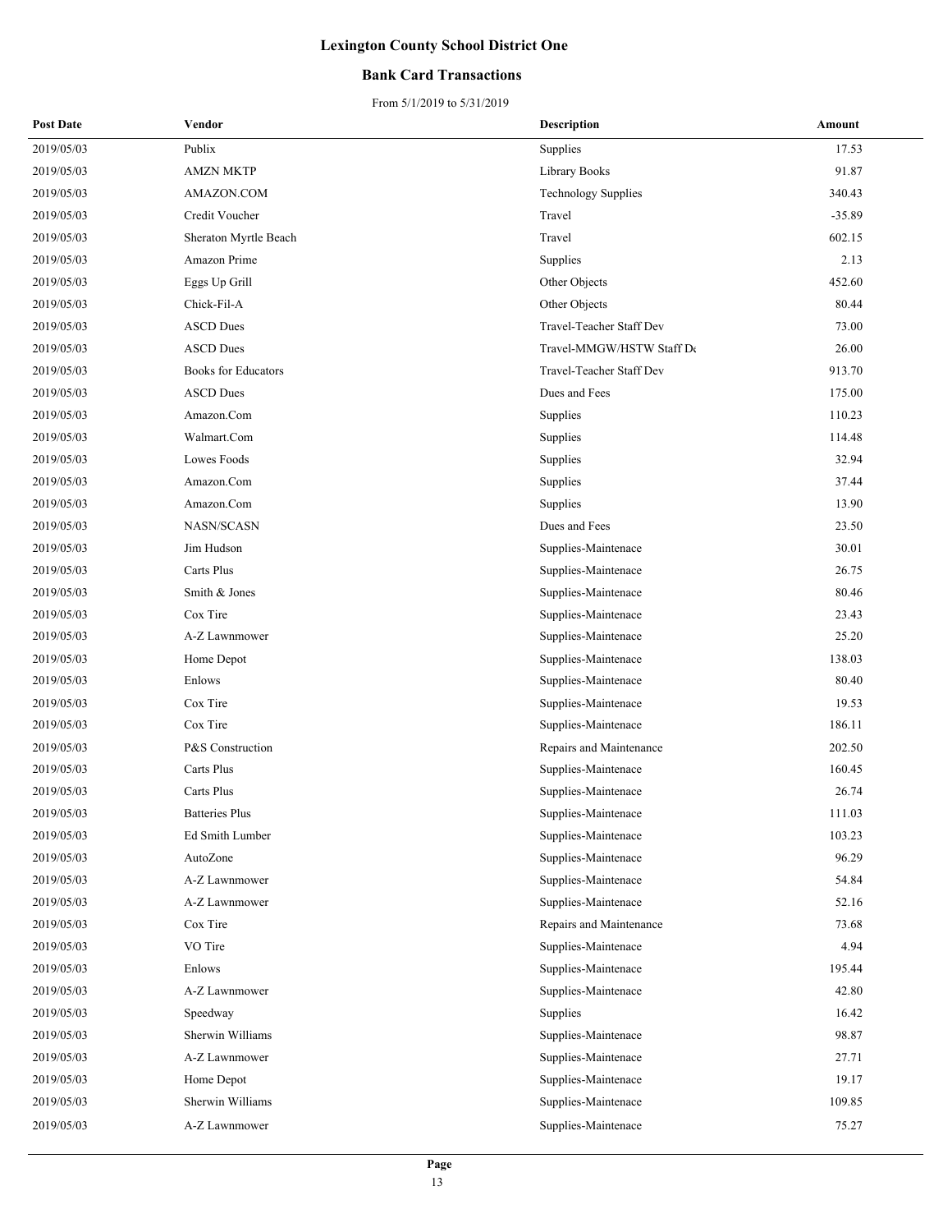# Lexington County School District One

## Bank Card Transactions

From 5/1/2019 to 5/31/2019

| Post Date | Vendor | Description | Amount |
|---|---|---|---|
| 2019/05/03 | Publix | Supplies | 17.53 |
| 2019/05/03 | AMZN MKTP | Library Books | 91.87 |
| 2019/05/03 | AMAZON.COM | Technology Supplies | 340.43 |
| 2019/05/03 | Credit Voucher | Travel | -35.89 |
| 2019/05/03 | Sheraton Myrtle Beach | Travel | 602.15 |
| 2019/05/03 | Amazon Prime | Supplies | 2.13 |
| 2019/05/03 | Eggs Up Grill | Other Objects | 452.60 |
| 2019/05/03 | Chick-Fil-A | Other Objects | 80.44 |
| 2019/05/03 | ASCD Dues | Travel-Teacher Staff Dev | 73.00 |
| 2019/05/03 | ASCD Dues | Travel-MMGW/HSTW Staff De | 26.00 |
| 2019/05/03 | Books for Educators | Travel-Teacher Staff Dev | 913.70 |
| 2019/05/03 | ASCD Dues | Dues and Fees | 175.00 |
| 2019/05/03 | Amazon.Com | Supplies | 110.23 |
| 2019/05/03 | Walmart.Com | Supplies | 114.48 |
| 2019/05/03 | Lowes Foods | Supplies | 32.94 |
| 2019/05/03 | Amazon.Com | Supplies | 37.44 |
| 2019/05/03 | Amazon.Com | Supplies | 13.90 |
| 2019/05/03 | NASN/SCASN | Dues and Fees | 23.50 |
| 2019/05/03 | Jim Hudson | Supplies-Maintenace | 30.01 |
| 2019/05/03 | Carts Plus | Supplies-Maintenace | 26.75 |
| 2019/05/03 | Smith & Jones | Supplies-Maintenace | 80.46 |
| 2019/05/03 | Cox Tire | Supplies-Maintenace | 23.43 |
| 2019/05/03 | A-Z Lawnmower | Supplies-Maintenace | 25.20 |
| 2019/05/03 | Home Depot | Supplies-Maintenace | 138.03 |
| 2019/05/03 | Enlows | Supplies-Maintenace | 80.40 |
| 2019/05/03 | Cox Tire | Supplies-Maintenace | 19.53 |
| 2019/05/03 | Cox Tire | Supplies-Maintenace | 186.11 |
| 2019/05/03 | P&S Construction | Repairs and Maintenance | 202.50 |
| 2019/05/03 | Carts Plus | Supplies-Maintenace | 160.45 |
| 2019/05/03 | Carts Plus | Supplies-Maintenace | 26.74 |
| 2019/05/03 | Batteries Plus | Supplies-Maintenace | 111.03 |
| 2019/05/03 | Ed Smith Lumber | Supplies-Maintenace | 103.23 |
| 2019/05/03 | AutoZone | Supplies-Maintenace | 96.29 |
| 2019/05/03 | A-Z Lawnmower | Supplies-Maintenace | 54.84 |
| 2019/05/03 | A-Z Lawnmower | Supplies-Maintenace | 52.16 |
| 2019/05/03 | Cox Tire | Repairs and Maintenance | 73.68 |
| 2019/05/03 | VO Tire | Supplies-Maintenace | 4.94 |
| 2019/05/03 | Enlows | Supplies-Maintenace | 195.44 |
| 2019/05/03 | A-Z Lawnmower | Supplies-Maintenace | 42.80 |
| 2019/05/03 | Speedway | Supplies | 16.42 |
| 2019/05/03 | Sherwin Williams | Supplies-Maintenace | 98.87 |
| 2019/05/03 | A-Z Lawnmower | Supplies-Maintenace | 27.71 |
| 2019/05/03 | Home Depot | Supplies-Maintenace | 19.17 |
| 2019/05/03 | Sherwin Williams | Supplies-Maintenace | 109.85 |
| 2019/05/03 | A-Z Lawnmower | Supplies-Maintenace | 75.27 |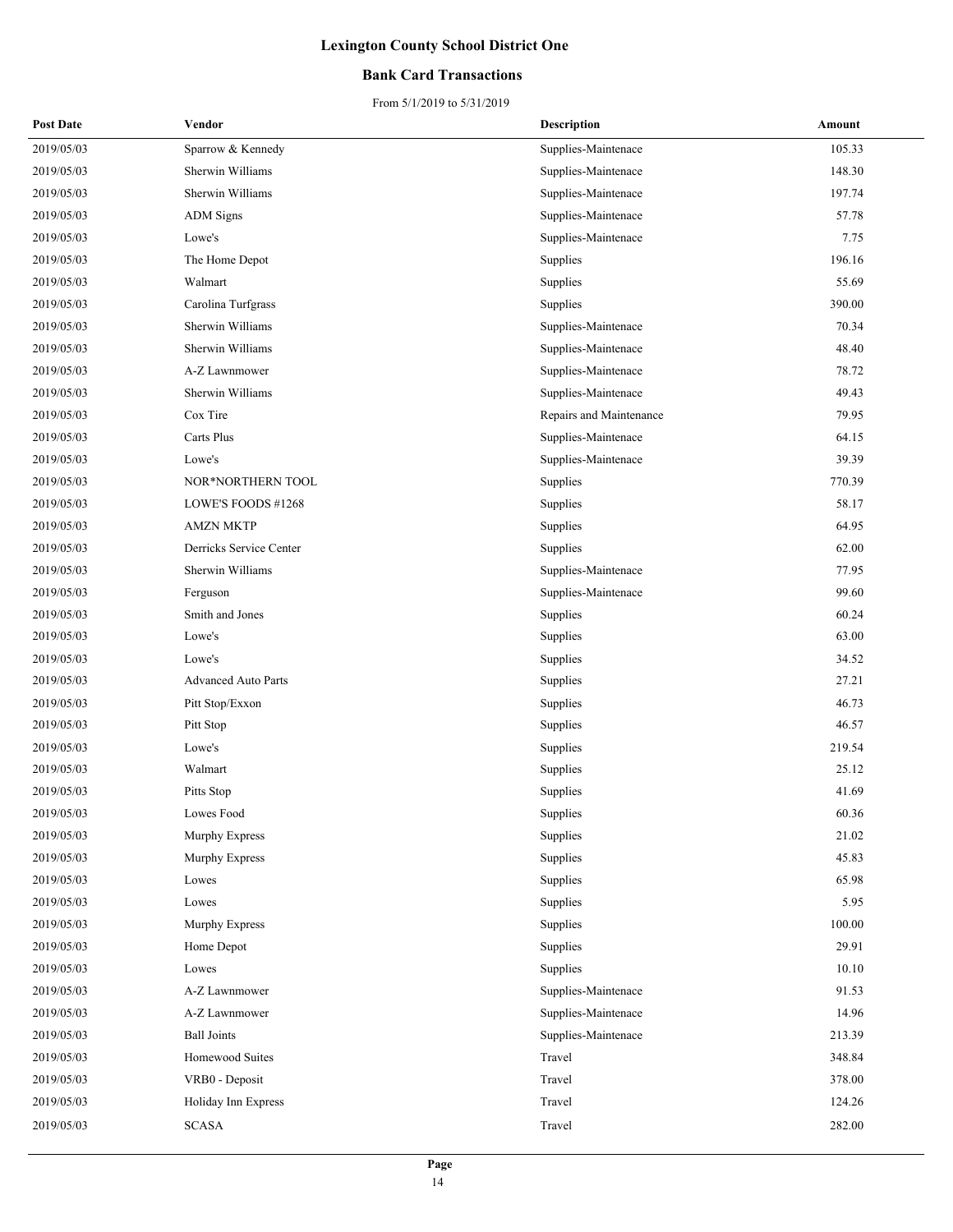# Lexington County School District One

## Bank Card Transactions

From 5/1/2019 to 5/31/2019

| Post Date | Vendor | Description | Amount |
|---|---|---|---|
| 2019/05/03 | Sparrow & Kennedy | Supplies-Maintenace | 105.33 |
| 2019/05/03 | Sherwin Williams | Supplies-Maintenace | 148.30 |
| 2019/05/03 | Sherwin Williams | Supplies-Maintenace | 197.74 |
| 2019/05/03 | ADM Signs | Supplies-Maintenace | 57.78 |
| 2019/05/03 | Lowe's | Supplies-Maintenace | 7.75 |
| 2019/05/03 | The Home Depot | Supplies | 196.16 |
| 2019/05/03 | Walmart | Supplies | 55.69 |
| 2019/05/03 | Carolina Turfgrass | Supplies | 390.00 |
| 2019/05/03 | Sherwin Williams | Supplies-Maintenace | 70.34 |
| 2019/05/03 | Sherwin Williams | Supplies-Maintenace | 48.40 |
| 2019/05/03 | A-Z Lawnmower | Supplies-Maintenace | 78.72 |
| 2019/05/03 | Sherwin Williams | Supplies-Maintenace | 49.43 |
| 2019/05/03 | Cox Tire | Repairs and Maintenance | 79.95 |
| 2019/05/03 | Carts Plus | Supplies-Maintenace | 64.15 |
| 2019/05/03 | Lowe's | Supplies-Maintenace | 39.39 |
| 2019/05/03 | NOR*NORTHERN TOOL | Supplies | 770.39 |
| 2019/05/03 | LOWE'S FOODS #1268 | Supplies | 58.17 |
| 2019/05/03 | AMZN MKTP | Supplies | 64.95 |
| 2019/05/03 | Derricks Service Center | Supplies | 62.00 |
| 2019/05/03 | Sherwin Williams | Supplies-Maintenace | 77.95 |
| 2019/05/03 | Ferguson | Supplies-Maintenace | 99.60 |
| 2019/05/03 | Smith and Jones | Supplies | 60.24 |
| 2019/05/03 | Lowe's | Supplies | 63.00 |
| 2019/05/03 | Lowe's | Supplies | 34.52 |
| 2019/05/03 | Advanced Auto Parts | Supplies | 27.21 |
| 2019/05/03 | Pitt Stop/Exxon | Supplies | 46.73 |
| 2019/05/03 | Pitt Stop | Supplies | 46.57 |
| 2019/05/03 | Lowe's | Supplies | 219.54 |
| 2019/05/03 | Walmart | Supplies | 25.12 |
| 2019/05/03 | Pitts Stop | Supplies | 41.69 |
| 2019/05/03 | Lowes Food | Supplies | 60.36 |
| 2019/05/03 | Murphy Express | Supplies | 21.02 |
| 2019/05/03 | Murphy Express | Supplies | 45.83 |
| 2019/05/03 | Lowes | Supplies | 65.98 |
| 2019/05/03 | Lowes | Supplies | 5.95 |
| 2019/05/03 | Murphy Express | Supplies | 100.00 |
| 2019/05/03 | Home Depot | Supplies | 29.91 |
| 2019/05/03 | Lowes | Supplies | 10.10 |
| 2019/05/03 | A-Z Lawnmower | Supplies-Maintenace | 91.53 |
| 2019/05/03 | A-Z Lawnmower | Supplies-Maintenace | 14.96 |
| 2019/05/03 | Ball Joints | Supplies-Maintenace | 213.39 |
| 2019/05/03 | Homewood Suites | Travel | 348.84 |
| 2019/05/03 | VRB0 - Deposit | Travel | 378.00 |
| 2019/05/03 | Holiday Inn Express | Travel | 124.26 |
| 2019/05/03 | SCASA | Travel | 282.00 |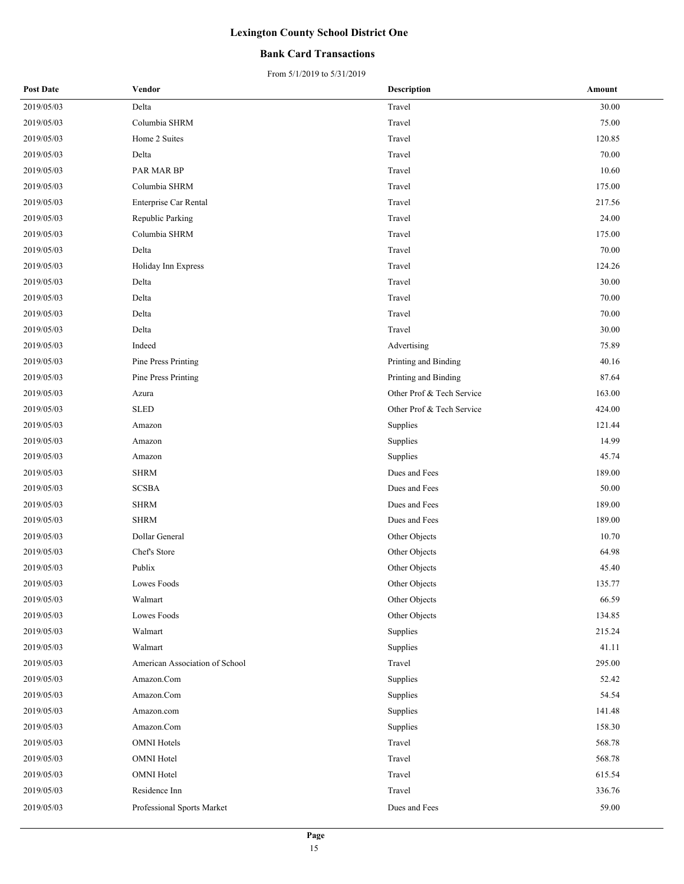# Lexington County School District One

## Bank Card Transactions

From 5/1/2019 to 5/31/2019

| Post Date | Vendor | Description | Amount |
|---|---|---|---|
| 2019/05/03 | Delta | Travel | 30.00 |
| 2019/05/03 | Columbia SHRM | Travel | 75.00 |
| 2019/05/03 | Home 2 Suites | Travel | 120.85 |
| 2019/05/03 | Delta | Travel | 70.00 |
| 2019/05/03 | PAR MAR BP | Travel | 10.60 |
| 2019/05/03 | Columbia SHRM | Travel | 175.00 |
| 2019/05/03 | Enterprise Car Rental | Travel | 217.56 |
| 2019/05/03 | Republic Parking | Travel | 24.00 |
| 2019/05/03 | Columbia SHRM | Travel | 175.00 |
| 2019/05/03 | Delta | Travel | 70.00 |
| 2019/05/03 | Holiday Inn Express | Travel | 124.26 |
| 2019/05/03 | Delta | Travel | 30.00 |
| 2019/05/03 | Delta | Travel | 70.00 |
| 2019/05/03 | Delta | Travel | 70.00 |
| 2019/05/03 | Delta | Travel | 30.00 |
| 2019/05/03 | Indeed | Advertising | 75.89 |
| 2019/05/03 | Pine Press Printing | Printing and Binding | 40.16 |
| 2019/05/03 | Pine Press Printing | Printing and Binding | 87.64 |
| 2019/05/03 | Azura | Other Prof & Tech Service | 163.00 |
| 2019/05/03 | SLED | Other Prof & Tech Service | 424.00 |
| 2019/05/03 | Amazon | Supplies | 121.44 |
| 2019/05/03 | Amazon | Supplies | 14.99 |
| 2019/05/03 | Amazon | Supplies | 45.74 |
| 2019/05/03 | SHRM | Dues and Fees | 189.00 |
| 2019/05/03 | SCSBA | Dues and Fees | 50.00 |
| 2019/05/03 | SHRM | Dues and Fees | 189.00 |
| 2019/05/03 | SHRM | Dues and Fees | 189.00 |
| 2019/05/03 | Dollar General | Other Objects | 10.70 |
| 2019/05/03 | Chef's Store | Other Objects | 64.98 |
| 2019/05/03 | Publix | Other Objects | 45.40 |
| 2019/05/03 | Lowes Foods | Other Objects | 135.77 |
| 2019/05/03 | Walmart | Other Objects | 66.59 |
| 2019/05/03 | Lowes Foods | Other Objects | 134.85 |
| 2019/05/03 | Walmart | Supplies | 215.24 |
| 2019/05/03 | Walmart | Supplies | 41.11 |
| 2019/05/03 | American Association of School | Travel | 295.00 |
| 2019/05/03 | Amazon.Com | Supplies | 52.42 |
| 2019/05/03 | Amazon.Com | Supplies | 54.54 |
| 2019/05/03 | Amazon.com | Supplies | 141.48 |
| 2019/05/03 | Amazon.Com | Supplies | 158.30 |
| 2019/05/03 | OMNI Hotels | Travel | 568.78 |
| 2019/05/03 | OMNI Hotel | Travel | 568.78 |
| 2019/05/03 | OMNI Hotel | Travel | 615.54 |
| 2019/05/03 | Residence Inn | Travel | 336.76 |
| 2019/05/03 | Professional Sports Market | Dues and Fees | 59.00 |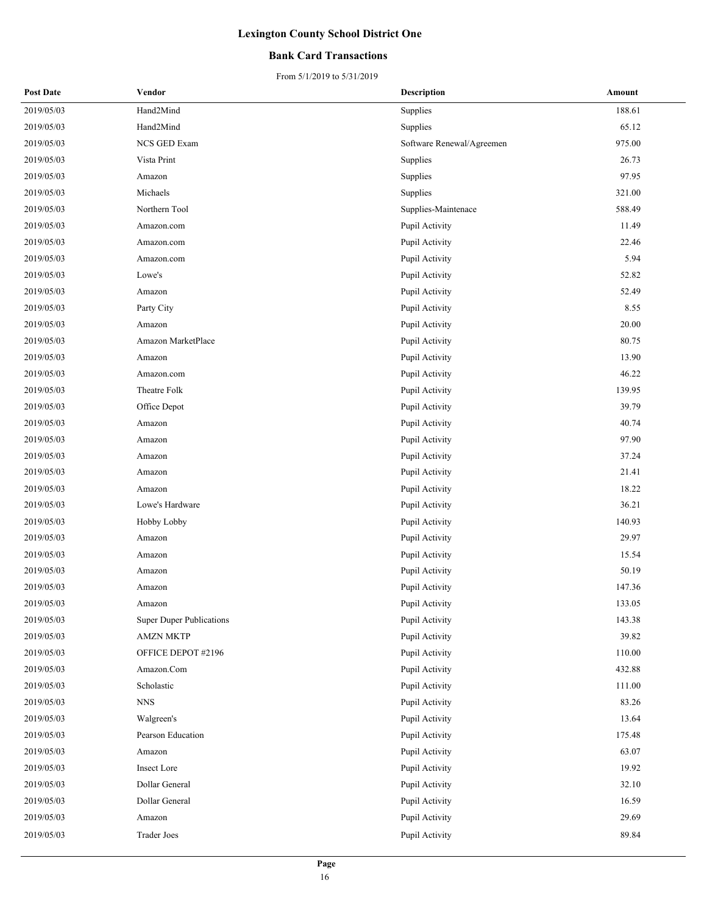# Lexington County School District One

## Bank Card Transactions

From 5/1/2019 to 5/31/2019

| Post Date | Vendor | Description | Amount |
| --- | --- | --- | --- |
| 2019/05/03 | Hand2Mind | Supplies | 188.61 |
| 2019/05/03 | Hand2Mind | Supplies | 65.12 |
| 2019/05/03 | NCS GED Exam | Software Renewal/Agreemen | 975.00 |
| 2019/05/03 | Vista Print | Supplies | 26.73 |
| 2019/05/03 | Amazon | Supplies | 97.95 |
| 2019/05/03 | Michaels | Supplies | 321.00 |
| 2019/05/03 | Northern Tool | Supplies-Maintenace | 588.49 |
| 2019/05/03 | Amazon.com | Pupil Activity | 11.49 |
| 2019/05/03 | Amazon.com | Pupil Activity | 22.46 |
| 2019/05/03 | Amazon.com | Pupil Activity | 5.94 |
| 2019/05/03 | Lowe's | Pupil Activity | 52.82 |
| 2019/05/03 | Amazon | Pupil Activity | 52.49 |
| 2019/05/03 | Party City | Pupil Activity | 8.55 |
| 2019/05/03 | Amazon | Pupil Activity | 20.00 |
| 2019/05/03 | Amazon MarketPlace | Pupil Activity | 80.75 |
| 2019/05/03 | Amazon | Pupil Activity | 13.90 |
| 2019/05/03 | Amazon.com | Pupil Activity | 46.22 |
| 2019/05/03 | Theatre Folk | Pupil Activity | 139.95 |
| 2019/05/03 | Office Depot | Pupil Activity | 39.79 |
| 2019/05/03 | Amazon | Pupil Activity | 40.74 |
| 2019/05/03 | Amazon | Pupil Activity | 97.90 |
| 2019/05/03 | Amazon | Pupil Activity | 37.24 |
| 2019/05/03 | Amazon | Pupil Activity | 21.41 |
| 2019/05/03 | Amazon | Pupil Activity | 18.22 |
| 2019/05/03 | Lowe's Hardware | Pupil Activity | 36.21 |
| 2019/05/03 | Hobby Lobby | Pupil Activity | 140.93 |
| 2019/05/03 | Amazon | Pupil Activity | 29.97 |
| 2019/05/03 | Amazon | Pupil Activity | 15.54 |
| 2019/05/03 | Amazon | Pupil Activity | 50.19 |
| 2019/05/03 | Amazon | Pupil Activity | 147.36 |
| 2019/05/03 | Amazon | Pupil Activity | 133.05 |
| 2019/05/03 | Super Duper Publications | Pupil Activity | 143.38 |
| 2019/05/03 | AMZN MKTP | Pupil Activity | 39.82 |
| 2019/05/03 | OFFICE DEPOT #2196 | Pupil Activity | 110.00 |
| 2019/05/03 | Amazon.Com | Pupil Activity | 432.88 |
| 2019/05/03 | Scholastic | Pupil Activity | 111.00 |
| 2019/05/03 | NNS | Pupil Activity | 83.26 |
| 2019/05/03 | Walgreen's | Pupil Activity | 13.64 |
| 2019/05/03 | Pearson Education | Pupil Activity | 175.48 |
| 2019/05/03 | Amazon | Pupil Activity | 63.07 |
| 2019/05/03 | Insect Lore | Pupil Activity | 19.92 |
| 2019/05/03 | Dollar General | Pupil Activity | 32.10 |
| 2019/05/03 | Dollar General | Pupil Activity | 16.59 |
| 2019/05/03 | Amazon | Pupil Activity | 29.69 |
| 2019/05/03 | Trader Joes | Pupil Activity | 89.84 |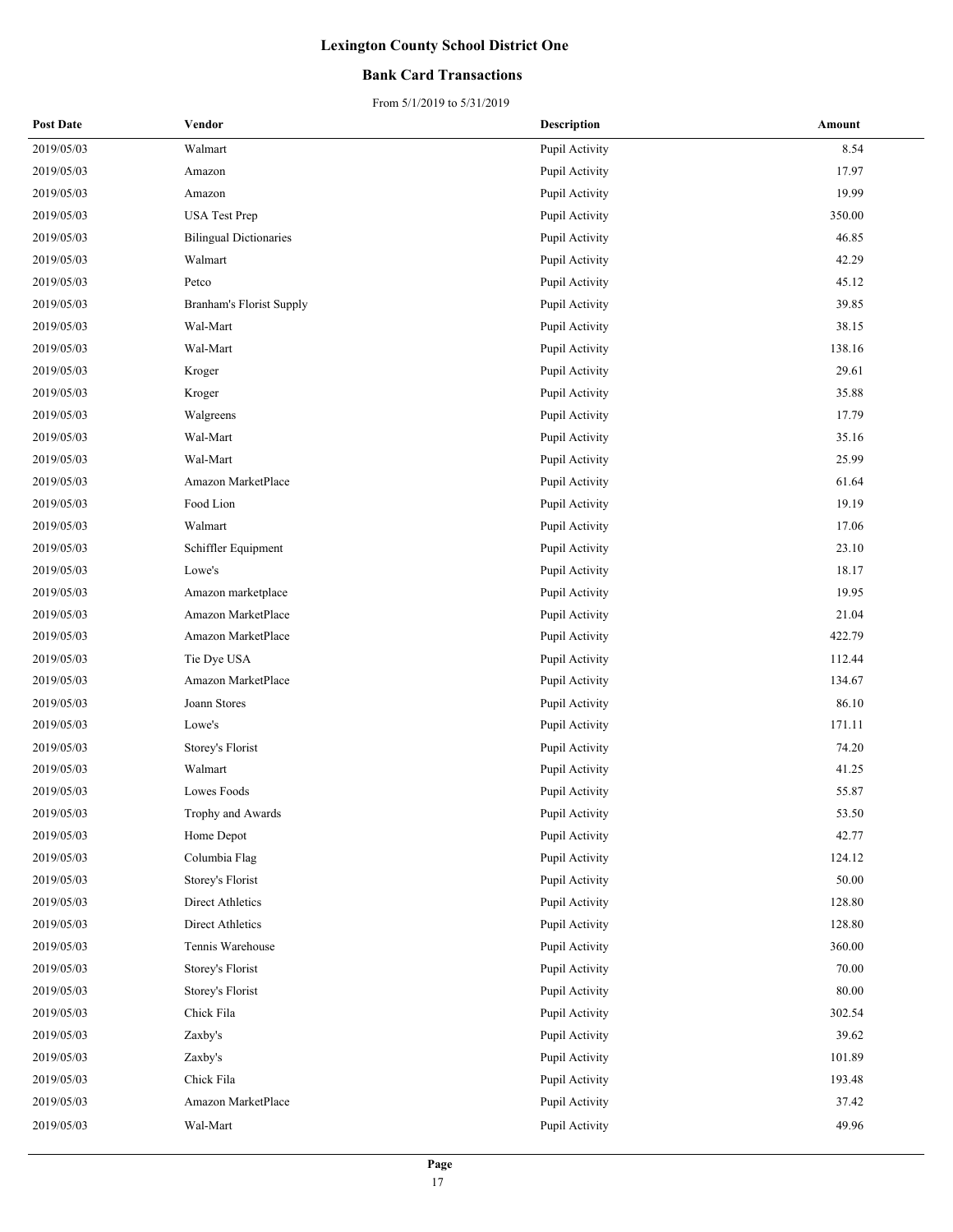# Lexington County School District One

## Bank Card Transactions

From 5/1/2019 to 5/31/2019

| Post Date | Vendor | Description | Amount |
|---|---|---|---|
| 2019/05/03 | Walmart | Pupil Activity | 8.54 |
| 2019/05/03 | Amazon | Pupil Activity | 17.97 |
| 2019/05/03 | Amazon | Pupil Activity | 19.99 |
| 2019/05/03 | USA Test Prep | Pupil Activity | 350.00 |
| 2019/05/03 | Bilingual Dictionaries | Pupil Activity | 46.85 |
| 2019/05/03 | Walmart | Pupil Activity | 42.29 |
| 2019/05/03 | Petco | Pupil Activity | 45.12 |
| 2019/05/03 | Branham's Florist Supply | Pupil Activity | 39.85 |
| 2019/05/03 | Wal-Mart | Pupil Activity | 38.15 |
| 2019/05/03 | Wal-Mart | Pupil Activity | 138.16 |
| 2019/05/03 | Kroger | Pupil Activity | 29.61 |
| 2019/05/03 | Kroger | Pupil Activity | 35.88 |
| 2019/05/03 | Walgreens | Pupil Activity | 17.79 |
| 2019/05/03 | Wal-Mart | Pupil Activity | 35.16 |
| 2019/05/03 | Wal-Mart | Pupil Activity | 25.99 |
| 2019/05/03 | Amazon MarketPlace | Pupil Activity | 61.64 |
| 2019/05/03 | Food Lion | Pupil Activity | 19.19 |
| 2019/05/03 | Walmart | Pupil Activity | 17.06 |
| 2019/05/03 | Schiffler Equipment | Pupil Activity | 23.10 |
| 2019/05/03 | Lowe's | Pupil Activity | 18.17 |
| 2019/05/03 | Amazon marketplace | Pupil Activity | 19.95 |
| 2019/05/03 | Amazon MarketPlace | Pupil Activity | 21.04 |
| 2019/05/03 | Amazon MarketPlace | Pupil Activity | 422.79 |
| 2019/05/03 | Tie Dye USA | Pupil Activity | 112.44 |
| 2019/05/03 | Amazon MarketPlace | Pupil Activity | 134.67 |
| 2019/05/03 | Joann Stores | Pupil Activity | 86.10 |
| 2019/05/03 | Lowe's | Pupil Activity | 171.11 |
| 2019/05/03 | Storey's Florist | Pupil Activity | 74.20 |
| 2019/05/03 | Walmart | Pupil Activity | 41.25 |
| 2019/05/03 | Lowes Foods | Pupil Activity | 55.87 |
| 2019/05/03 | Trophy and Awards | Pupil Activity | 53.50 |
| 2019/05/03 | Home Depot | Pupil Activity | 42.77 |
| 2019/05/03 | Columbia Flag | Pupil Activity | 124.12 |
| 2019/05/03 | Storey's Florist | Pupil Activity | 50.00 |
| 2019/05/03 | Direct Athletics | Pupil Activity | 128.80 |
| 2019/05/03 | Direct Athletics | Pupil Activity | 128.80 |
| 2019/05/03 | Tennis Warehouse | Pupil Activity | 360.00 |
| 2019/05/03 | Storey's Florist | Pupil Activity | 70.00 |
| 2019/05/03 | Storey's Florist | Pupil Activity | 80.00 |
| 2019/05/03 | Chick Fila | Pupil Activity | 302.54 |
| 2019/05/03 | Zaxby's | Pupil Activity | 39.62 |
| 2019/05/03 | Zaxby's | Pupil Activity | 101.89 |
| 2019/05/03 | Chick Fila | Pupil Activity | 193.48 |
| 2019/05/03 | Amazon MarketPlace | Pupil Activity | 37.42 |
| 2019/05/03 | Wal-Mart | Pupil Activity | 49.96 |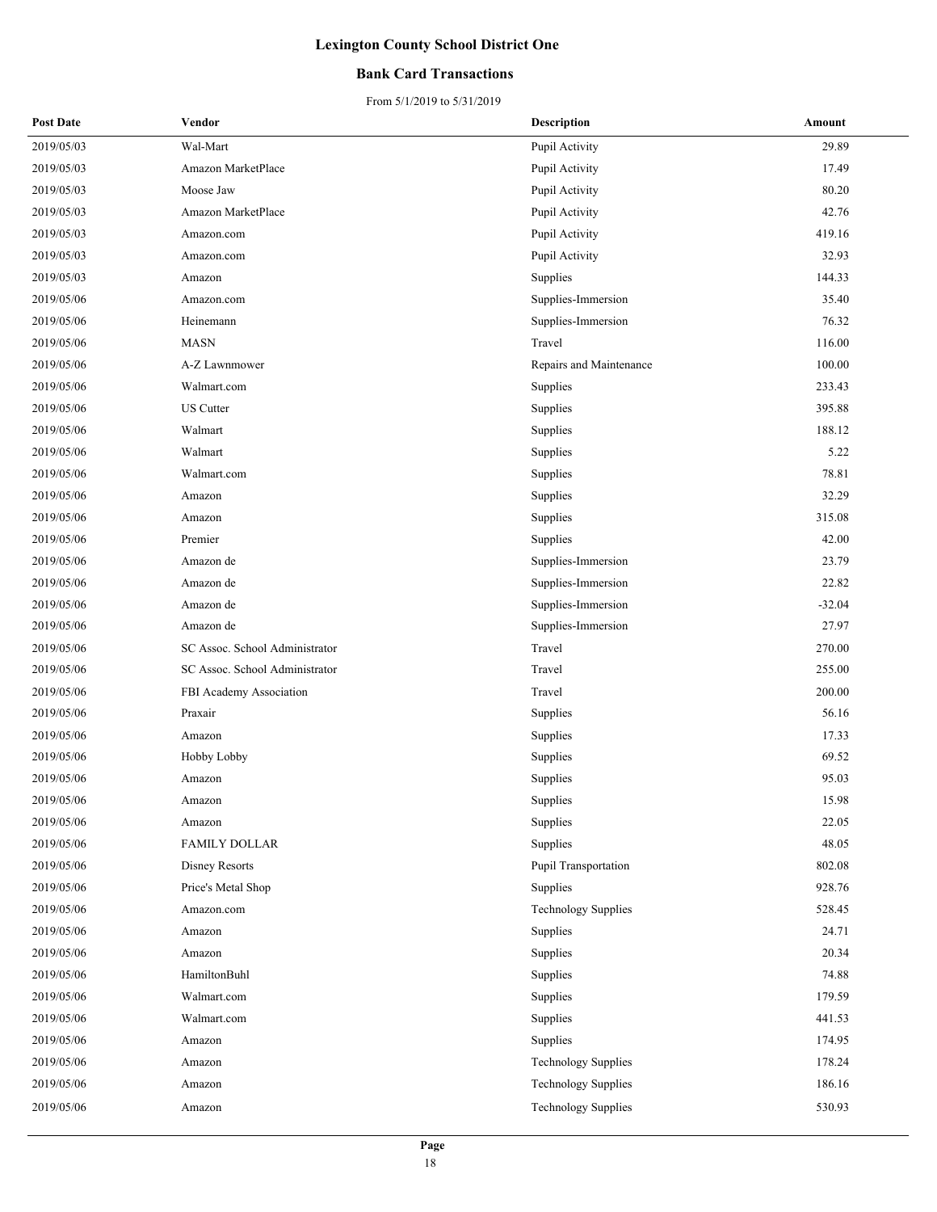# Lexington County School District One

## Bank Card Transactions

From 5/1/2019 to 5/31/2019

| Post Date | Vendor | Description | Amount |
|---|---|---|---|
| 2019/05/03 | Wal-Mart | Pupil Activity | 29.89 |
| 2019/05/03 | Amazon MarketPlace | Pupil Activity | 17.49 |
| 2019/05/03 | Moose Jaw | Pupil Activity | 80.20 |
| 2019/05/03 | Amazon MarketPlace | Pupil Activity | 42.76 |
| 2019/05/03 | Amazon.com | Pupil Activity | 419.16 |
| 2019/05/03 | Amazon.com | Pupil Activity | 32.93 |
| 2019/05/03 | Amazon | Supplies | 144.33 |
| 2019/05/06 | Amazon.com | Supplies-Immersion | 35.40 |
| 2019/05/06 | Heinemann | Supplies-Immersion | 76.32 |
| 2019/05/06 | MASN | Travel | 116.00 |
| 2019/05/06 | A-Z Lawnmower | Repairs and Maintenance | 100.00 |
| 2019/05/06 | Walmart.com | Supplies | 233.43 |
| 2019/05/06 | US Cutter | Supplies | 395.88 |
| 2019/05/06 | Walmart | Supplies | 188.12 |
| 2019/05/06 | Walmart | Supplies | 5.22 |
| 2019/05/06 | Walmart.com | Supplies | 78.81 |
| 2019/05/06 | Amazon | Supplies | 32.29 |
| 2019/05/06 | Amazon | Supplies | 315.08 |
| 2019/05/06 | Premier | Supplies | 42.00 |
| 2019/05/06 | Amazon de | Supplies-Immersion | 23.79 |
| 2019/05/06 | Amazon de | Supplies-Immersion | 22.82 |
| 2019/05/06 | Amazon de | Supplies-Immersion | -32.04 |
| 2019/05/06 | Amazon de | Supplies-Immersion | 27.97 |
| 2019/05/06 | SC Assoc. School Administrator | Travel | 270.00 |
| 2019/05/06 | SC Assoc. School Administrator | Travel | 255.00 |
| 2019/05/06 | FBI Academy Association | Travel | 200.00 |
| 2019/05/06 | Praxair | Supplies | 56.16 |
| 2019/05/06 | Amazon | Supplies | 17.33 |
| 2019/05/06 | Hobby Lobby | Supplies | 69.52 |
| 2019/05/06 | Amazon | Supplies | 95.03 |
| 2019/05/06 | Amazon | Supplies | 15.98 |
| 2019/05/06 | Amazon | Supplies | 22.05 |
| 2019/05/06 | FAMILY DOLLAR | Supplies | 48.05 |
| 2019/05/06 | Disney Resorts | Pupil Transportation | 802.08 |
| 2019/05/06 | Price's Metal Shop | Supplies | 928.76 |
| 2019/05/06 | Amazon.com | Technology Supplies | 528.45 |
| 2019/05/06 | Amazon | Supplies | 24.71 |
| 2019/05/06 | Amazon | Supplies | 20.34 |
| 2019/05/06 | HamiltonBuhl | Supplies | 74.88 |
| 2019/05/06 | Walmart.com | Supplies | 179.59 |
| 2019/05/06 | Walmart.com | Supplies | 441.53 |
| 2019/05/06 | Amazon | Supplies | 174.95 |
| 2019/05/06 | Amazon | Technology Supplies | 178.24 |
| 2019/05/06 | Amazon | Technology Supplies | 186.16 |
| 2019/05/06 | Amazon | Technology Supplies | 530.93 |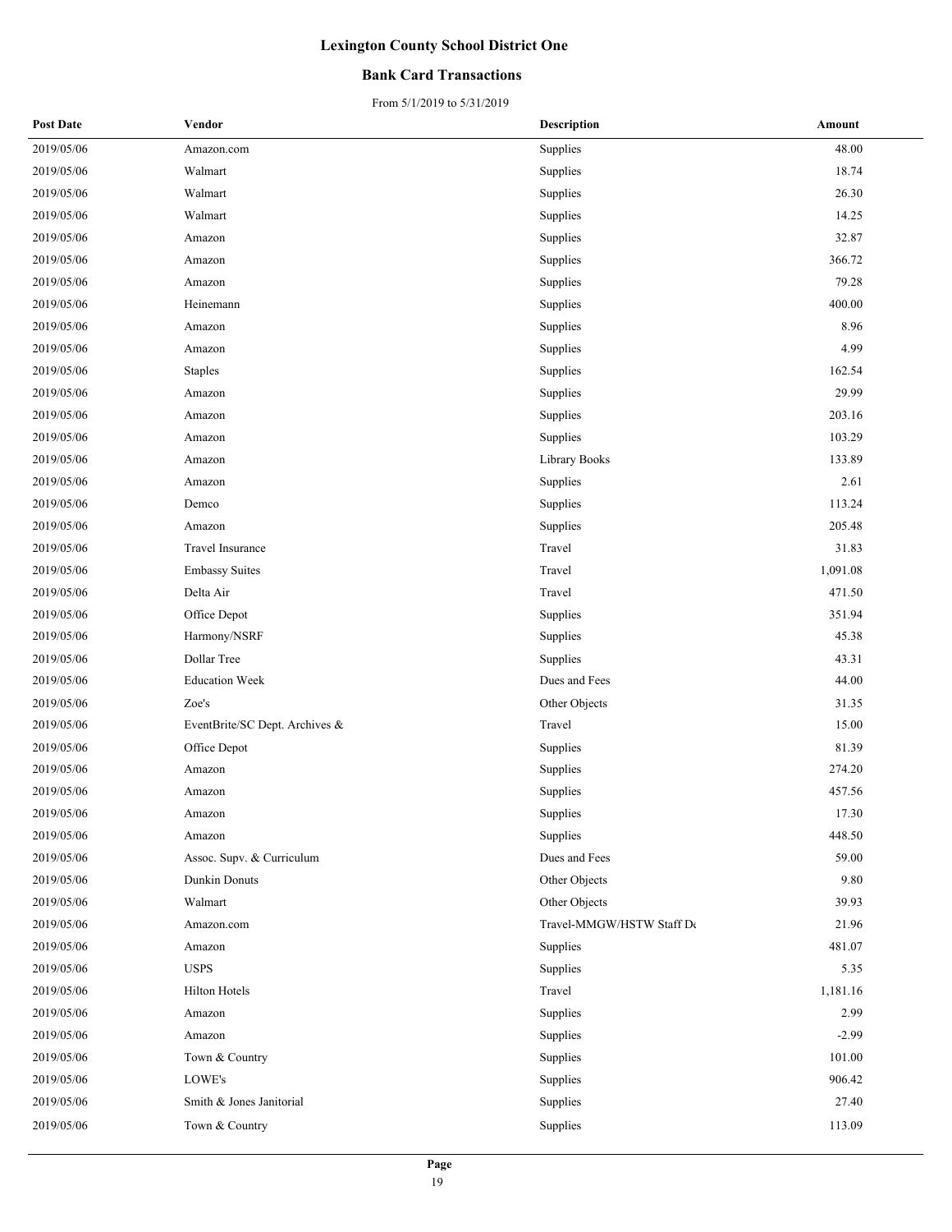# Lexington County School District One

## Bank Card Transactions

From 5/1/2019 to 5/31/2019

| Post Date | Vendor | Description | Amount |
|---|---|---|---|
| 2019/05/06 | Amazon.com | Supplies | 48.00 |
| 2019/05/06 | Walmart | Supplies | 18.74 |
| 2019/05/06 | Walmart | Supplies | 26.30 |
| 2019/05/06 | Walmart | Supplies | 14.25 |
| 2019/05/06 | Amazon | Supplies | 32.87 |
| 2019/05/06 | Amazon | Supplies | 366.72 |
| 2019/05/06 | Amazon | Supplies | 79.28 |
| 2019/05/06 | Heinemann | Supplies | 400.00 |
| 2019/05/06 | Amazon | Supplies | 8.96 |
| 2019/05/06 | Amazon | Supplies | 4.99 |
| 2019/05/06 | Staples | Supplies | 162.54 |
| 2019/05/06 | Amazon | Supplies | 29.99 |
| 2019/05/06 | Amazon | Supplies | 203.16 |
| 2019/05/06 | Amazon | Supplies | 103.29 |
| 2019/05/06 | Amazon | Library Books | 133.89 |
| 2019/05/06 | Amazon | Supplies | 2.61 |
| 2019/05/06 | Demco | Supplies | 113.24 |
| 2019/05/06 | Amazon | Supplies | 205.48 |
| 2019/05/06 | Travel Insurance | Travel | 31.83 |
| 2019/05/06 | Embassy Suites | Travel | 1,091.08 |
| 2019/05/06 | Delta Air | Travel | 471.50 |
| 2019/05/06 | Office Depot | Supplies | 351.94 |
| 2019/05/06 | Harmony/NSRF | Supplies | 45.38 |
| 2019/05/06 | Dollar Tree | Supplies | 43.31 |
| 2019/05/06 | Education Week | Dues and Fees | 44.00 |
| 2019/05/06 | Zoe's | Other Objects | 31.35 |
| 2019/05/06 | EventBrite/SC Dept. Archives & | Travel | 15.00 |
| 2019/05/06 | Office Depot | Supplies | 81.39 |
| 2019/05/06 | Amazon | Supplies | 274.20 |
| 2019/05/06 | Amazon | Supplies | 457.56 |
| 2019/05/06 | Amazon | Supplies | 17.30 |
| 2019/05/06 | Amazon | Supplies | 448.50 |
| 2019/05/06 | Assoc. Supv. & Curriculum | Dues and Fees | 59.00 |
| 2019/05/06 | Dunkin Donuts | Other Objects | 9.80 |
| 2019/05/06 | Walmart | Other Objects | 39.93 |
| 2019/05/06 | Amazon.com | Travel-MMGW/HSTW Staff De | 21.96 |
| 2019/05/06 | Amazon | Supplies | 481.07 |
| 2019/05/06 | USPS | Supplies | 5.35 |
| 2019/05/06 | Hilton Hotels | Travel | 1,181.16 |
| 2019/05/06 | Amazon | Supplies | 2.99 |
| 2019/05/06 | Amazon | Supplies | -2.99 |
| 2019/05/06 | Town & Country | Supplies | 101.00 |
| 2019/05/06 | LOWE's | Supplies | 906.42 |
| 2019/05/06 | Smith & Jones Janitorial | Supplies | 27.40 |
| 2019/05/06 | Town & Country | Supplies | 113.09 |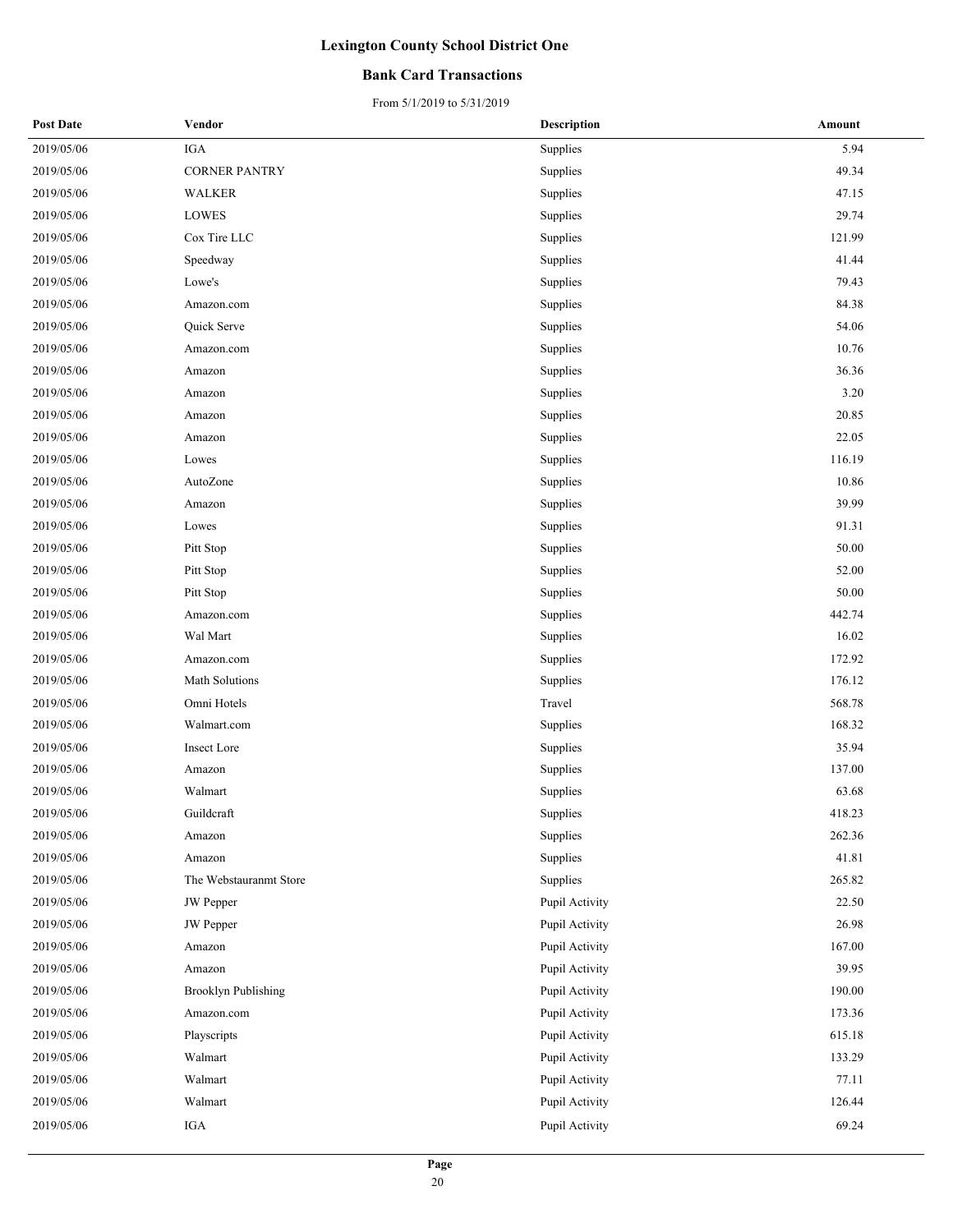# Lexington County School District One

## Bank Card Transactions

From 5/1/2019 to 5/31/2019

| Post Date | Vendor | Description | Amount |
|---|---|---|---|
| 2019/05/06 | IGA | Supplies | 5.94 |
| 2019/05/06 | CORNER PANTRY | Supplies | 49.34 |
| 2019/05/06 | WALKER | Supplies | 47.15 |
| 2019/05/06 | LOWES | Supplies | 29.74 |
| 2019/05/06 | Cox Tire LLC | Supplies | 121.99 |
| 2019/05/06 | Speedway | Supplies | 41.44 |
| 2019/05/06 | Lowe's | Supplies | 79.43 |
| 2019/05/06 | Amazon.com | Supplies | 84.38 |
| 2019/05/06 | Quick Serve | Supplies | 54.06 |
| 2019/05/06 | Amazon.com | Supplies | 10.76 |
| 2019/05/06 | Amazon | Supplies | 36.36 |
| 2019/05/06 | Amazon | Supplies | 3.20 |
| 2019/05/06 | Amazon | Supplies | 20.85 |
| 2019/05/06 | Amazon | Supplies | 22.05 |
| 2019/05/06 | Lowes | Supplies | 116.19 |
| 2019/05/06 | AutoZone | Supplies | 10.86 |
| 2019/05/06 | Amazon | Supplies | 39.99 |
| 2019/05/06 | Lowes | Supplies | 91.31 |
| 2019/05/06 | Pitt Stop | Supplies | 50.00 |
| 2019/05/06 | Pitt Stop | Supplies | 52.00 |
| 2019/05/06 | Pitt Stop | Supplies | 50.00 |
| 2019/05/06 | Amazon.com | Supplies | 442.74 |
| 2019/05/06 | Wal Mart | Supplies | 16.02 |
| 2019/05/06 | Amazon.com | Supplies | 172.92 |
| 2019/05/06 | Math Solutions | Supplies | 176.12 |
| 2019/05/06 | Omni Hotels | Travel | 568.78 |
| 2019/05/06 | Walmart.com | Supplies | 168.32 |
| 2019/05/06 | Insect Lore | Supplies | 35.94 |
| 2019/05/06 | Amazon | Supplies | 137.00 |
| 2019/05/06 | Walmart | Supplies | 63.68 |
| 2019/05/06 | Guildcraft | Supplies | 418.23 |
| 2019/05/06 | Amazon | Supplies | 262.36 |
| 2019/05/06 | Amazon | Supplies | 41.81 |
| 2019/05/06 | The Webstauranmt Store | Supplies | 265.82 |
| 2019/05/06 | JW Pepper | Pupil Activity | 22.50 |
| 2019/05/06 | JW Pepper | Pupil Activity | 26.98 |
| 2019/05/06 | Amazon | Pupil Activity | 167.00 |
| 2019/05/06 | Amazon | Pupil Activity | 39.95 |
| 2019/05/06 | Brooklyn Publishing | Pupil Activity | 190.00 |
| 2019/05/06 | Amazon.com | Pupil Activity | 173.36 |
| 2019/05/06 | Playscripts | Pupil Activity | 615.18 |
| 2019/05/06 | Walmart | Pupil Activity | 133.29 |
| 2019/05/06 | Walmart | Pupil Activity | 77.11 |
| 2019/05/06 | Walmart | Pupil Activity | 126.44 |
| 2019/05/06 | IGA | Pupil Activity | 69.24 |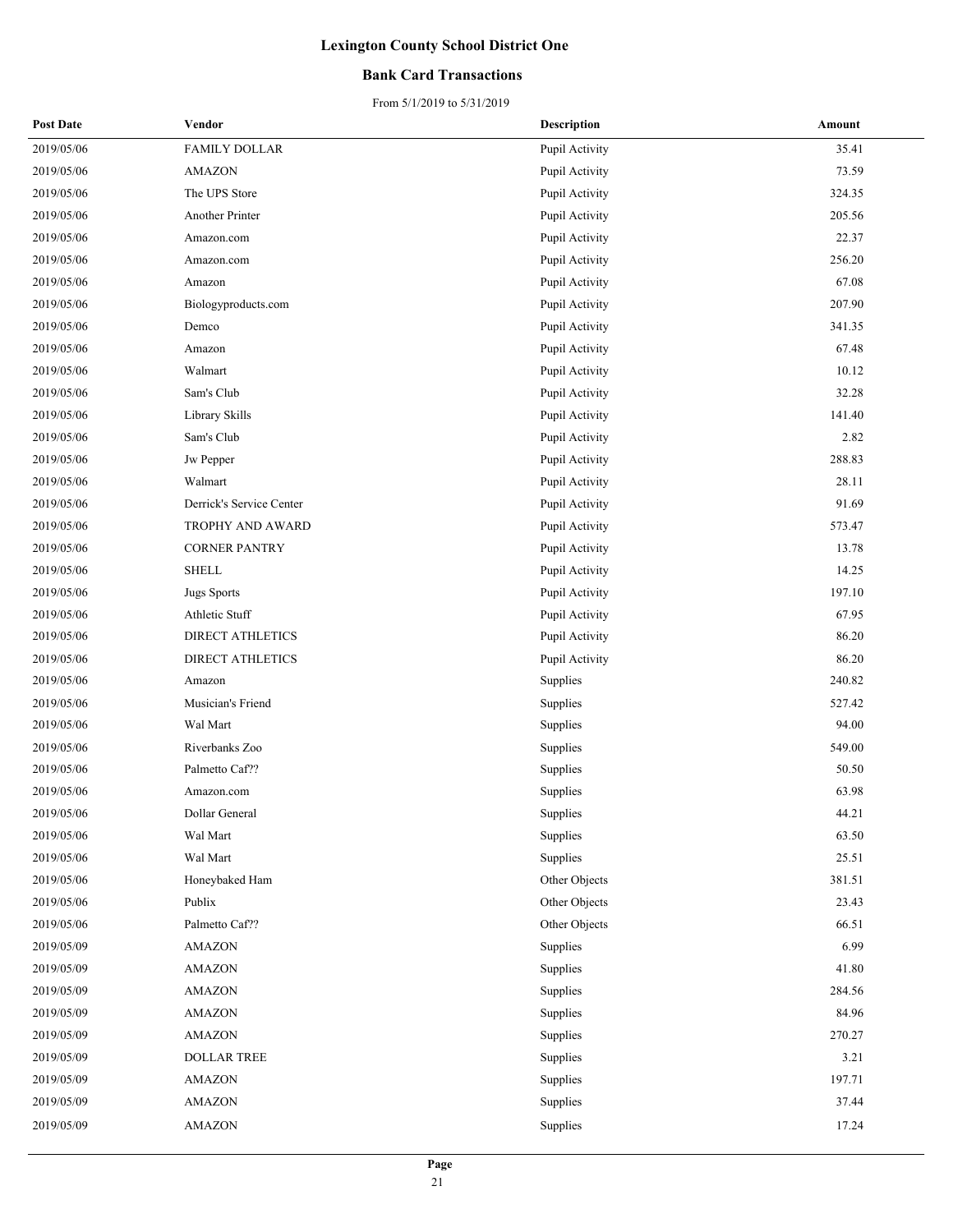# Lexington County School District One

## Bank Card Transactions

From 5/1/2019 to 5/31/2019

| Post Date | Vendor | Description | Amount |
|---|---|---|---|
| 2019/05/06 | FAMILY DOLLAR | Pupil Activity | 35.41 |
| 2019/05/06 | AMAZON | Pupil Activity | 73.59 |
| 2019/05/06 | The UPS Store | Pupil Activity | 324.35 |
| 2019/05/06 | Another Printer | Pupil Activity | 205.56 |
| 2019/05/06 | Amazon.com | Pupil Activity | 22.37 |
| 2019/05/06 | Amazon.com | Pupil Activity | 256.20 |
| 2019/05/06 | Amazon | Pupil Activity | 67.08 |
| 2019/05/06 | Biologyproducts.com | Pupil Activity | 207.90 |
| 2019/05/06 | Demco | Pupil Activity | 341.35 |
| 2019/05/06 | Amazon | Pupil Activity | 67.48 |
| 2019/05/06 | Walmart | Pupil Activity | 10.12 |
| 2019/05/06 | Sam's Club | Pupil Activity | 32.28 |
| 2019/05/06 | Library Skills | Pupil Activity | 141.40 |
| 2019/05/06 | Sam's Club | Pupil Activity | 2.82 |
| 2019/05/06 | Jw Pepper | Pupil Activity | 288.83 |
| 2019/05/06 | Walmart | Pupil Activity | 28.11 |
| 2019/05/06 | Derrick's Service Center | Pupil Activity | 91.69 |
| 2019/05/06 | TROPHY AND AWARD | Pupil Activity | 573.47 |
| 2019/05/06 | CORNER PANTRY | Pupil Activity | 13.78 |
| 2019/05/06 | SHELL | Pupil Activity | 14.25 |
| 2019/05/06 | Jugs Sports | Pupil Activity | 197.10 |
| 2019/05/06 | Athletic Stuff | Pupil Activity | 67.95 |
| 2019/05/06 | DIRECT ATHLETICS | Pupil Activity | 86.20 |
| 2019/05/06 | DIRECT ATHLETICS | Pupil Activity | 86.20 |
| 2019/05/06 | Amazon | Supplies | 240.82 |
| 2019/05/06 | Musician's Friend | Supplies | 527.42 |
| 2019/05/06 | Wal Mart | Supplies | 94.00 |
| 2019/05/06 | Riverbanks Zoo | Supplies | 549.00 |
| 2019/05/06 | Palmetto Caf?? | Supplies | 50.50 |
| 2019/05/06 | Amazon.com | Supplies | 63.98 |
| 2019/05/06 | Dollar General | Supplies | 44.21 |
| 2019/05/06 | Wal Mart | Supplies | 63.50 |
| 2019/05/06 | Wal Mart | Supplies | 25.51 |
| 2019/05/06 | Honeybaked Ham | Other Objects | 381.51 |
| 2019/05/06 | Publix | Other Objects | 23.43 |
| 2019/05/06 | Palmetto Caf?? | Other Objects | 66.51 |
| 2019/05/09 | AMAZON | Supplies | 6.99 |
| 2019/05/09 | AMAZON | Supplies | 41.80 |
| 2019/05/09 | AMAZON | Supplies | 284.56 |
| 2019/05/09 | AMAZON | Supplies | 84.96 |
| 2019/05/09 | AMAZON | Supplies | 270.27 |
| 2019/05/09 | DOLLAR TREE | Supplies | 3.21 |
| 2019/05/09 | AMAZON | Supplies | 197.71 |
| 2019/05/09 | AMAZON | Supplies | 37.44 |
| 2019/05/09 | AMAZON | Supplies | 17.24 |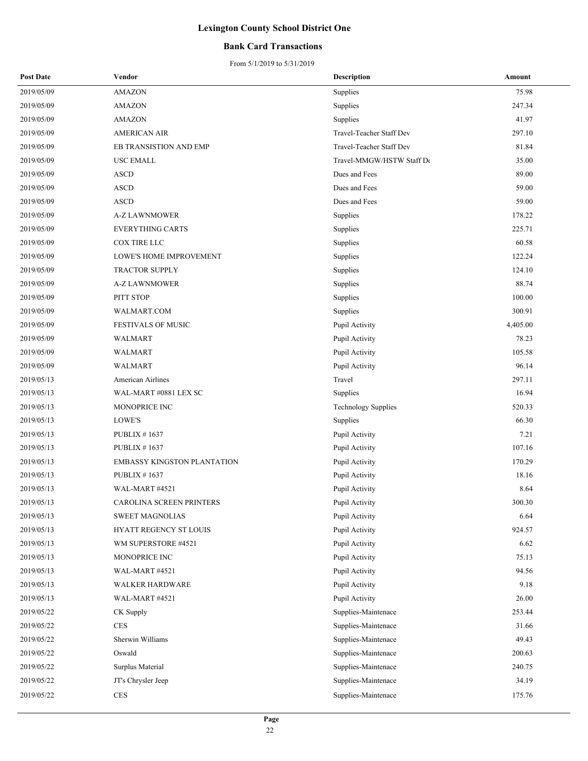# Lexington County School District One

## Bank Card Transactions

From 5/1/2019 to 5/31/2019

| Post Date | Vendor | Description | Amount |
|---|---|---|---|
| 2019/05/09 | AMAZON | Supplies | 75.98 |
| 2019/05/09 | AMAZON | Supplies | 247.34 |
| 2019/05/09 | AMAZON | Supplies | 41.97 |
| 2019/05/09 | AMERICAN AIR | Travel-Teacher Staff Dev | 297.10 |
| 2019/05/09 | EB TRANSISTION AND EMP | Travel-Teacher Staff Dev | 81.84 |
| 2019/05/09 | USC EMALL | Travel-MMGW/HSTW Staff De | 35.00 |
| 2019/05/09 | ASCD | Dues and Fees | 89.00 |
| 2019/05/09 | ASCD | Dues and Fees | 59.00 |
| 2019/05/09 | ASCD | Dues and Fees | 59.00 |
| 2019/05/09 | A-Z LAWNMOWER | Supplies | 178.22 |
| 2019/05/09 | EVERYTHING CARTS | Supplies | 225.71 |
| 2019/05/09 | COX TIRE LLC | Supplies | 60.58 |
| 2019/05/09 | LOWE'S HOME IMPROVEMENT | Supplies | 122.24 |
| 2019/05/09 | TRACTOR SUPPLY | Supplies | 124.10 |
| 2019/05/09 | A-Z LAWNMOWER | Supplies | 88.74 |
| 2019/05/09 | PITT STOP | Supplies | 100.00 |
| 2019/05/09 | WALMART.COM | Supplies | 300.91 |
| 2019/05/09 | FESTIVALS OF MUSIC | Pupil Activity | 4,405.00 |
| 2019/05/09 | WALMART | Pupil Activity | 78.23 |
| 2019/05/09 | WALMART | Pupil Activity | 105.58 |
| 2019/05/09 | WALMART | Pupil Activity | 96.14 |
| 2019/05/13 | American Airlines | Travel | 297.11 |
| 2019/05/13 | WAL-MART #0881 LEX SC | Supplies | 16.94 |
| 2019/05/13 | MONOPRICE INC | Technology Supplies | 520.33 |
| 2019/05/13 | LOWE'S | Supplies | 66.30 |
| 2019/05/13 | PUBLIX # 1637 | Pupil Activity | 7.21 |
| 2019/05/13 | PUBLIX # 1637 | Pupil Activity | 107.16 |
| 2019/05/13 | EMBASSY KINGSTON PLANTATION | Pupil Activity | 170.29 |
| 2019/05/13 | PUBLIX # 1637 | Pupil Activity | 18.16 |
| 2019/05/13 | WAL-MART #4521 | Pupil Activity | 8.64 |
| 2019/05/13 | CAROLINA SCREEN PRINTERS | Pupil Activity | 300.30 |
| 2019/05/13 | SWEET MAGNOLIAS | Pupil Activity | 6.64 |
| 2019/05/13 | HYATT REGENCY ST LOUIS | Pupil Activity | 924.57 |
| 2019/05/13 | WM SUPERSTORE #4521 | Pupil Activity | 6.62 |
| 2019/05/13 | MONOPRICE INC | Pupil Activity | 75.13 |
| 2019/05/13 | WAL-MART #4521 | Pupil Activity | 94.56 |
| 2019/05/13 | WALKER HARDWARE | Pupil Activity | 9.18 |
| 2019/05/13 | WAL-MART #4521 | Pupil Activity | 26.00 |
| 2019/05/22 | CK Supply | Supplies-Maintenace | 253.44 |
| 2019/05/22 | CES | Supplies-Maintenace | 31.66 |
| 2019/05/22 | Sherwin Williams | Supplies-Maintenace | 49.43 |
| 2019/05/22 | Oswald | Supplies-Maintenace | 200.63 |
| 2019/05/22 | Surplus Material | Supplies-Maintenace | 240.75 |
| 2019/05/22 | JT's Chrysler Jeep | Supplies-Maintenace | 34.19 |
| 2019/05/22 | CES | Supplies-Maintenace | 175.76 |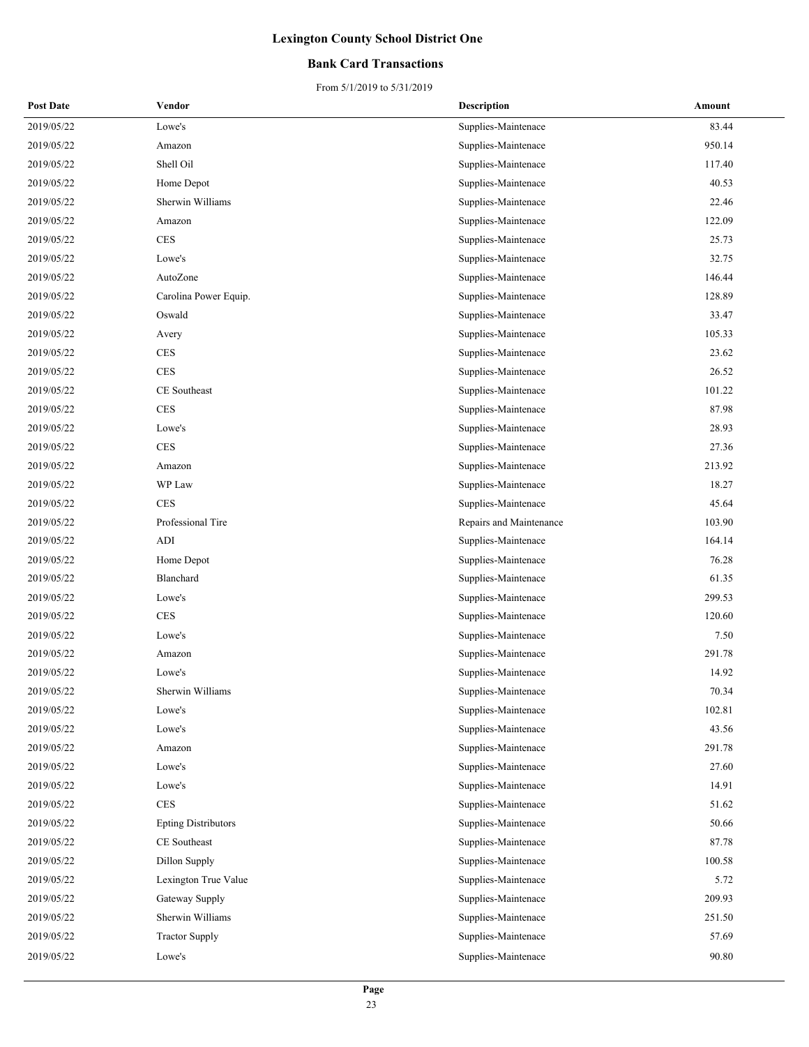# Lexington County School District One

## Bank Card Transactions

From 5/1/2019 to 5/31/2019

| Post Date | Vendor | Description | Amount |
|---|---|---|---|
| 2019/05/22 | Lowe's | Supplies-Maintenace | 83.44 |
| 2019/05/22 | Amazon | Supplies-Maintenace | 950.14 |
| 2019/05/22 | Shell Oil | Supplies-Maintenace | 117.40 |
| 2019/05/22 | Home Depot | Supplies-Maintenace | 40.53 |
| 2019/05/22 | Sherwin Williams | Supplies-Maintenace | 22.46 |
| 2019/05/22 | Amazon | Supplies-Maintenace | 122.09 |
| 2019/05/22 | CES | Supplies-Maintenace | 25.73 |
| 2019/05/22 | Lowe's | Supplies-Maintenace | 32.75 |
| 2019/05/22 | AutoZone | Supplies-Maintenace | 146.44 |
| 2019/05/22 | Carolina Power Equip. | Supplies-Maintenace | 128.89 |
| 2019/05/22 | Oswald | Supplies-Maintenace | 33.47 |
| 2019/05/22 | Avery | Supplies-Maintenace | 105.33 |
| 2019/05/22 | CES | Supplies-Maintenace | 23.62 |
| 2019/05/22 | CES | Supplies-Maintenace | 26.52 |
| 2019/05/22 | CE Southeast | Supplies-Maintenace | 101.22 |
| 2019/05/22 | CES | Supplies-Maintenace | 87.98 |
| 2019/05/22 | Lowe's | Supplies-Maintenace | 28.93 |
| 2019/05/22 | CES | Supplies-Maintenace | 27.36 |
| 2019/05/22 | Amazon | Supplies-Maintenace | 213.92 |
| 2019/05/22 | WP Law | Supplies-Maintenace | 18.27 |
| 2019/05/22 | CES | Supplies-Maintenace | 45.64 |
| 2019/05/22 | Professional Tire | Repairs and Maintenance | 103.90 |
| 2019/05/22 | ADI | Supplies-Maintenace | 164.14 |
| 2019/05/22 | Home Depot | Supplies-Maintenace | 76.28 |
| 2019/05/22 | Blanchard | Supplies-Maintenace | 61.35 |
| 2019/05/22 | Lowe's | Supplies-Maintenace | 299.53 |
| 2019/05/22 | CES | Supplies-Maintenace | 120.60 |
| 2019/05/22 | Lowe's | Supplies-Maintenace | 7.50 |
| 2019/05/22 | Amazon | Supplies-Maintenace | 291.78 |
| 2019/05/22 | Lowe's | Supplies-Maintenace | 14.92 |
| 2019/05/22 | Sherwin Williams | Supplies-Maintenace | 70.34 |
| 2019/05/22 | Lowe's | Supplies-Maintenace | 102.81 |
| 2019/05/22 | Lowe's | Supplies-Maintenace | 43.56 |
| 2019/05/22 | Amazon | Supplies-Maintenace | 291.78 |
| 2019/05/22 | Lowe's | Supplies-Maintenace | 27.60 |
| 2019/05/22 | Lowe's | Supplies-Maintenace | 14.91 |
| 2019/05/22 | CES | Supplies-Maintenace | 51.62 |
| 2019/05/22 | Epting Distributors | Supplies-Maintenace | 50.66 |
| 2019/05/22 | CE Southeast | Supplies-Maintenace | 87.78 |
| 2019/05/22 | Dillon Supply | Supplies-Maintenace | 100.58 |
| 2019/05/22 | Lexington True Value | Supplies-Maintenace | 5.72 |
| 2019/05/22 | Gateway Supply | Supplies-Maintenace | 209.93 |
| 2019/05/22 | Sherwin Williams | Supplies-Maintenace | 251.50 |
| 2019/05/22 | Tractor Supply | Supplies-Maintenace | 57.69 |
| 2019/05/22 | Lowe's | Supplies-Maintenace | 90.80 |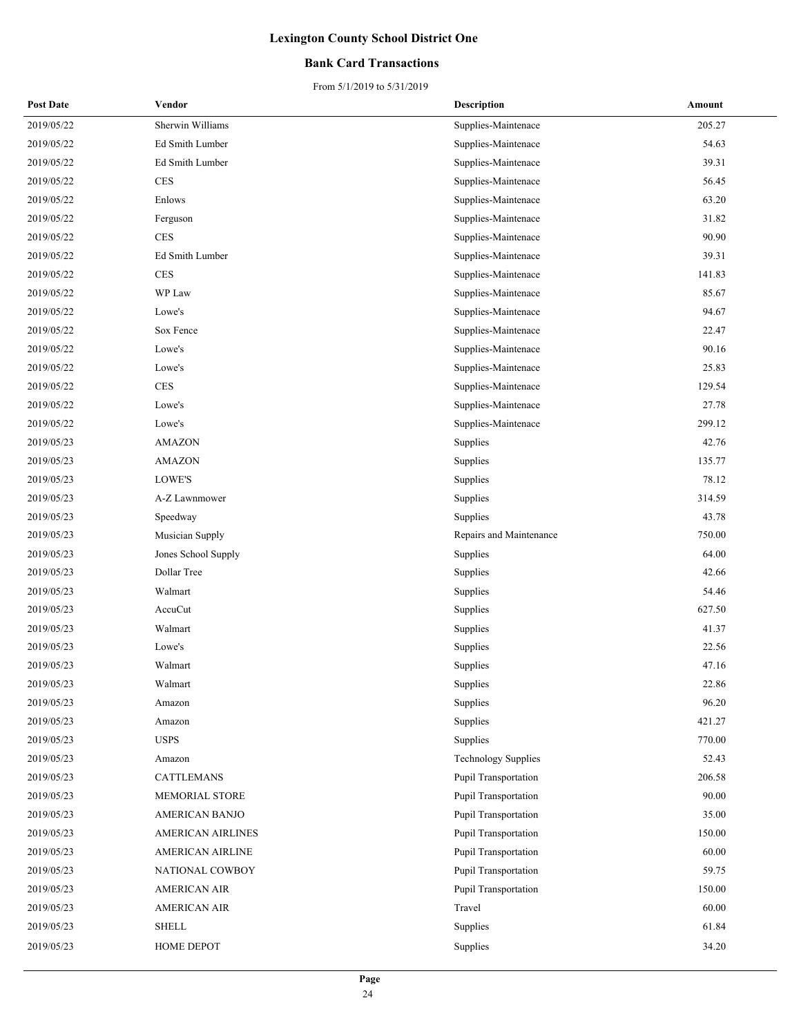# Lexington County School District One

## Bank Card Transactions

From 5/1/2019 to 5/31/2019

| Post Date | Vendor | Description | Amount |
|---|---|---|---|
| 2019/05/22 | Sherwin Williams | Supplies-Maintenace | 205.27 |
| 2019/05/22 | Ed Smith Lumber | Supplies-Maintenace | 54.63 |
| 2019/05/22 | Ed Smith Lumber | Supplies-Maintenace | 39.31 |
| 2019/05/22 | CES | Supplies-Maintenace | 56.45 |
| 2019/05/22 | Enlows | Supplies-Maintenace | 63.20 |
| 2019/05/22 | Ferguson | Supplies-Maintenace | 31.82 |
| 2019/05/22 | CES | Supplies-Maintenace | 90.90 |
| 2019/05/22 | Ed Smith Lumber | Supplies-Maintenace | 39.31 |
| 2019/05/22 | CES | Supplies-Maintenace | 141.83 |
| 2019/05/22 | WP Law | Supplies-Maintenace | 85.67 |
| 2019/05/22 | Lowe's | Supplies-Maintenace | 94.67 |
| 2019/05/22 | Sox Fence | Supplies-Maintenace | 22.47 |
| 2019/05/22 | Lowe's | Supplies-Maintenace | 90.16 |
| 2019/05/22 | Lowe's | Supplies-Maintenace | 25.83 |
| 2019/05/22 | CES | Supplies-Maintenace | 129.54 |
| 2019/05/22 | Lowe's | Supplies-Maintenace | 27.78 |
| 2019/05/22 | Lowe's | Supplies-Maintenace | 299.12 |
| 2019/05/23 | AMAZON | Supplies | 42.76 |
| 2019/05/23 | AMAZON | Supplies | 135.77 |
| 2019/05/23 | LOWE'S | Supplies | 78.12 |
| 2019/05/23 | A-Z Lawnmower | Supplies | 314.59 |
| 2019/05/23 | Speedway | Supplies | 43.78 |
| 2019/05/23 | Musician Supply | Repairs and Maintenance | 750.00 |
| 2019/05/23 | Jones School Supply | Supplies | 64.00 |
| 2019/05/23 | Dollar Tree | Supplies | 42.66 |
| 2019/05/23 | Walmart | Supplies | 54.46 |
| 2019/05/23 | AccuCut | Supplies | 627.50 |
| 2019/05/23 | Walmart | Supplies | 41.37 |
| 2019/05/23 | Lowe's | Supplies | 22.56 |
| 2019/05/23 | Walmart | Supplies | 47.16 |
| 2019/05/23 | Walmart | Supplies | 22.86 |
| 2019/05/23 | Amazon | Supplies | 96.20 |
| 2019/05/23 | Amazon | Supplies | 421.27 |
| 2019/05/23 | USPS | Supplies | 770.00 |
| 2019/05/23 | Amazon | Technology Supplies | 52.43 |
| 2019/05/23 | CATTLEMANS | Pupil Transportation | 206.58 |
| 2019/05/23 | MEMORIAL STORE | Pupil Transportation | 90.00 |
| 2019/05/23 | AMERICAN BANJO | Pupil Transportation | 35.00 |
| 2019/05/23 | AMERICAN AIRLINES | Pupil Transportation | 150.00 |
| 2019/05/23 | AMERICAN AIRLINE | Pupil Transportation | 60.00 |
| 2019/05/23 | NATIONAL COWBOY | Pupil Transportation | 59.75 |
| 2019/05/23 | AMERICAN AIR | Pupil Transportation | 150.00 |
| 2019/05/23 | AMERICAN AIR | Travel | 60.00 |
| 2019/05/23 | SHELL | Supplies | 61.84 |
| 2019/05/23 | HOME DEPOT | Supplies | 34.20 |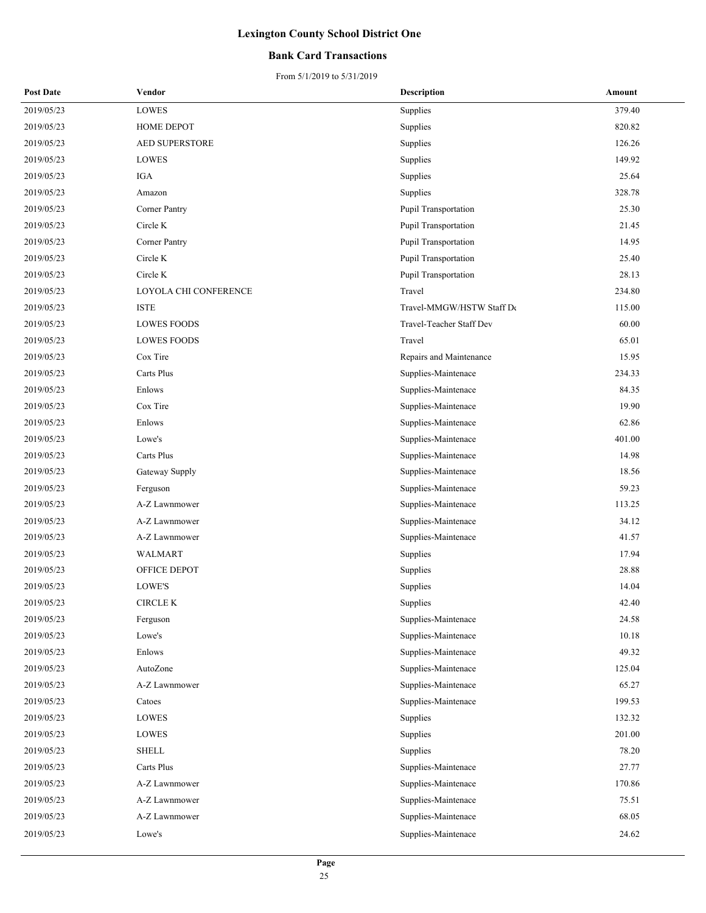# Lexington County School District One

## Bank Card Transactions

From 5/1/2019 to 5/31/2019

| Post Date | Vendor | Description | Amount |
|---|---|---|---|
| 2019/05/23 | LOWES | Supplies | 379.40 |
| 2019/05/23 | HOME DEPOT | Supplies | 820.82 |
| 2019/05/23 | AED SUPERSTORE | Supplies | 126.26 |
| 2019/05/23 | LOWES | Supplies | 149.92 |
| 2019/05/23 | IGA | Supplies | 25.64 |
| 2019/05/23 | Amazon | Supplies | 328.78 |
| 2019/05/23 | Corner Pantry | Pupil Transportation | 25.30 |
| 2019/05/23 | Circle K | Pupil Transportation | 21.45 |
| 2019/05/23 | Corner Pantry | Pupil Transportation | 14.95 |
| 2019/05/23 | Circle K | Pupil Transportation | 25.40 |
| 2019/05/23 | Circle K | Pupil Transportation | 28.13 |
| 2019/05/23 | LOYOLA CHI CONFERENCE | Travel | 234.80 |
| 2019/05/23 | ISTE | Travel-MMGW/HSTW Staff De | 115.00 |
| 2019/05/23 | LOWES FOODS | Travel-Teacher Staff Dev | 60.00 |
| 2019/05/23 | LOWES FOODS | Travel | 65.01 |
| 2019/05/23 | Cox Tire | Repairs and Maintenance | 15.95 |
| 2019/05/23 | Carts Plus | Supplies-Maintenace | 234.33 |
| 2019/05/23 | Enlows | Supplies-Maintenace | 84.35 |
| 2019/05/23 | Cox Tire | Supplies-Maintenace | 19.90 |
| 2019/05/23 | Enlows | Supplies-Maintenace | 62.86 |
| 2019/05/23 | Lowe's | Supplies-Maintenace | 401.00 |
| 2019/05/23 | Carts Plus | Supplies-Maintenace | 14.98 |
| 2019/05/23 | Gateway Supply | Supplies-Maintenace | 18.56 |
| 2019/05/23 | Ferguson | Supplies-Maintenace | 59.23 |
| 2019/05/23 | A-Z Lawnmower | Supplies-Maintenace | 113.25 |
| 2019/05/23 | A-Z Lawnmower | Supplies-Maintenace | 34.12 |
| 2019/05/23 | A-Z Lawnmower | Supplies-Maintenace | 41.57 |
| 2019/05/23 | WALMART | Supplies | 17.94 |
| 2019/05/23 | OFFICE DEPOT | Supplies | 28.88 |
| 2019/05/23 | LOWE'S | Supplies | 14.04 |
| 2019/05/23 | CIRCLE K | Supplies | 42.40 |
| 2019/05/23 | Ferguson | Supplies-Maintenace | 24.58 |
| 2019/05/23 | Lowe's | Supplies-Maintenace | 10.18 |
| 2019/05/23 | Enlows | Supplies-Maintenace | 49.32 |
| 2019/05/23 | AutoZone | Supplies-Maintenace | 125.04 |
| 2019/05/23 | A-Z Lawnmower | Supplies-Maintenace | 65.27 |
| 2019/05/23 | Catoes | Supplies-Maintenace | 199.53 |
| 2019/05/23 | LOWES | Supplies | 132.32 |
| 2019/05/23 | LOWES | Supplies | 201.00 |
| 2019/05/23 | SHELL | Supplies | 78.20 |
| 2019/05/23 | Carts Plus | Supplies-Maintenace | 27.77 |
| 2019/05/23 | A-Z Lawnmower | Supplies-Maintenace | 170.86 |
| 2019/05/23 | A-Z Lawnmower | Supplies-Maintenace | 75.51 |
| 2019/05/23 | A-Z Lawnmower | Supplies-Maintenace | 68.05 |
| 2019/05/23 | Lowe's | Supplies-Maintenace | 24.62 |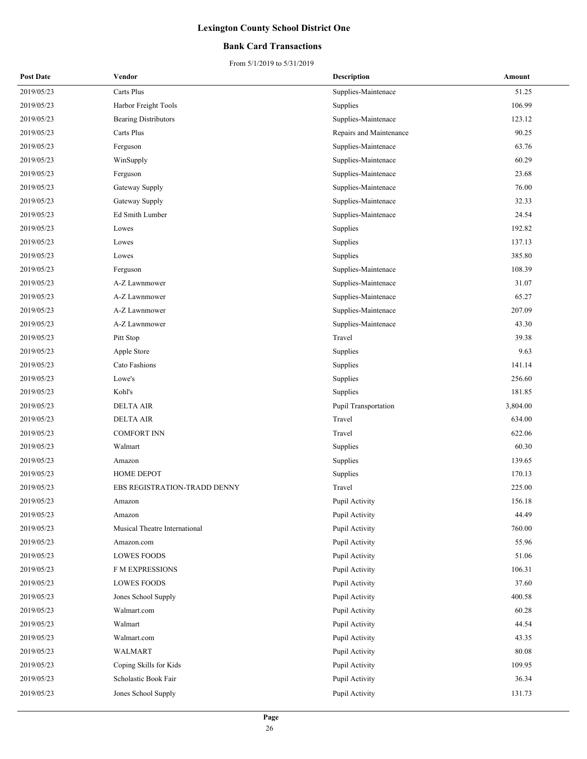# Lexington County School District One

## Bank Card Transactions

From 5/1/2019 to 5/31/2019

| Post Date | Vendor | Description | Amount |
|---|---|---|---|
| 2019/05/23 | Carts Plus | Supplies-Maintenace | 51.25 |
| 2019/05/23 | Harbor Freight Tools | Supplies | 106.99 |
| 2019/05/23 | Bearing Distributors | Supplies-Maintenace | 123.12 |
| 2019/05/23 | Carts Plus | Repairs and Maintenance | 90.25 |
| 2019/05/23 | Ferguson | Supplies-Maintenace | 63.76 |
| 2019/05/23 | WinSupply | Supplies-Maintenace | 60.29 |
| 2019/05/23 | Ferguson | Supplies-Maintenace | 23.68 |
| 2019/05/23 | Gateway Supply | Supplies-Maintenace | 76.00 |
| 2019/05/23 | Gateway Supply | Supplies-Maintenace | 32.33 |
| 2019/05/23 | Ed Smith Lumber | Supplies-Maintenace | 24.54 |
| 2019/05/23 | Lowes | Supplies | 192.82 |
| 2019/05/23 | Lowes | Supplies | 137.13 |
| 2019/05/23 | Lowes | Supplies | 385.80 |
| 2019/05/23 | Ferguson | Supplies-Maintenace | 108.39 |
| 2019/05/23 | A-Z Lawnmower | Supplies-Maintenace | 31.07 |
| 2019/05/23 | A-Z Lawnmower | Supplies-Maintenace | 65.27 |
| 2019/05/23 | A-Z Lawnmower | Supplies-Maintenace | 207.09 |
| 2019/05/23 | A-Z Lawnmower | Supplies-Maintenace | 43.30 |
| 2019/05/23 | Pitt Stop | Travel | 39.38 |
| 2019/05/23 | Apple Store | Supplies | 9.63 |
| 2019/05/23 | Cato Fashions | Supplies | 141.14 |
| 2019/05/23 | Lowe's | Supplies | 256.60 |
| 2019/05/23 | Kohl's | Supplies | 181.85 |
| 2019/05/23 | DELTA AIR | Pupil Transportation | 3,804.00 |
| 2019/05/23 | DELTA AIR | Travel | 634.00 |
| 2019/05/23 | COMFORT INN | Travel | 622.06 |
| 2019/05/23 | Walmart | Supplies | 60.30 |
| 2019/05/23 | Amazon | Supplies | 139.65 |
| 2019/05/23 | HOME DEPOT | Supplies | 170.13 |
| 2019/05/23 | EBS REGISTRATION-TRADD DENNY | Travel | 225.00 |
| 2019/05/23 | Amazon | Pupil Activity | 156.18 |
| 2019/05/23 | Amazon | Pupil Activity | 44.49 |
| 2019/05/23 | Musical Theatre International | Pupil Activity | 760.00 |
| 2019/05/23 | Amazon.com | Pupil Activity | 55.96 |
| 2019/05/23 | LOWES FOODS | Pupil Activity | 51.06 |
| 2019/05/23 | F M EXPRESSIONS | Pupil Activity | 106.31 |
| 2019/05/23 | LOWES FOODS | Pupil Activity | 37.60 |
| 2019/05/23 | Jones School Supply | Pupil Activity | 400.58 |
| 2019/05/23 | Walmart.com | Pupil Activity | 60.28 |
| 2019/05/23 | Walmart | Pupil Activity | 44.54 |
| 2019/05/23 | Walmart.com | Pupil Activity | 43.35 |
| 2019/05/23 | WALMART | Pupil Activity | 80.08 |
| 2019/05/23 | Coping Skills for Kids | Pupil Activity | 109.95 |
| 2019/05/23 | Scholastic Book Fair | Pupil Activity | 36.34 |
| 2019/05/23 | Jones School Supply | Pupil Activity | 131.73 |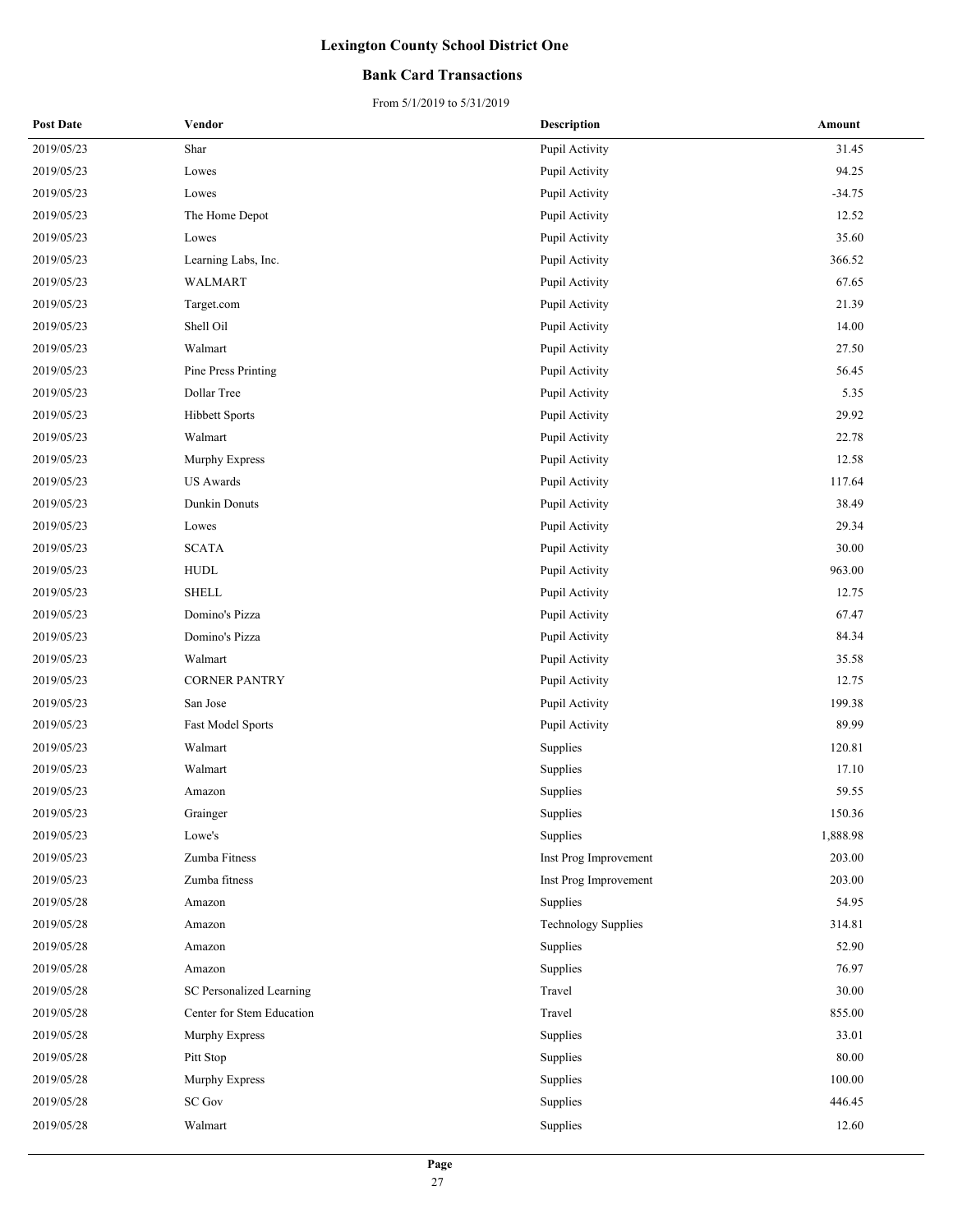# Lexington County School District One

## Bank Card Transactions

From 5/1/2019 to 5/31/2019

| Post Date | Vendor | Description | Amount |
|---|---|---|---|
| 2019/05/23 | Shar | Pupil Activity | 31.45 |
| 2019/05/23 | Lowes | Pupil Activity | 94.25 |
| 2019/05/23 | Lowes | Pupil Activity | -34.75 |
| 2019/05/23 | The Home Depot | Pupil Activity | 12.52 |
| 2019/05/23 | Lowes | Pupil Activity | 35.60 |
| 2019/05/23 | Learning Labs, Inc. | Pupil Activity | 366.52 |
| 2019/05/23 | WALMART | Pupil Activity | 67.65 |
| 2019/05/23 | Target.com | Pupil Activity | 21.39 |
| 2019/05/23 | Shell Oil | Pupil Activity | 14.00 |
| 2019/05/23 | Walmart | Pupil Activity | 27.50 |
| 2019/05/23 | Pine Press Printing | Pupil Activity | 56.45 |
| 2019/05/23 | Dollar Tree | Pupil Activity | 5.35 |
| 2019/05/23 | Hibbett Sports | Pupil Activity | 29.92 |
| 2019/05/23 | Walmart | Pupil Activity | 22.78 |
| 2019/05/23 | Murphy Express | Pupil Activity | 12.58 |
| 2019/05/23 | US Awards | Pupil Activity | 117.64 |
| 2019/05/23 | Dunkin Donuts | Pupil Activity | 38.49 |
| 2019/05/23 | Lowes | Pupil Activity | 29.34 |
| 2019/05/23 | SCATA | Pupil Activity | 30.00 |
| 2019/05/23 | HUDL | Pupil Activity | 963.00 |
| 2019/05/23 | SHELL | Pupil Activity | 12.75 |
| 2019/05/23 | Domino's Pizza | Pupil Activity | 67.47 |
| 2019/05/23 | Domino's Pizza | Pupil Activity | 84.34 |
| 2019/05/23 | Walmart | Pupil Activity | 35.58 |
| 2019/05/23 | CORNER PANTRY | Pupil Activity | 12.75 |
| 2019/05/23 | San Jose | Pupil Activity | 199.38 |
| 2019/05/23 | Fast Model Sports | Pupil Activity | 89.99 |
| 2019/05/23 | Walmart | Supplies | 120.81 |
| 2019/05/23 | Walmart | Supplies | 17.10 |
| 2019/05/23 | Amazon | Supplies | 59.55 |
| 2019/05/23 | Grainger | Supplies | 150.36 |
| 2019/05/23 | Lowe's | Supplies | 1,888.98 |
| 2019/05/23 | Zumba Fitness | Inst Prog Improvement | 203.00 |
| 2019/05/23 | Zumba fitness | Inst Prog Improvement | 203.00 |
| 2019/05/28 | Amazon | Supplies | 54.95 |
| 2019/05/28 | Amazon | Technology Supplies | 314.81 |
| 2019/05/28 | Amazon | Supplies | 52.90 |
| 2019/05/28 | Amazon | Supplies | 76.97 |
| 2019/05/28 | SC Personalized Learning | Travel | 30.00 |
| 2019/05/28 | Center for Stem Education | Travel | 855.00 |
| 2019/05/28 | Murphy Express | Supplies | 33.01 |
| 2019/05/28 | Pitt Stop | Supplies | 80.00 |
| 2019/05/28 | Murphy Express | Supplies | 100.00 |
| 2019/05/28 | SC Gov | Supplies | 446.45 |
| 2019/05/28 | Walmart | Supplies | 12.60 |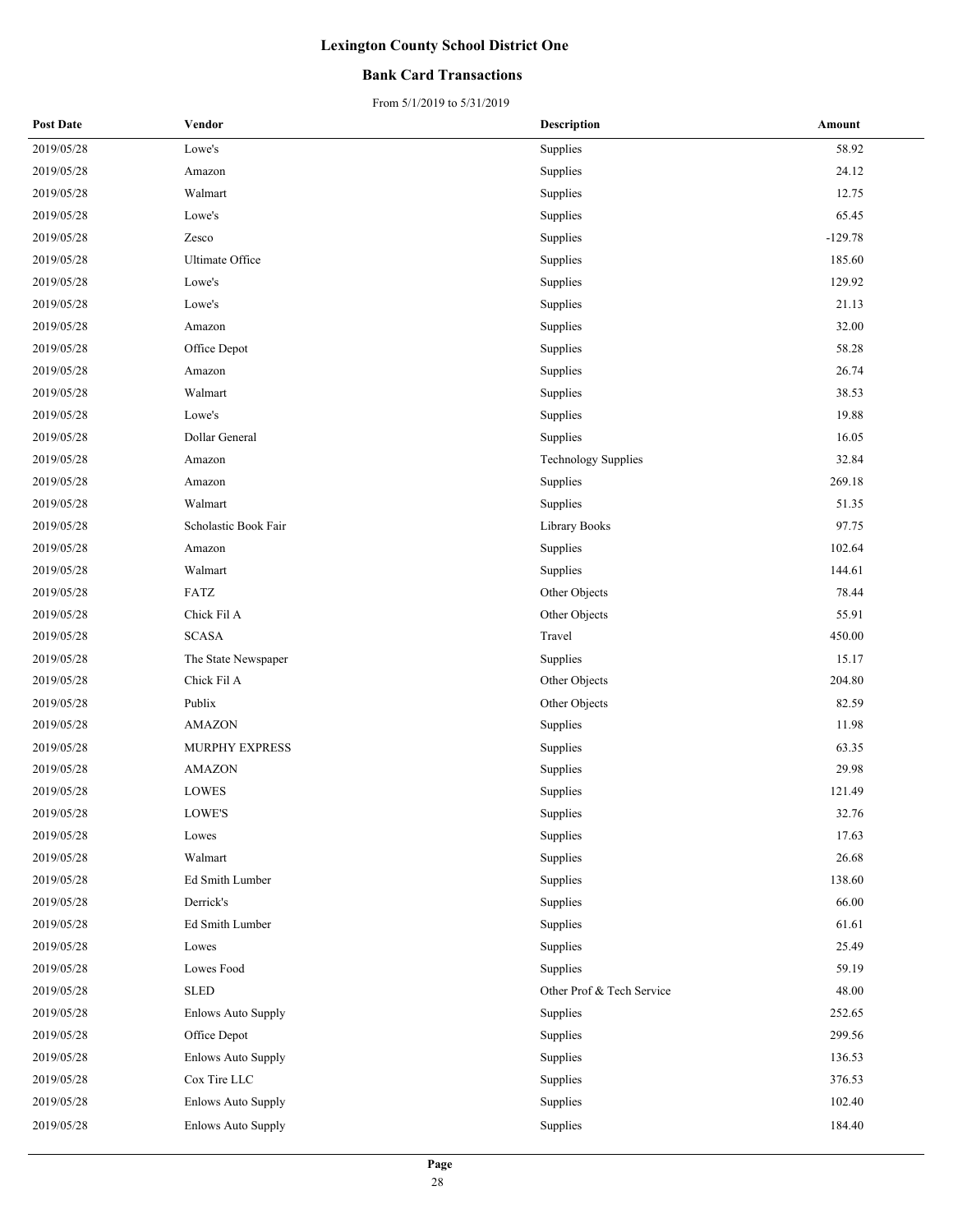# Lexington County School District One

## Bank Card Transactions

From 5/1/2019 to 5/31/2019

| Post Date | Vendor | Description | Amount |
|---|---|---|---|
| 2019/05/28 | Lowe's | Supplies | 58.92 |
| 2019/05/28 | Amazon | Supplies | 24.12 |
| 2019/05/28 | Walmart | Supplies | 12.75 |
| 2019/05/28 | Lowe's | Supplies | 65.45 |
| 2019/05/28 | Zesco | Supplies | -129.78 |
| 2019/05/28 | Ultimate Office | Supplies | 185.60 |
| 2019/05/28 | Lowe's | Supplies | 129.92 |
| 2019/05/28 | Lowe's | Supplies | 21.13 |
| 2019/05/28 | Amazon | Supplies | 32.00 |
| 2019/05/28 | Office Depot | Supplies | 58.28 |
| 2019/05/28 | Amazon | Supplies | 26.74 |
| 2019/05/28 | Walmart | Supplies | 38.53 |
| 2019/05/28 | Lowe's | Supplies | 19.88 |
| 2019/05/28 | Dollar General | Supplies | 16.05 |
| 2019/05/28 | Amazon | Technology Supplies | 32.84 |
| 2019/05/28 | Amazon | Supplies | 269.18 |
| 2019/05/28 | Walmart | Supplies | 51.35 |
| 2019/05/28 | Scholastic Book Fair | Library Books | 97.75 |
| 2019/05/28 | Amazon | Supplies | 102.64 |
| 2019/05/28 | Walmart | Supplies | 144.61 |
| 2019/05/28 | FATZ | Other Objects | 78.44 |
| 2019/05/28 | Chick Fil A | Other Objects | 55.91 |
| 2019/05/28 | SCASA | Travel | 450.00 |
| 2019/05/28 | The State Newspaper | Supplies | 15.17 |
| 2019/05/28 | Chick Fil A | Other Objects | 204.80 |
| 2019/05/28 | Publix | Other Objects | 82.59 |
| 2019/05/28 | AMAZON | Supplies | 11.98 |
| 2019/05/28 | MURPHY EXPRESS | Supplies | 63.35 |
| 2019/05/28 | AMAZON | Supplies | 29.98 |
| 2019/05/28 | LOWES | Supplies | 121.49 |
| 2019/05/28 | LOWE'S | Supplies | 32.76 |
| 2019/05/28 | Lowes | Supplies | 17.63 |
| 2019/05/28 | Walmart | Supplies | 26.68 |
| 2019/05/28 | Ed Smith Lumber | Supplies | 138.60 |
| 2019/05/28 | Derrick's | Supplies | 66.00 |
| 2019/05/28 | Ed Smith Lumber | Supplies | 61.61 |
| 2019/05/28 | Lowes | Supplies | 25.49 |
| 2019/05/28 | Lowes Food | Supplies | 59.19 |
| 2019/05/28 | SLED | Other Prof & Tech Service | 48.00 |
| 2019/05/28 | Enlows Auto Supply | Supplies | 252.65 |
| 2019/05/28 | Office Depot | Supplies | 299.56 |
| 2019/05/28 | Enlows Auto Supply | Supplies | 136.53 |
| 2019/05/28 | Cox Tire LLC | Supplies | 376.53 |
| 2019/05/28 | Enlows Auto Supply | Supplies | 102.40 |
| 2019/05/28 | Enlows Auto Supply | Supplies | 184.40 |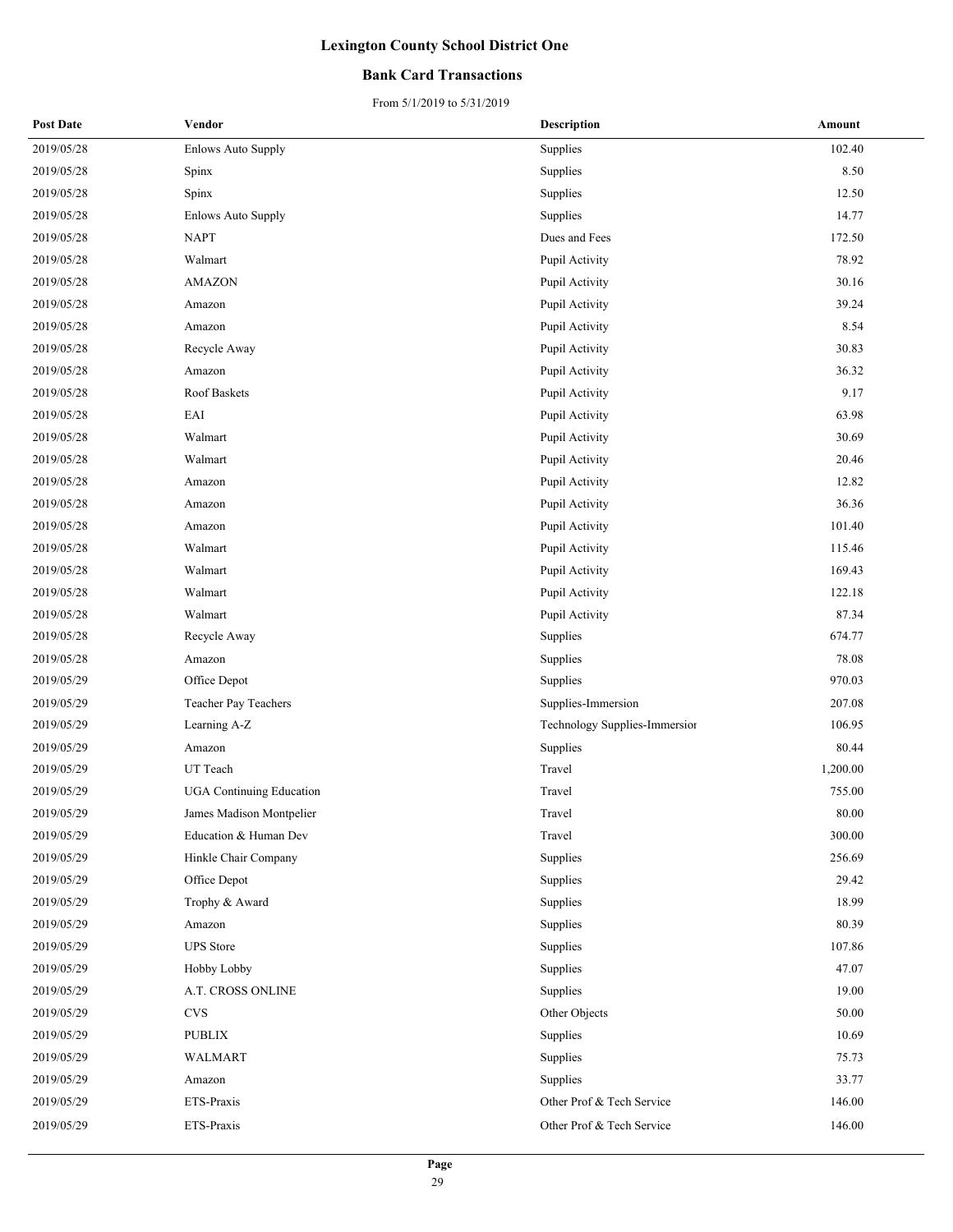# Lexington County School District One

## Bank Card Transactions

From 5/1/2019 to 5/31/2019

| Post Date | Vendor | Description | Amount |
|---|---|---|---|
| 2019/05/28 | Enlows Auto Supply | Supplies | 102.40 |
| 2019/05/28 | Spinx | Supplies | 8.50 |
| 2019/05/28 | Spinx | Supplies | 12.50 |
| 2019/05/28 | Enlows Auto Supply | Supplies | 14.77 |
| 2019/05/28 | NAPT | Dues and Fees | 172.50 |
| 2019/05/28 | Walmart | Pupil Activity | 78.92 |
| 2019/05/28 | AMAZON | Pupil Activity | 30.16 |
| 2019/05/28 | Amazon | Pupil Activity | 39.24 |
| 2019/05/28 | Amazon | Pupil Activity | 8.54 |
| 2019/05/28 | Recycle Away | Pupil Activity | 30.83 |
| 2019/05/28 | Amazon | Pupil Activity | 36.32 |
| 2019/05/28 | Roof Baskets | Pupil Activity | 9.17 |
| 2019/05/28 | EAI | Pupil Activity | 63.98 |
| 2019/05/28 | Walmart | Pupil Activity | 30.69 |
| 2019/05/28 | Walmart | Pupil Activity | 20.46 |
| 2019/05/28 | Amazon | Pupil Activity | 12.82 |
| 2019/05/28 | Amazon | Pupil Activity | 36.36 |
| 2019/05/28 | Amazon | Pupil Activity | 101.40 |
| 2019/05/28 | Walmart | Pupil Activity | 115.46 |
| 2019/05/28 | Walmart | Pupil Activity | 169.43 |
| 2019/05/28 | Walmart | Pupil Activity | 122.18 |
| 2019/05/28 | Walmart | Pupil Activity | 87.34 |
| 2019/05/28 | Recycle Away | Supplies | 674.77 |
| 2019/05/28 | Amazon | Supplies | 78.08 |
| 2019/05/29 | Office Depot | Supplies | 970.03 |
| 2019/05/29 | Teacher Pay Teachers | Supplies-Immersion | 207.08 |
| 2019/05/29 | Learning A-Z | Technology Supplies-Immersior | 106.95 |
| 2019/05/29 | Amazon | Supplies | 80.44 |
| 2019/05/29 | UT Teach | Travel | 1,200.00 |
| 2019/05/29 | UGA Continuing Education | Travel | 755.00 |
| 2019/05/29 | James Madison Montpelier | Travel | 80.00 |
| 2019/05/29 | Education & Human Dev | Travel | 300.00 |
| 2019/05/29 | Hinkle Chair Company | Supplies | 256.69 |
| 2019/05/29 | Office Depot | Supplies | 29.42 |
| 2019/05/29 | Trophy & Award | Supplies | 18.99 |
| 2019/05/29 | Amazon | Supplies | 80.39 |
| 2019/05/29 | UPS Store | Supplies | 107.86 |
| 2019/05/29 | Hobby Lobby | Supplies | 47.07 |
| 2019/05/29 | A.T. CROSS ONLINE | Supplies | 19.00 |
| 2019/05/29 | CVS | Other Objects | 50.00 |
| 2019/05/29 | PUBLIX | Supplies | 10.69 |
| 2019/05/29 | WALMART | Supplies | 75.73 |
| 2019/05/29 | Amazon | Supplies | 33.77 |
| 2019/05/29 | ETS-Praxis | Other Prof & Tech Service | 146.00 |
| 2019/05/29 | ETS-Praxis | Other Prof & Tech Service | 146.00 |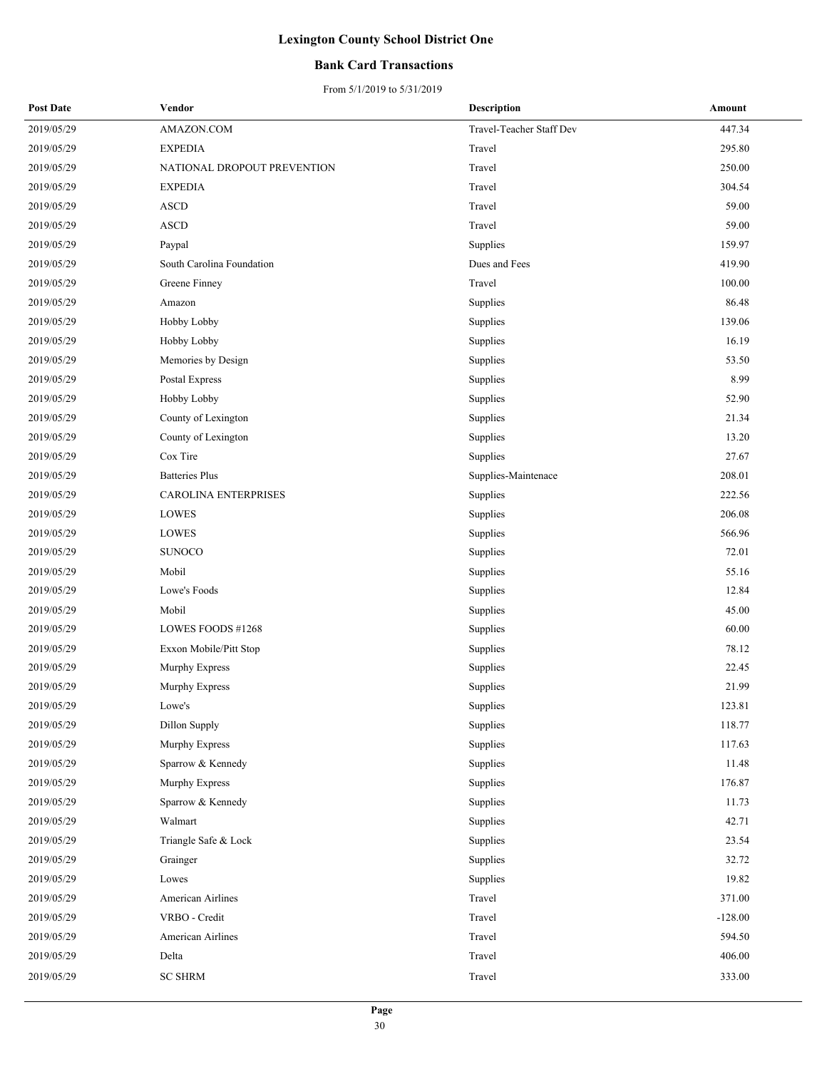# Lexington County School District One

## Bank Card Transactions

From 5/1/2019 to 5/31/2019

| Post Date | Vendor | Description | Amount |
|---|---|---|---|
| 2019/05/29 | AMAZON.COM | Travel-Teacher Staff Dev | 447.34 |
| 2019/05/29 | EXPEDIA | Travel | 295.80 |
| 2019/05/29 | NATIONAL DROPOUT PREVENTION | Travel | 250.00 |
| 2019/05/29 | EXPEDIA | Travel | 304.54 |
| 2019/05/29 | ASCD | Travel | 59.00 |
| 2019/05/29 | ASCD | Travel | 59.00 |
| 2019/05/29 | Paypal | Supplies | 159.97 |
| 2019/05/29 | South Carolina Foundation | Dues and Fees | 419.90 |
| 2019/05/29 | Greene Finney | Travel | 100.00 |
| 2019/05/29 | Amazon | Supplies | 86.48 |
| 2019/05/29 | Hobby Lobby | Supplies | 139.06 |
| 2019/05/29 | Hobby Lobby | Supplies | 16.19 |
| 2019/05/29 | Memories by Design | Supplies | 53.50 |
| 2019/05/29 | Postal Express | Supplies | 8.99 |
| 2019/05/29 | Hobby Lobby | Supplies | 52.90 |
| 2019/05/29 | County of Lexington | Supplies | 21.34 |
| 2019/05/29 | County of Lexington | Supplies | 13.20 |
| 2019/05/29 | Cox Tire | Supplies | 27.67 |
| 2019/05/29 | Batteries Plus | Supplies-Maintenace | 208.01 |
| 2019/05/29 | CAROLINA ENTERPRISES | Supplies | 222.56 |
| 2019/05/29 | LOWES | Supplies | 206.08 |
| 2019/05/29 | LOWES | Supplies | 566.96 |
| 2019/05/29 | SUNOCO | Supplies | 72.01 |
| 2019/05/29 | Mobil | Supplies | 55.16 |
| 2019/05/29 | Lowe's Foods | Supplies | 12.84 |
| 2019/05/29 | Mobil | Supplies | 45.00 |
| 2019/05/29 | LOWES FOODS #1268 | Supplies | 60.00 |
| 2019/05/29 | Exxon Mobile/Pitt Stop | Supplies | 78.12 |
| 2019/05/29 | Murphy Express | Supplies | 22.45 |
| 2019/05/29 | Murphy Express | Supplies | 21.99 |
| 2019/05/29 | Lowe's | Supplies | 123.81 |
| 2019/05/29 | Dillon Supply | Supplies | 118.77 |
| 2019/05/29 | Murphy Express | Supplies | 117.63 |
| 2019/05/29 | Sparrow & Kennedy | Supplies | 11.48 |
| 2019/05/29 | Murphy Express | Supplies | 176.87 |
| 2019/05/29 | Sparrow & Kennedy | Supplies | 11.73 |
| 2019/05/29 | Walmart | Supplies | 42.71 |
| 2019/05/29 | Triangle Safe & Lock | Supplies | 23.54 |
| 2019/05/29 | Grainger | Supplies | 32.72 |
| 2019/05/29 | Lowes | Supplies | 19.82 |
| 2019/05/29 | American Airlines | Travel | 371.00 |
| 2019/05/29 | VRBO - Credit | Travel | -128.00 |
| 2019/05/29 | American Airlines | Travel | 594.50 |
| 2019/05/29 | Delta | Travel | 406.00 |
| 2019/05/29 | SC SHRM | Travel | 333.00 |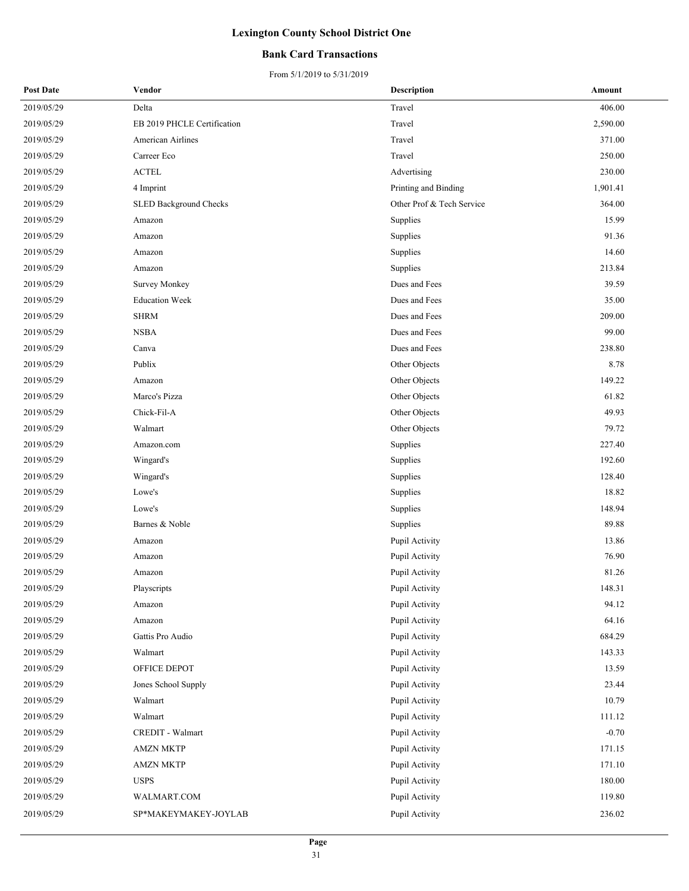# Lexington County School District One

## Bank Card Transactions

From 5/1/2019 to 5/31/2019

| Post Date | Vendor | Description | Amount |
|---|---|---|---|
| 2019/05/29 | Delta | Travel | 406.00 |
| 2019/05/29 | EB 2019 PHCLE Certification | Travel | 2,590.00 |
| 2019/05/29 | American Airlines | Travel | 371.00 |
| 2019/05/29 | Carreer Eco | Travel | 250.00 |
| 2019/05/29 | ACTEL | Advertising | 230.00 |
| 2019/05/29 | 4 Imprint | Printing and Binding | 1,901.41 |
| 2019/05/29 | SLED Background Checks | Other Prof & Tech Service | 364.00 |
| 2019/05/29 | Amazon | Supplies | 15.99 |
| 2019/05/29 | Amazon | Supplies | 91.36 |
| 2019/05/29 | Amazon | Supplies | 14.60 |
| 2019/05/29 | Amazon | Supplies | 213.84 |
| 2019/05/29 | Survey Monkey | Dues and Fees | 39.59 |
| 2019/05/29 | Education Week | Dues and Fees | 35.00 |
| 2019/05/29 | SHRM | Dues and Fees | 209.00 |
| 2019/05/29 | NSBA | Dues and Fees | 99.00 |
| 2019/05/29 | Canva | Dues and Fees | 238.80 |
| 2019/05/29 | Publix | Other Objects | 8.78 |
| 2019/05/29 | Amazon | Other Objects | 149.22 |
| 2019/05/29 | Marco's Pizza | Other Objects | 61.82 |
| 2019/05/29 | Chick-Fil-A | Other Objects | 49.93 |
| 2019/05/29 | Walmart | Other Objects | 79.72 |
| 2019/05/29 | Amazon.com | Supplies | 227.40 |
| 2019/05/29 | Wingard's | Supplies | 192.60 |
| 2019/05/29 | Wingard's | Supplies | 128.40 |
| 2019/05/29 | Lowe's | Supplies | 18.82 |
| 2019/05/29 | Lowe's | Supplies | 148.94 |
| 2019/05/29 | Barnes & Noble | Supplies | 89.88 |
| 2019/05/29 | Amazon | Pupil Activity | 13.86 |
| 2019/05/29 | Amazon | Pupil Activity | 76.90 |
| 2019/05/29 | Amazon | Pupil Activity | 81.26 |
| 2019/05/29 | Playscripts | Pupil Activity | 148.31 |
| 2019/05/29 | Amazon | Pupil Activity | 94.12 |
| 2019/05/29 | Amazon | Pupil Activity | 64.16 |
| 2019/05/29 | Gattis Pro Audio | Pupil Activity | 684.29 |
| 2019/05/29 | Walmart | Pupil Activity | 143.33 |
| 2019/05/29 | OFFICE DEPOT | Pupil Activity | 13.59 |
| 2019/05/29 | Jones School Supply | Pupil Activity | 23.44 |
| 2019/05/29 | Walmart | Pupil Activity | 10.79 |
| 2019/05/29 | Walmart | Pupil Activity | 111.12 |
| 2019/05/29 | CREDIT - Walmart | Pupil Activity | -0.70 |
| 2019/05/29 | AMZN MKTP | Pupil Activity | 171.15 |
| 2019/05/29 | AMZN MKTP | Pupil Activity | 171.10 |
| 2019/05/29 | USPS | Pupil Activity | 180.00 |
| 2019/05/29 | WALMART.COM | Pupil Activity | 119.80 |
| 2019/05/29 | SP*MAKEYMAKEY-JOYLAB | Pupil Activity | 236.02 |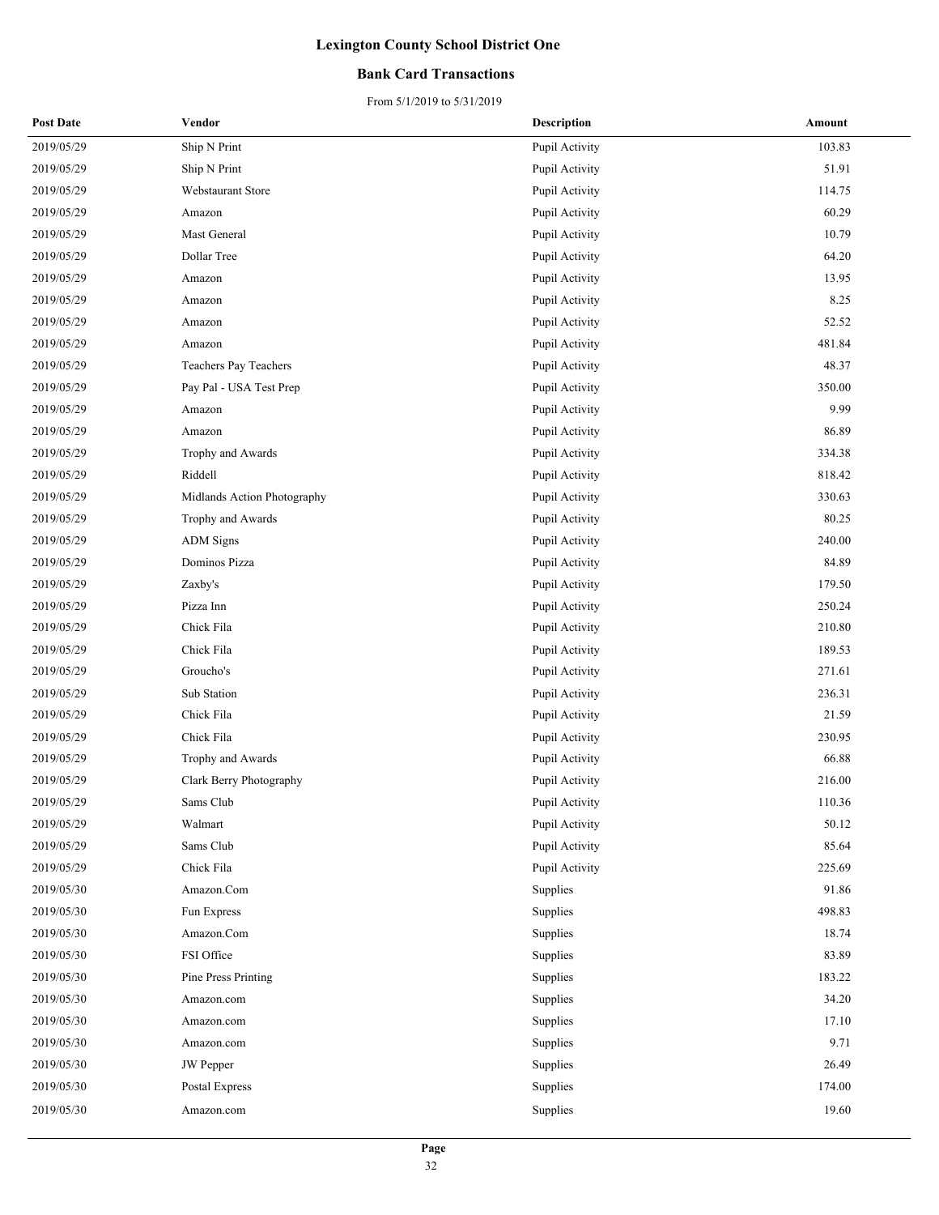# Lexington County School District One

## Bank Card Transactions

From 5/1/2019 to 5/31/2019

| Post Date | Vendor | Description | Amount |
|---|---|---|---|
| 2019/05/29 | Ship N Print | Pupil Activity | 103.83 |
| 2019/05/29 | Ship N Print | Pupil Activity | 51.91 |
| 2019/05/29 | Webstaurant Store | Pupil Activity | 114.75 |
| 2019/05/29 | Amazon | Pupil Activity | 60.29 |
| 2019/05/29 | Mast General | Pupil Activity | 10.79 |
| 2019/05/29 | Dollar Tree | Pupil Activity | 64.20 |
| 2019/05/29 | Amazon | Pupil Activity | 13.95 |
| 2019/05/29 | Amazon | Pupil Activity | 8.25 |
| 2019/05/29 | Amazon | Pupil Activity | 52.52 |
| 2019/05/29 | Amazon | Pupil Activity | 481.84 |
| 2019/05/29 | Teachers Pay Teachers | Pupil Activity | 48.37 |
| 2019/05/29 | Pay Pal - USA Test Prep | Pupil Activity | 350.00 |
| 2019/05/29 | Amazon | Pupil Activity | 9.99 |
| 2019/05/29 | Amazon | Pupil Activity | 86.89 |
| 2019/05/29 | Trophy and Awards | Pupil Activity | 334.38 |
| 2019/05/29 | Riddell | Pupil Activity | 818.42 |
| 2019/05/29 | Midlands Action Photography | Pupil Activity | 330.63 |
| 2019/05/29 | Trophy and Awards | Pupil Activity | 80.25 |
| 2019/05/29 | ADM Signs | Pupil Activity | 240.00 |
| 2019/05/29 | Dominos Pizza | Pupil Activity | 84.89 |
| 2019/05/29 | Zaxby's | Pupil Activity | 179.50 |
| 2019/05/29 | Pizza Inn | Pupil Activity | 250.24 |
| 2019/05/29 | Chick Fila | Pupil Activity | 210.80 |
| 2019/05/29 | Chick Fila | Pupil Activity | 189.53 |
| 2019/05/29 | Groucho's | Pupil Activity | 271.61 |
| 2019/05/29 | Sub Station | Pupil Activity | 236.31 |
| 2019/05/29 | Chick Fila | Pupil Activity | 21.59 |
| 2019/05/29 | Chick Fila | Pupil Activity | 230.95 |
| 2019/05/29 | Trophy and Awards | Pupil Activity | 66.88 |
| 2019/05/29 | Clark Berry Photography | Pupil Activity | 216.00 |
| 2019/05/29 | Sams Club | Pupil Activity | 110.36 |
| 2019/05/29 | Walmart | Pupil Activity | 50.12 |
| 2019/05/29 | Sams Club | Pupil Activity | 85.64 |
| 2019/05/29 | Chick Fila | Pupil Activity | 225.69 |
| 2019/05/30 | Amazon.Com | Supplies | 91.86 |
| 2019/05/30 | Fun Express | Supplies | 498.83 |
| 2019/05/30 | Amazon.Com | Supplies | 18.74 |
| 2019/05/30 | FSI Office | Supplies | 83.89 |
| 2019/05/30 | Pine Press Printing | Supplies | 183.22 |
| 2019/05/30 | Amazon.com | Supplies | 34.20 |
| 2019/05/30 | Amazon.com | Supplies | 17.10 |
| 2019/05/30 | Amazon.com | Supplies | 9.71 |
| 2019/05/30 | JW Pepper | Supplies | 26.49 |
| 2019/05/30 | Postal Express | Supplies | 174.00 |
| 2019/05/30 | Amazon.com | Supplies | 19.60 |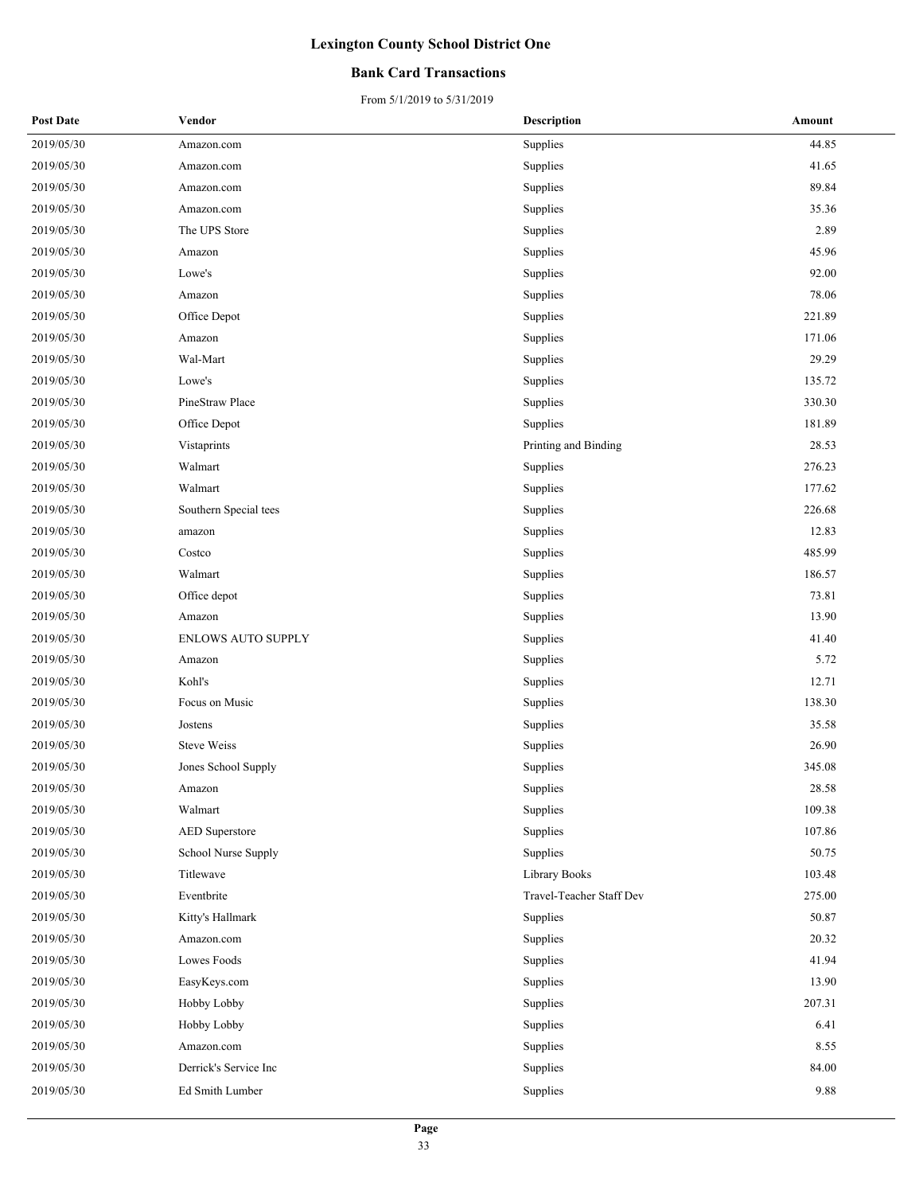# Lexington County School District One

## Bank Card Transactions

From 5/1/2019 to 5/31/2019

| Post Date | Vendor | Description | Amount |
|---|---|---|---|
| 2019/05/30 | Amazon.com | Supplies | 44.85 |
| 2019/05/30 | Amazon.com | Supplies | 41.65 |
| 2019/05/30 | Amazon.com | Supplies | 89.84 |
| 2019/05/30 | Amazon.com | Supplies | 35.36 |
| 2019/05/30 | The UPS Store | Supplies | 2.89 |
| 2019/05/30 | Amazon | Supplies | 45.96 |
| 2019/05/30 | Lowe's | Supplies | 92.00 |
| 2019/05/30 | Amazon | Supplies | 78.06 |
| 2019/05/30 | Office Depot | Supplies | 221.89 |
| 2019/05/30 | Amazon | Supplies | 171.06 |
| 2019/05/30 | Wal-Mart | Supplies | 29.29 |
| 2019/05/30 | Lowe's | Supplies | 135.72 |
| 2019/05/30 | PineStraw Place | Supplies | 330.30 |
| 2019/05/30 | Office Depot | Supplies | 181.89 |
| 2019/05/30 | Vistaprints | Printing and Binding | 28.53 |
| 2019/05/30 | Walmart | Supplies | 276.23 |
| 2019/05/30 | Walmart | Supplies | 177.62 |
| 2019/05/30 | Southern Special tees | Supplies | 226.68 |
| 2019/05/30 | amazon | Supplies | 12.83 |
| 2019/05/30 | Costco | Supplies | 485.99 |
| 2019/05/30 | Walmart | Supplies | 186.57 |
| 2019/05/30 | Office depot | Supplies | 73.81 |
| 2019/05/30 | Amazon | Supplies | 13.90 |
| 2019/05/30 | ENLOWS AUTO SUPPLY | Supplies | 41.40 |
| 2019/05/30 | Amazon | Supplies | 5.72 |
| 2019/05/30 | Kohl's | Supplies | 12.71 |
| 2019/05/30 | Focus on Music | Supplies | 138.30 |
| 2019/05/30 | Jostens | Supplies | 35.58 |
| 2019/05/30 | Steve Weiss | Supplies | 26.90 |
| 2019/05/30 | Jones School Supply | Supplies | 345.08 |
| 2019/05/30 | Amazon | Supplies | 28.58 |
| 2019/05/30 | Walmart | Supplies | 109.38 |
| 2019/05/30 | AED Superstore | Supplies | 107.86 |
| 2019/05/30 | School Nurse Supply | Supplies | 50.75 |
| 2019/05/30 | Titlewave | Library Books | 103.48 |
| 2019/05/30 | Eventbrite | Travel-Teacher Staff Dev | 275.00 |
| 2019/05/30 | Kitty's Hallmark | Supplies | 50.87 |
| 2019/05/30 | Amazon.com | Supplies | 20.32 |
| 2019/05/30 | Lowes Foods | Supplies | 41.94 |
| 2019/05/30 | EasyKeys.com | Supplies | 13.90 |
| 2019/05/30 | Hobby Lobby | Supplies | 207.31 |
| 2019/05/30 | Hobby Lobby | Supplies | 6.41 |
| 2019/05/30 | Amazon.com | Supplies | 8.55 |
| 2019/05/30 | Derrick's Service Inc | Supplies | 84.00 |
| 2019/05/30 | Ed Smith Lumber | Supplies | 9.88 |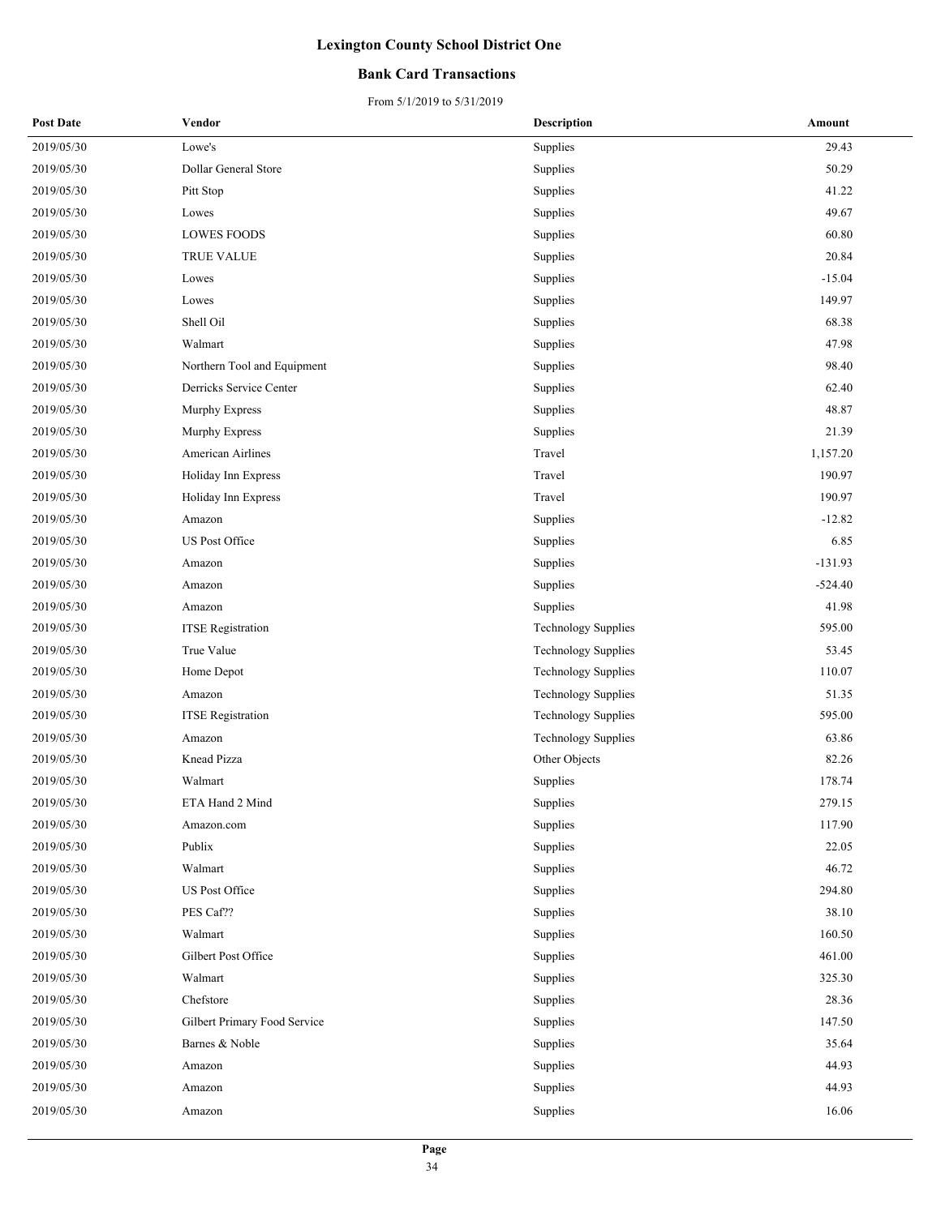# Lexington County School District One

## Bank Card Transactions

From 5/1/2019 to 5/31/2019

| Post Date | Vendor | Description | Amount |
|---|---|---|---|
| 2019/05/30 | Lowe's | Supplies | 29.43 |
| 2019/05/30 | Dollar General Store | Supplies | 50.29 |
| 2019/05/30 | Pitt Stop | Supplies | 41.22 |
| 2019/05/30 | Lowes | Supplies | 49.67 |
| 2019/05/30 | LOWES FOODS | Supplies | 60.80 |
| 2019/05/30 | TRUE VALUE | Supplies | 20.84 |
| 2019/05/30 | Lowes | Supplies | -15.04 |
| 2019/05/30 | Lowes | Supplies | 149.97 |
| 2019/05/30 | Shell Oil | Supplies | 68.38 |
| 2019/05/30 | Walmart | Supplies | 47.98 |
| 2019/05/30 | Northern Tool and Equipment | Supplies | 98.40 |
| 2019/05/30 | Derricks Service Center | Supplies | 62.40 |
| 2019/05/30 | Murphy Express | Supplies | 48.87 |
| 2019/05/30 | Murphy Express | Supplies | 21.39 |
| 2019/05/30 | American Airlines | Travel | 1,157.20 |
| 2019/05/30 | Holiday Inn Express | Travel | 190.97 |
| 2019/05/30 | Holiday Inn Express | Travel | 190.97 |
| 2019/05/30 | Amazon | Supplies | -12.82 |
| 2019/05/30 | US Post Office | Supplies | 6.85 |
| 2019/05/30 | Amazon | Supplies | -131.93 |
| 2019/05/30 | Amazon | Supplies | -524.40 |
| 2019/05/30 | Amazon | Supplies | 41.98 |
| 2019/05/30 | ITSE Registration | Technology Supplies | 595.00 |
| 2019/05/30 | True Value | Technology Supplies | 53.45 |
| 2019/05/30 | Home Depot | Technology Supplies | 110.07 |
| 2019/05/30 | Amazon | Technology Supplies | 51.35 |
| 2019/05/30 | ITSE Registration | Technology Supplies | 595.00 |
| 2019/05/30 | Amazon | Technology Supplies | 63.86 |
| 2019/05/30 | Knead Pizza | Other Objects | 82.26 |
| 2019/05/30 | Walmart | Supplies | 178.74 |
| 2019/05/30 | ETA Hand 2 Mind | Supplies | 279.15 |
| 2019/05/30 | Amazon.com | Supplies | 117.90 |
| 2019/05/30 | Publix | Supplies | 22.05 |
| 2019/05/30 | Walmart | Supplies | 46.72 |
| 2019/05/30 | US Post Office | Supplies | 294.80 |
| 2019/05/30 | PES Caf?? | Supplies | 38.10 |
| 2019/05/30 | Walmart | Supplies | 160.50 |
| 2019/05/30 | Gilbert Post Office | Supplies | 461.00 |
| 2019/05/30 | Walmart | Supplies | 325.30 |
| 2019/05/30 | Chefstore | Supplies | 28.36 |
| 2019/05/30 | Gilbert Primary Food Service | Supplies | 147.50 |
| 2019/05/30 | Barnes & Noble | Supplies | 35.64 |
| 2019/05/30 | Amazon | Supplies | 44.93 |
| 2019/05/30 | Amazon | Supplies | 44.93 |
| 2019/05/30 | Amazon | Supplies | 16.06 |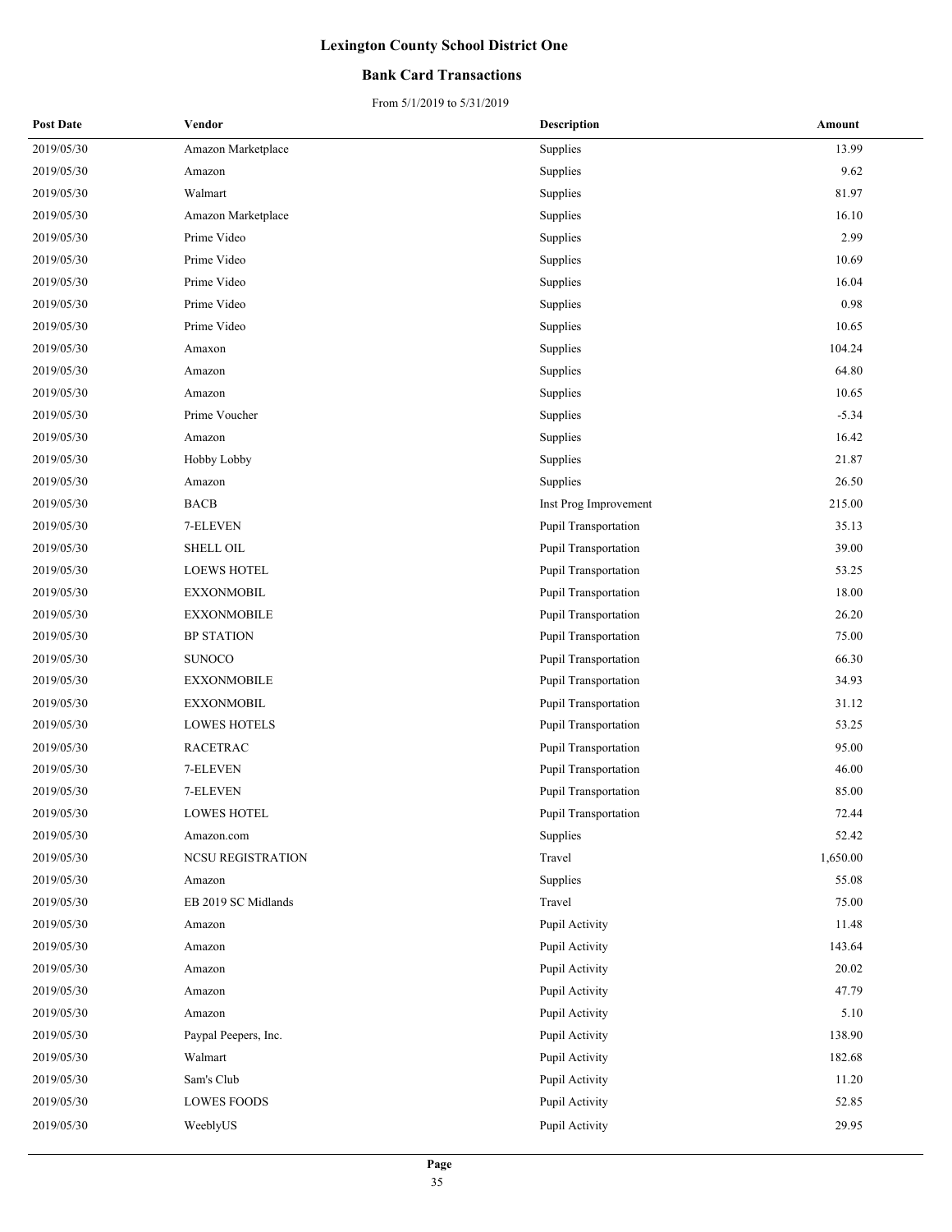# Lexington County School District One

## Bank Card Transactions

From 5/1/2019 to 5/31/2019

| Post Date | Vendor | Description | Amount |
|---|---|---|---|
| 2019/05/30 | Amazon Marketplace | Supplies | 13.99 |
| 2019/05/30 | Amazon | Supplies | 9.62 |
| 2019/05/30 | Walmart | Supplies | 81.97 |
| 2019/05/30 | Amazon Marketplace | Supplies | 16.10 |
| 2019/05/30 | Prime Video | Supplies | 2.99 |
| 2019/05/30 | Prime Video | Supplies | 10.69 |
| 2019/05/30 | Prime Video | Supplies | 16.04 |
| 2019/05/30 | Prime Video | Supplies | 0.98 |
| 2019/05/30 | Prime Video | Supplies | 10.65 |
| 2019/05/30 | Amaxon | Supplies | 104.24 |
| 2019/05/30 | Amazon | Supplies | 64.80 |
| 2019/05/30 | Amazon | Supplies | 10.65 |
| 2019/05/30 | Prime Voucher | Supplies | -5.34 |
| 2019/05/30 | Amazon | Supplies | 16.42 |
| 2019/05/30 | Hobby Lobby | Supplies | 21.87 |
| 2019/05/30 | Amazon | Supplies | 26.50 |
| 2019/05/30 | BACB | Inst Prog Improvement | 215.00 |
| 2019/05/30 | 7-ELEVEN | Pupil Transportation | 35.13 |
| 2019/05/30 | SHELL OIL | Pupil Transportation | 39.00 |
| 2019/05/30 | LOEWS HOTEL | Pupil Transportation | 53.25 |
| 2019/05/30 | EXXONMOBIL | Pupil Transportation | 18.00 |
| 2019/05/30 | EXXONMOBILE | Pupil Transportation | 26.20 |
| 2019/05/30 | BP STATION | Pupil Transportation | 75.00 |
| 2019/05/30 | SUNOCO | Pupil Transportation | 66.30 |
| 2019/05/30 | EXXONMOBILE | Pupil Transportation | 34.93 |
| 2019/05/30 | EXXONMOBIL | Pupil Transportation | 31.12 |
| 2019/05/30 | LOWES HOTELS | Pupil Transportation | 53.25 |
| 2019/05/30 | RACETRAC | Pupil Transportation | 95.00 |
| 2019/05/30 | 7-ELEVEN | Pupil Transportation | 46.00 |
| 2019/05/30 | 7-ELEVEN | Pupil Transportation | 85.00 |
| 2019/05/30 | LOWES HOTEL | Pupil Transportation | 72.44 |
| 2019/05/30 | Amazon.com | Supplies | 52.42 |
| 2019/05/30 | NCSU REGISTRATION | Travel | 1,650.00 |
| 2019/05/30 | Amazon | Supplies | 55.08 |
| 2019/05/30 | EB 2019 SC Midlands | Travel | 75.00 |
| 2019/05/30 | Amazon | Pupil Activity | 11.48 |
| 2019/05/30 | Amazon | Pupil Activity | 143.64 |
| 2019/05/30 | Amazon | Pupil Activity | 20.02 |
| 2019/05/30 | Amazon | Pupil Activity | 47.79 |
| 2019/05/30 | Amazon | Pupil Activity | 5.10 |
| 2019/05/30 | Paypal Peepers, Inc. | Pupil Activity | 138.90 |
| 2019/05/30 | Walmart | Pupil Activity | 182.68 |
| 2019/05/30 | Sam's Club | Pupil Activity | 11.20 |
| 2019/05/30 | LOWES FOODS | Pupil Activity | 52.85 |
| 2019/05/30 | WeeblyUS | Pupil Activity | 29.95 |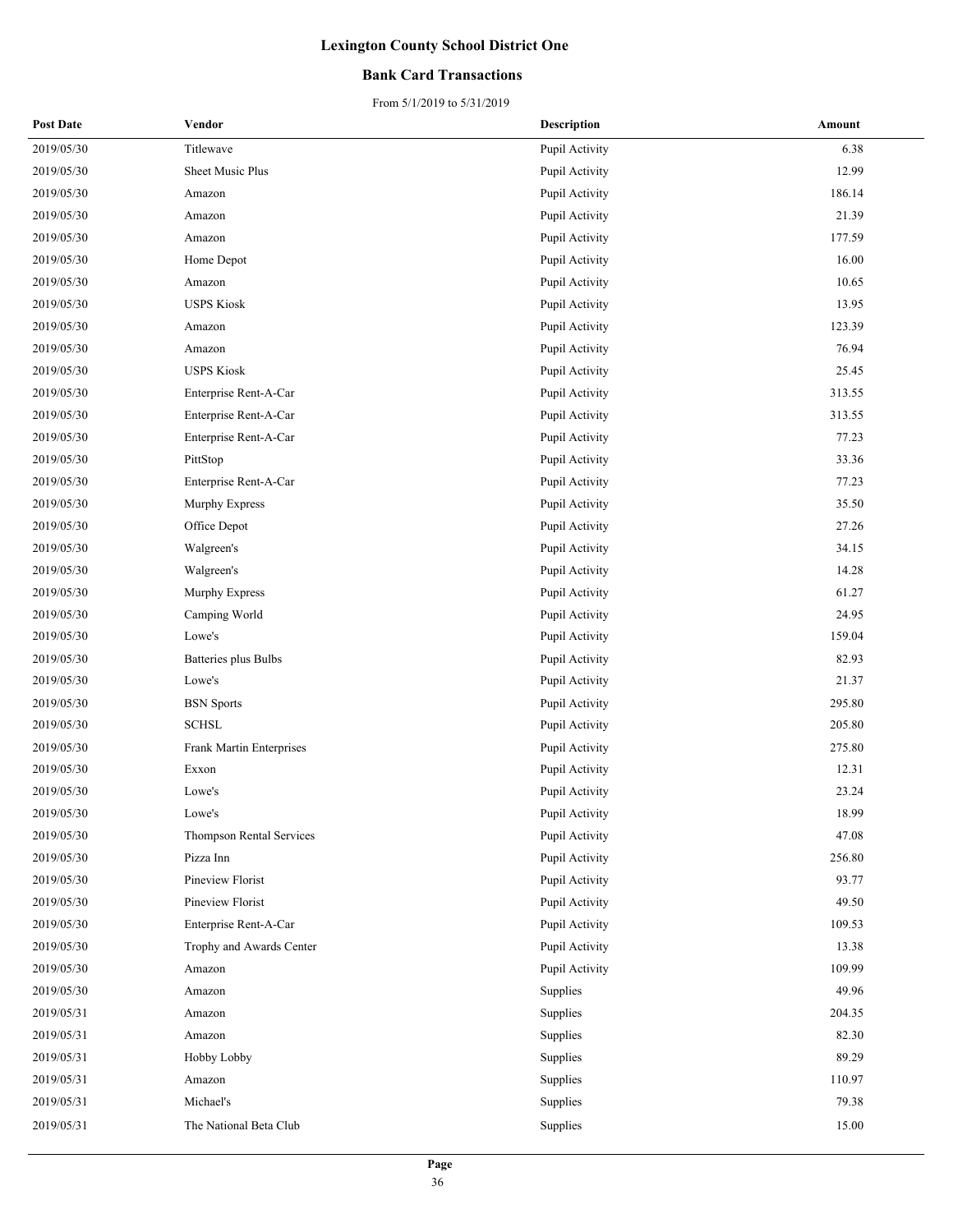# Lexington County School District One

## Bank Card Transactions

From 5/1/2019 to 5/31/2019

| Post Date | Vendor | Description | Amount |
|---|---|---|---|
| 2019/05/30 | Titlewave | Pupil Activity | 6.38 |
| 2019/05/30 | Sheet Music Plus | Pupil Activity | 12.99 |
| 2019/05/30 | Amazon | Pupil Activity | 186.14 |
| 2019/05/30 | Amazon | Pupil Activity | 21.39 |
| 2019/05/30 | Amazon | Pupil Activity | 177.59 |
| 2019/05/30 | Home Depot | Pupil Activity | 16.00 |
| 2019/05/30 | Amazon | Pupil Activity | 10.65 |
| 2019/05/30 | USPS Kiosk | Pupil Activity | 13.95 |
| 2019/05/30 | Amazon | Pupil Activity | 123.39 |
| 2019/05/30 | Amazon | Pupil Activity | 76.94 |
| 2019/05/30 | USPS Kiosk | Pupil Activity | 25.45 |
| 2019/05/30 | Enterprise Rent-A-Car | Pupil Activity | 313.55 |
| 2019/05/30 | Enterprise Rent-A-Car | Pupil Activity | 313.55 |
| 2019/05/30 | Enterprise Rent-A-Car | Pupil Activity | 77.23 |
| 2019/05/30 | PittStop | Pupil Activity | 33.36 |
| 2019/05/30 | Enterprise Rent-A-Car | Pupil Activity | 77.23 |
| 2019/05/30 | Murphy Express | Pupil Activity | 35.50 |
| 2019/05/30 | Office Depot | Pupil Activity | 27.26 |
| 2019/05/30 | Walgreen's | Pupil Activity | 34.15 |
| 2019/05/30 | Walgreen's | Pupil Activity | 14.28 |
| 2019/05/30 | Murphy Express | Pupil Activity | 61.27 |
| 2019/05/30 | Camping World | Pupil Activity | 24.95 |
| 2019/05/30 | Lowe's | Pupil Activity | 159.04 |
| 2019/05/30 | Batteries plus Bulbs | Pupil Activity | 82.93 |
| 2019/05/30 | Lowe's | Pupil Activity | 21.37 |
| 2019/05/30 | BSN Sports | Pupil Activity | 295.80 |
| 2019/05/30 | SCHSL | Pupil Activity | 205.80 |
| 2019/05/30 | Frank Martin Enterprises | Pupil Activity | 275.80 |
| 2019/05/30 | Exxon | Pupil Activity | 12.31 |
| 2019/05/30 | Lowe's | Pupil Activity | 23.24 |
| 2019/05/30 | Lowe's | Pupil Activity | 18.99 |
| 2019/05/30 | Thompson Rental Services | Pupil Activity | 47.08 |
| 2019/05/30 | Pizza Inn | Pupil Activity | 256.80 |
| 2019/05/30 | Pineview Florist | Pupil Activity | 93.77 |
| 2019/05/30 | Pineview Florist | Pupil Activity | 49.50 |
| 2019/05/30 | Enterprise Rent-A-Car | Pupil Activity | 109.53 |
| 2019/05/30 | Trophy and Awards Center | Pupil Activity | 13.38 |
| 2019/05/30 | Amazon | Pupil Activity | 109.99 |
| 2019/05/30 | Amazon | Supplies | 49.96 |
| 2019/05/31 | Amazon | Supplies | 204.35 |
| 2019/05/31 | Amazon | Supplies | 82.30 |
| 2019/05/31 | Hobby Lobby | Supplies | 89.29 |
| 2019/05/31 | Amazon | Supplies | 110.97 |
| 2019/05/31 | Michael's | Supplies | 79.38 |
| 2019/05/31 | The National Beta Club | Supplies | 15.00 |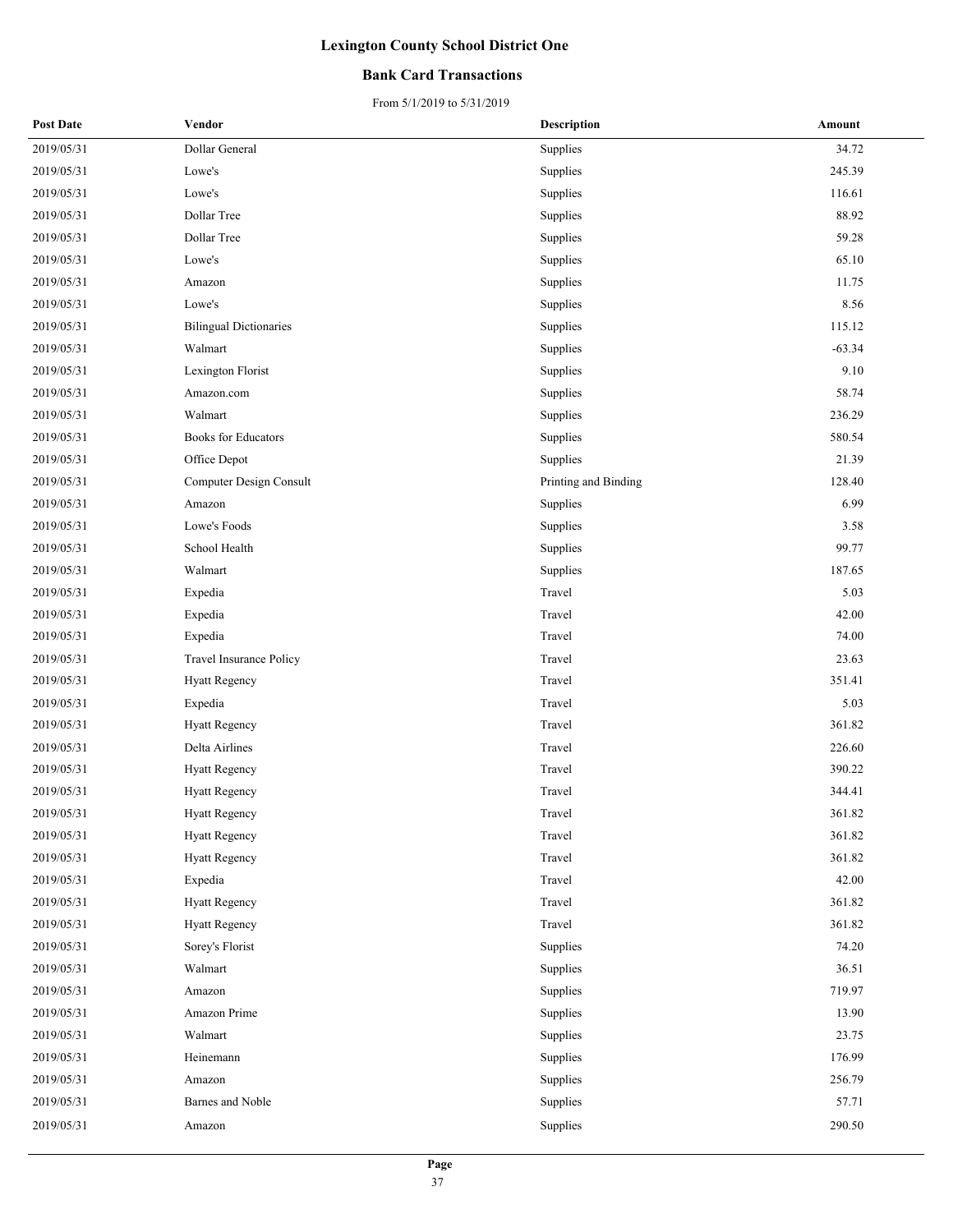# Lexington County School District One

## Bank Card Transactions

From 5/1/2019 to 5/31/2019

| Post Date | Vendor | Description | Amount |
|---|---|---|---|
| 2019/05/31 | Dollar General | Supplies | 34.72 |
| 2019/05/31 | Lowe's | Supplies | 245.39 |
| 2019/05/31 | Lowe's | Supplies | 116.61 |
| 2019/05/31 | Dollar Tree | Supplies | 88.92 |
| 2019/05/31 | Dollar Tree | Supplies | 59.28 |
| 2019/05/31 | Lowe's | Supplies | 65.10 |
| 2019/05/31 | Amazon | Supplies | 11.75 |
| 2019/05/31 | Lowe's | Supplies | 8.56 |
| 2019/05/31 | Bilingual Dictionaries | Supplies | 115.12 |
| 2019/05/31 | Walmart | Supplies | -63.34 |
| 2019/05/31 | Lexington Florist | Supplies | 9.10 |
| 2019/05/31 | Amazon.com | Supplies | 58.74 |
| 2019/05/31 | Walmart | Supplies | 236.29 |
| 2019/05/31 | Books for Educators | Supplies | 580.54 |
| 2019/05/31 | Office Depot | Supplies | 21.39 |
| 2019/05/31 | Computer Design Consult | Printing and Binding | 128.40 |
| 2019/05/31 | Amazon | Supplies | 6.99 |
| 2019/05/31 | Lowe's Foods | Supplies | 3.58 |
| 2019/05/31 | School Health | Supplies | 99.77 |
| 2019/05/31 | Walmart | Supplies | 187.65 |
| 2019/05/31 | Expedia | Travel | 5.03 |
| 2019/05/31 | Expedia | Travel | 42.00 |
| 2019/05/31 | Expedia | Travel | 74.00 |
| 2019/05/31 | Travel Insurance Policy | Travel | 23.63 |
| 2019/05/31 | Hyatt Regency | Travel | 351.41 |
| 2019/05/31 | Expedia | Travel | 5.03 |
| 2019/05/31 | Hyatt Regency | Travel | 361.82 |
| 2019/05/31 | Delta Airlines | Travel | 226.60 |
| 2019/05/31 | Hyatt Regency | Travel | 390.22 |
| 2019/05/31 | Hyatt Regency | Travel | 344.41 |
| 2019/05/31 | Hyatt Regency | Travel | 361.82 |
| 2019/05/31 | Hyatt Regency | Travel | 361.82 |
| 2019/05/31 | Hyatt Regency | Travel | 361.82 |
| 2019/05/31 | Expedia | Travel | 42.00 |
| 2019/05/31 | Hyatt Regency | Travel | 361.82 |
| 2019/05/31 | Hyatt Regency | Travel | 361.82 |
| 2019/05/31 | Sorey's Florist | Supplies | 74.20 |
| 2019/05/31 | Walmart | Supplies | 36.51 |
| 2019/05/31 | Amazon | Supplies | 719.97 |
| 2019/05/31 | Amazon Prime | Supplies | 13.90 |
| 2019/05/31 | Walmart | Supplies | 23.75 |
| 2019/05/31 | Heinemann | Supplies | 176.99 |
| 2019/05/31 | Amazon | Supplies | 256.79 |
| 2019/05/31 | Barnes and Noble | Supplies | 57.71 |
| 2019/05/31 | Amazon | Supplies | 290.50 |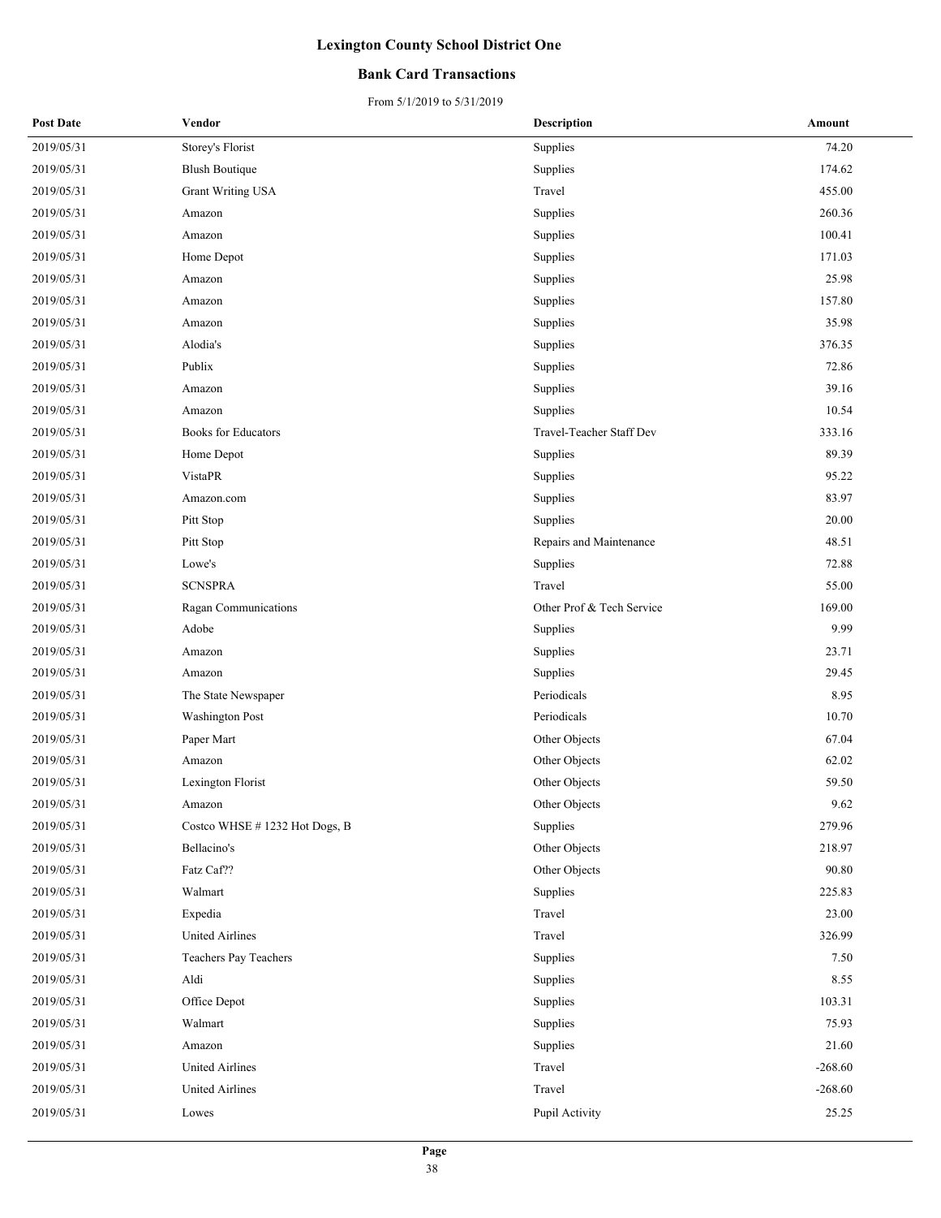# Lexington County School District One

## Bank Card Transactions

From 5/1/2019 to 5/31/2019

| Post Date | Vendor | Description | Amount |
|---|---|---|---|
| 2019/05/31 | Storey's Florist | Supplies | 74.20 |
| 2019/05/31 | Blush Boutique | Supplies | 174.62 |
| 2019/05/31 | Grant Writing USA | Travel | 455.00 |
| 2019/05/31 | Amazon | Supplies | 260.36 |
| 2019/05/31 | Amazon | Supplies | 100.41 |
| 2019/05/31 | Home Depot | Supplies | 171.03 |
| 2019/05/31 | Amazon | Supplies | 25.98 |
| 2019/05/31 | Amazon | Supplies | 157.80 |
| 2019/05/31 | Amazon | Supplies | 35.98 |
| 2019/05/31 | Alodia's | Supplies | 376.35 |
| 2019/05/31 | Publix | Supplies | 72.86 |
| 2019/05/31 | Amazon | Supplies | 39.16 |
| 2019/05/31 | Amazon | Supplies | 10.54 |
| 2019/05/31 | Books for Educators | Travel-Teacher Staff Dev | 333.16 |
| 2019/05/31 | Home Depot | Supplies | 89.39 |
| 2019/05/31 | VistaPR | Supplies | 95.22 |
| 2019/05/31 | Amazon.com | Supplies | 83.97 |
| 2019/05/31 | Pitt Stop | Supplies | 20.00 |
| 2019/05/31 | Pitt Stop | Repairs and Maintenance | 48.51 |
| 2019/05/31 | Lowe's | Supplies | 72.88 |
| 2019/05/31 | SCNSPRA | Travel | 55.00 |
| 2019/05/31 | Ragan Communications | Other Prof & Tech Service | 169.00 |
| 2019/05/31 | Adobe | Supplies | 9.99 |
| 2019/05/31 | Amazon | Supplies | 23.71 |
| 2019/05/31 | Amazon | Supplies | 29.45 |
| 2019/05/31 | The State Newspaper | Periodicals | 8.95 |
| 2019/05/31 | Washington Post | Periodicals | 10.70 |
| 2019/05/31 | Paper Mart | Other Objects | 67.04 |
| 2019/05/31 | Amazon | Other Objects | 62.02 |
| 2019/05/31 | Lexington Florist | Other Objects | 59.50 |
| 2019/05/31 | Amazon | Other Objects | 9.62 |
| 2019/05/31 | Costco WHSE # 1232 Hot Dogs, B | Supplies | 279.96 |
| 2019/05/31 | Bellacino's | Other Objects | 218.97 |
| 2019/05/31 | Fatz Caf?? | Other Objects | 90.80 |
| 2019/05/31 | Walmart | Supplies | 225.83 |
| 2019/05/31 | Expedia | Travel | 23.00 |
| 2019/05/31 | United Airlines | Travel | 326.99 |
| 2019/05/31 | Teachers Pay Teachers | Supplies | 7.50 |
| 2019/05/31 | Aldi | Supplies | 8.55 |
| 2019/05/31 | Office Depot | Supplies | 103.31 |
| 2019/05/31 | Walmart | Supplies | 75.93 |
| 2019/05/31 | Amazon | Supplies | 21.60 |
| 2019/05/31 | United Airlines | Travel | -268.60 |
| 2019/05/31 | United Airlines | Travel | -268.60 |
| 2019/05/31 | Lowes | Pupil Activity | 25.25 |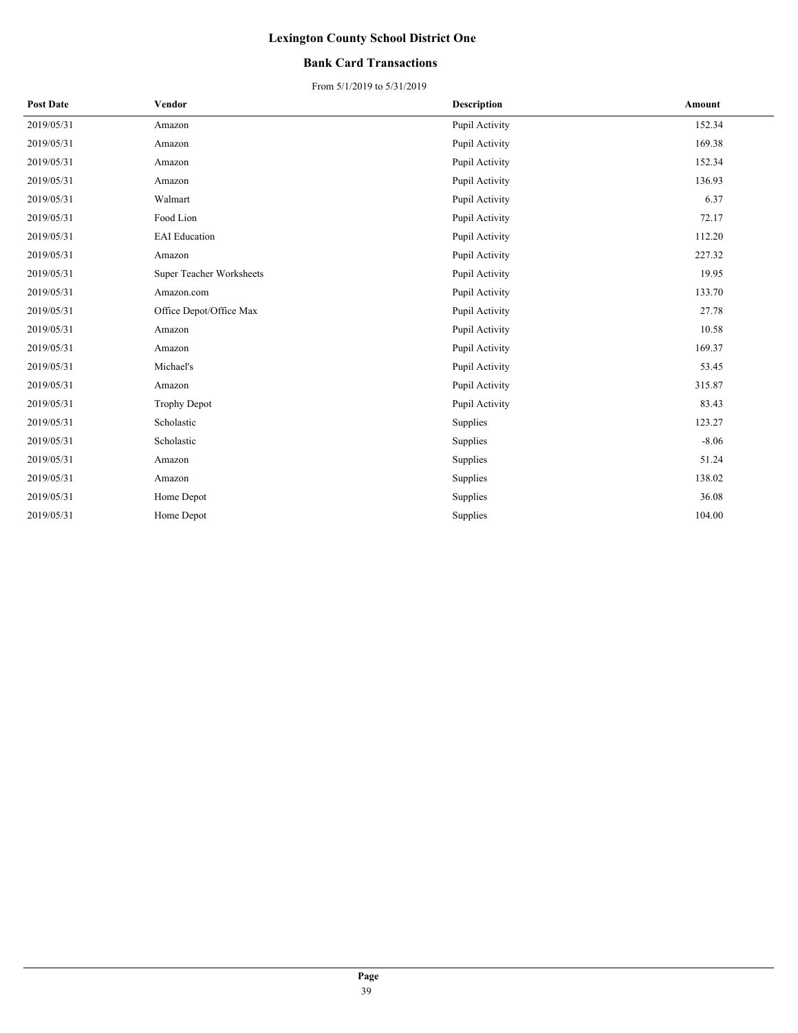# Lexington County School District One

## Bank Card Transactions

From 5/1/2019 to 5/31/2019

| Post Date | Vendor | Description | Amount |
|---|---|---|---|
| 2019/05/31 | Amazon | Pupil Activity | 152.34 |
| 2019/05/31 | Amazon | Pupil Activity | 169.38 |
| 2019/05/31 | Amazon | Pupil Activity | 152.34 |
| 2019/05/31 | Amazon | Pupil Activity | 136.93 |
| 2019/05/31 | Walmart | Pupil Activity | 6.37 |
| 2019/05/31 | Food Lion | Pupil Activity | 72.17 |
| 2019/05/31 | EAI Education | Pupil Activity | 112.20 |
| 2019/05/31 | Amazon | Pupil Activity | 227.32 |
| 2019/05/31 | Super Teacher Worksheets | Pupil Activity | 19.95 |
| 2019/05/31 | Amazon.com | Pupil Activity | 133.70 |
| 2019/05/31 | Office Depot/Office Max | Pupil Activity | 27.78 |
| 2019/05/31 | Amazon | Pupil Activity | 10.58 |
| 2019/05/31 | Amazon | Pupil Activity | 169.37 |
| 2019/05/31 | Michael's | Pupil Activity | 53.45 |
| 2019/05/31 | Amazon | Pupil Activity | 315.87 |
| 2019/05/31 | Trophy Depot | Pupil Activity | 83.43 |
| 2019/05/31 | Scholastic | Supplies | 123.27 |
| 2019/05/31 | Scholastic | Supplies | -8.06 |
| 2019/05/31 | Amazon | Supplies | 51.24 |
| 2019/05/31 | Amazon | Supplies | 138.02 |
| 2019/05/31 | Home Depot | Supplies | 36.08 |
| 2019/05/31 | Home Depot | Supplies | 104.00 |